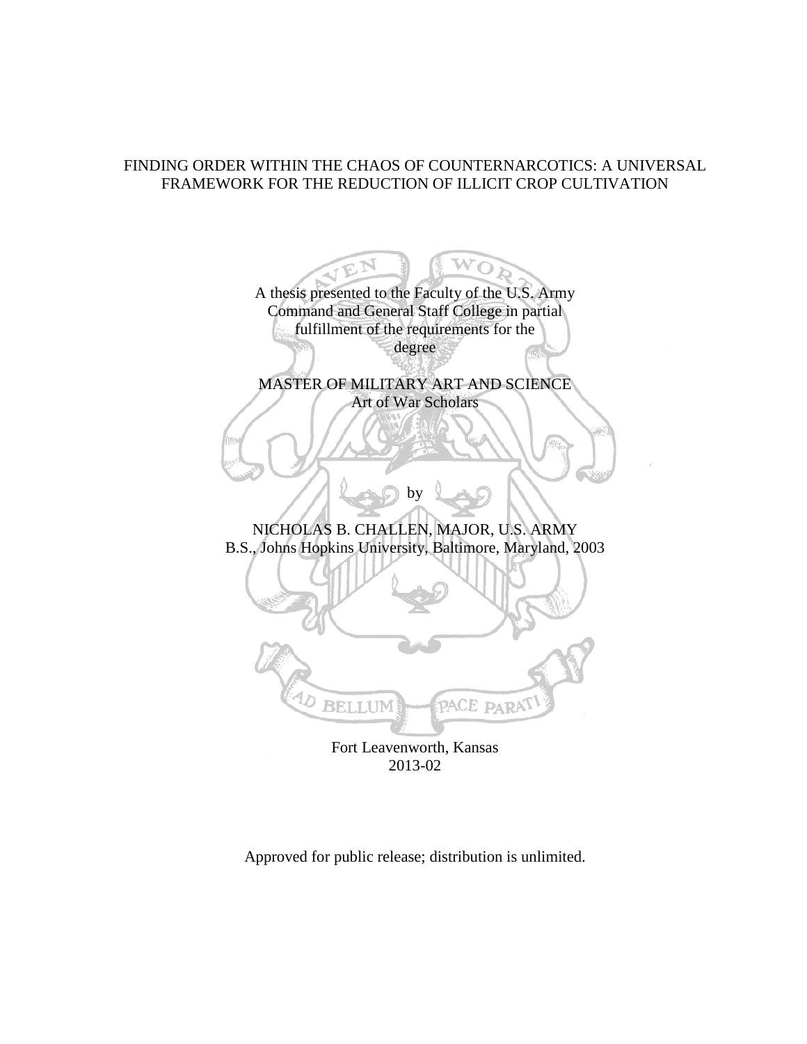# FINDING ORDER WITHIN THE CHAOS OF COUNTERNARCOTICS: A UNIVERSAL FRAMEWORK FOR THE REDUCTION OF ILLICIT CROP CULTIVATION

A thesis presented to the Faculty of the U.S. Army Command and General Staff College in partial fulfillment of the requirements for the degree

MASTER OF MILITARY ART AND SCIENCE
Art of War Scholars

by

NICHOLAS B. CHALLEN, MAJOR, U.S. ARMY
B.S., Johns Hopkins University, Baltimore, Maryland, 2003

Fort Leavenworth, Kansas
2013-02

Approved for public release; distribution is unlimited.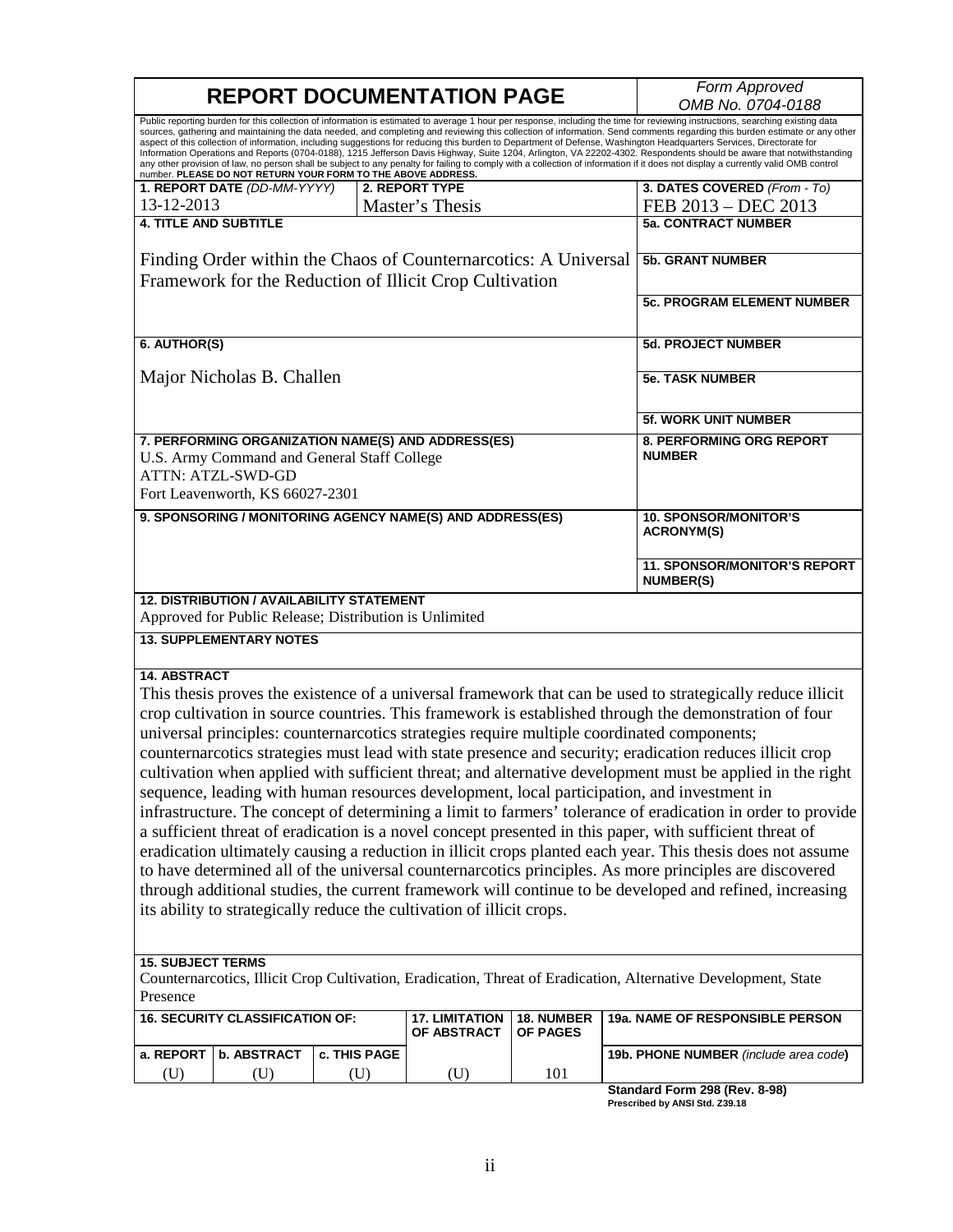# REPORT DOCUMENTATION PAGE

*Form Approved*
*OMB No. 0704-0188*

Public reporting burden for this collection of information is estimated to average 1 hour per response, including the time for reviewing instructions, searching existing data sources, gathering and maintaining the data needed, and completing and reviewing this collection of information. Send comments regarding this burden estimate or any other aspect of this collection of information, including suggestions for reducing this burden to Department of Defense, Washington Headquarters Services, Directorate for Information Operations and Reports (0704-0188), 1215 Jefferson Davis Highway, Suite 1204, Arlington, VA 22202-4302. Respondents should be aware that notwithstanding any other provision of law, no person shall be subject to any penalty for failing to comply with a collection of information if it does not display a currently valid OMB control number. **PLEASE DO NOT RETURN YOUR FORM TO THE ABOVE ADDRESS.**

| **1. REPORT DATE** *(DD-MM-YYYY)* | **2. REPORT TYPE** | **3. DATES COVERED** *(From - To)* |
|---|---|---|
| 13-12-2013 | Master's Thesis | FEB 2013 – DEC 2013 |

**4. TITLE AND SUBTITLE**

Finding Order within the Chaos of Counternarcotics: A Universal Framework for the Reduction of Illicit Crop Cultivation

**5a. CONTRACT NUMBER**

**5b. GRANT NUMBER**

**5c. PROGRAM ELEMENT NUMBER**

**6. AUTHOR(S)**

Major Nicholas B. Challen

**5d. PROJECT NUMBER**

**5e. TASK NUMBER**

**5f. WORK UNIT NUMBER**

**7. PERFORMING ORGANIZATION NAME(S) AND ADDRESS(ES)**
U.S. Army Command and General Staff College
ATTN: ATZL-SWD-GD
Fort Leavenworth, KS 66027-2301

**8. PERFORMING ORG REPORT NUMBER**

**9. SPONSORING / MONITORING AGENCY NAME(S) AND ADDRESS(ES)**

**10. SPONSOR/MONITOR'S ACRONYM(S)**

**11. SPONSOR/MONITOR'S REPORT NUMBER(S)**

**12. DISTRIBUTION / AVAILABILITY STATEMENT**
Approved for Public Release; Distribution is Unlimited

**13. SUPPLEMENTARY NOTES**

**14. ABSTRACT**

This thesis proves the existence of a universal framework that can be used to strategically reduce illicit crop cultivation in source countries. This framework is established through the demonstration of four universal principles: counternarcotics strategies require multiple coordinated components; counternarcotics strategies must lead with state presence and security; eradication reduces illicit crop cultivation when applied with sufficient threat; and alternative development must be applied in the right sequence, leading with human resources development, local participation, and investment in infrastructure. The concept of determining a limit to farmers' tolerance of eradication in order to provide a sufficient threat of eradication is a novel concept presented in this paper, with sufficient threat of eradication ultimately causing a reduction in illicit crops planted each year. This thesis does not assume to have determined all of the universal counternarcotics principles. As more principles are discovered through additional studies, the current framework will continue to be developed and refined, increasing its ability to strategically reduce the cultivation of illicit crops.

**15. SUBJECT TERMS**
Counternarcotics, Illicit Crop Cultivation, Eradication, Threat of Eradication, Alternative Development, State Presence

| **16. SECURITY CLASSIFICATION OF:** | | | **17. LIMITATION OF ABSTRACT** | **18. NUMBER OF PAGES** | **19a. NAME OF RESPONSIBLE PERSON** |
|---|---|---|---|---|---|
| **a. REPORT** | **b. ABSTRACT** | **c. THIS PAGE** | | | **19b. PHONE NUMBER** *(include area code)* |
| (U) | (U) | (U) | (U) | 101 | |

**Standard Form 298 (Rev. 8-98)**
**Prescribed by ANSI Std. Z39.18**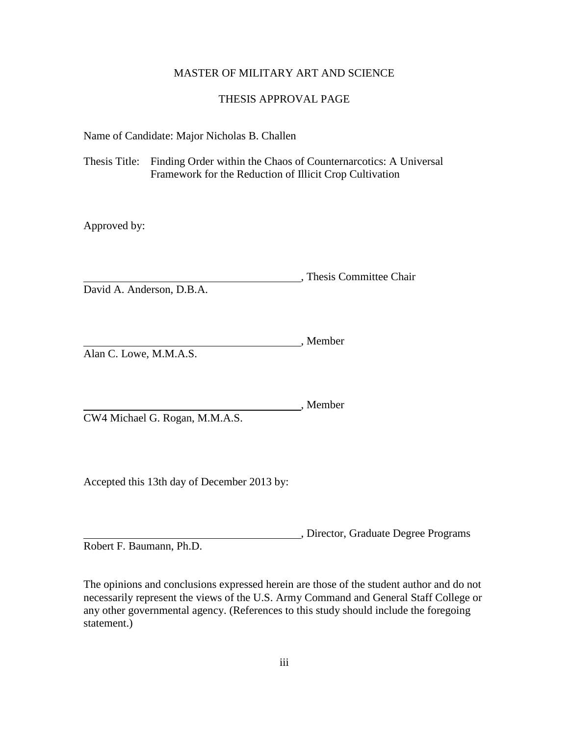MASTER OF MILITARY ART AND SCIENCE

THESIS APPROVAL PAGE

Name of Candidate: Major Nicholas B. Challen

Thesis Title: Finding Order within the Chaos of Counternarcotics: A Universal Framework for the Reduction of Illicit Crop Cultivation

Approved by:

\_\_\_\_\_\_\_\_\_\_\_\_\_\_\_\_\_\_\_\_\_\_\_\_\_\_\_\_\_\_\_\_\_\_\_\_\_\_\_\_, Thesis Committee Chair
David A. Anderson, D.B.A.

\_\_\_\_\_\_\_\_\_\_\_\_\_\_\_\_\_\_\_\_\_\_\_\_\_\_\_\_\_\_\_\_\_\_\_\_\_\_\_\_, Member
Alan C. Lowe, M.M.A.S.

\_\_\_\_\_\_\_\_\_\_\_\_\_\_\_\_\_\_\_\_\_\_\_\_\_\_\_\_\_\_\_\_\_\_\_\_\_\_\_\_, Member
CW4 Michael G. Rogan, M.M.A.S.

Accepted this 13th day of December 2013 by:

\_\_\_\_\_\_\_\_\_\_\_\_\_\_\_\_\_\_\_\_\_\_\_\_\_\_\_\_\_\_\_\_\_\_\_\_\_\_\_\_, Director, Graduate Degree Programs
Robert F. Baumann, Ph.D.

The opinions and conclusions expressed herein are those of the student author and do not necessarily represent the views of the U.S. Army Command and General Staff College or any other governmental agency. (References to this study should include the foregoing statement.)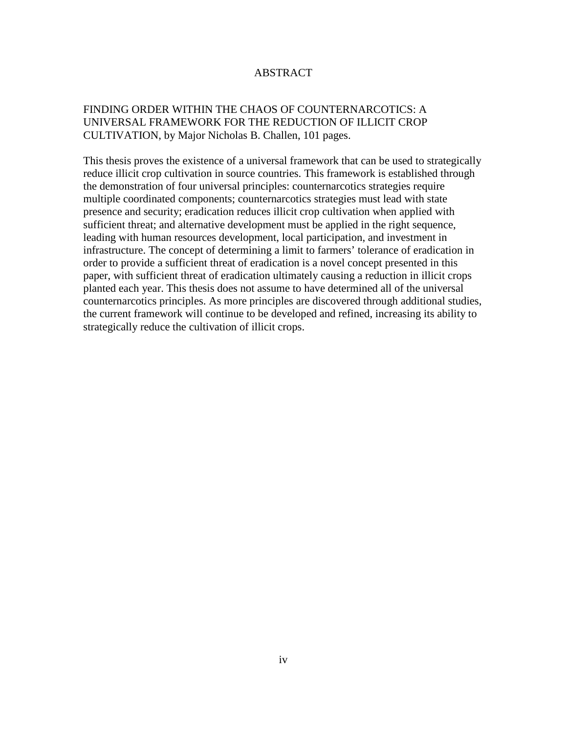# ABSTRACT

FINDING ORDER WITHIN THE CHAOS OF COUNTERNARCOTICS: A UNIVERSAL FRAMEWORK FOR THE REDUCTION OF ILLICIT CROP CULTIVATION, by Major Nicholas B. Challen, 101 pages.

This thesis proves the existence of a universal framework that can be used to strategically reduce illicit crop cultivation in source countries. This framework is established through the demonstration of four universal principles: counternarcotics strategies require multiple coordinated components; counternarcotics strategies must lead with state presence and security; eradication reduces illicit crop cultivation when applied with sufficient threat; and alternative development must be applied in the right sequence, leading with human resources development, local participation, and investment in infrastructure. The concept of determining a limit to farmers' tolerance of eradication in order to provide a sufficient threat of eradication is a novel concept presented in this paper, with sufficient threat of eradication ultimately causing a reduction in illicit crops planted each year. This thesis does not assume to have determined all of the universal counternarcotics principles. As more principles are discovered through additional studies, the current framework will continue to be developed and refined, increasing its ability to strategically reduce the cultivation of illicit crops.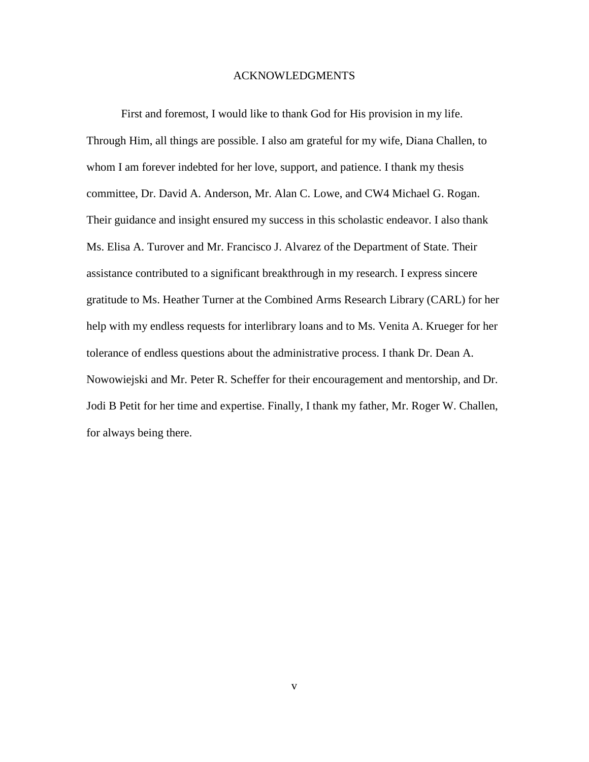# ACKNOWLEDGMENTS

First and foremost, I would like to thank God for His provision in my life. Through Him, all things are possible. I also am grateful for my wife, Diana Challen, to whom I am forever indebted for her love, support, and patience. I thank my thesis committee, Dr. David A. Anderson, Mr. Alan C. Lowe, and CW4 Michael G. Rogan. Their guidance and insight ensured my success in this scholastic endeavor. I also thank Ms. Elisa A. Turover and Mr. Francisco J. Alvarez of the Department of State. Their assistance contributed to a significant breakthrough in my research. I express sincere gratitude to Ms. Heather Turner at the Combined Arms Research Library (CARL) for her help with my endless requests for interlibrary loans and to Ms. Venita A. Krueger for her tolerance of endless questions about the administrative process. I thank Dr. Dean A. Nowowiejski and Mr. Peter R. Scheffer for their encouragement and mentorship, and Dr. Jodi B Petit for her time and expertise. Finally, I thank my father, Mr. Roger W. Challen, for always being there.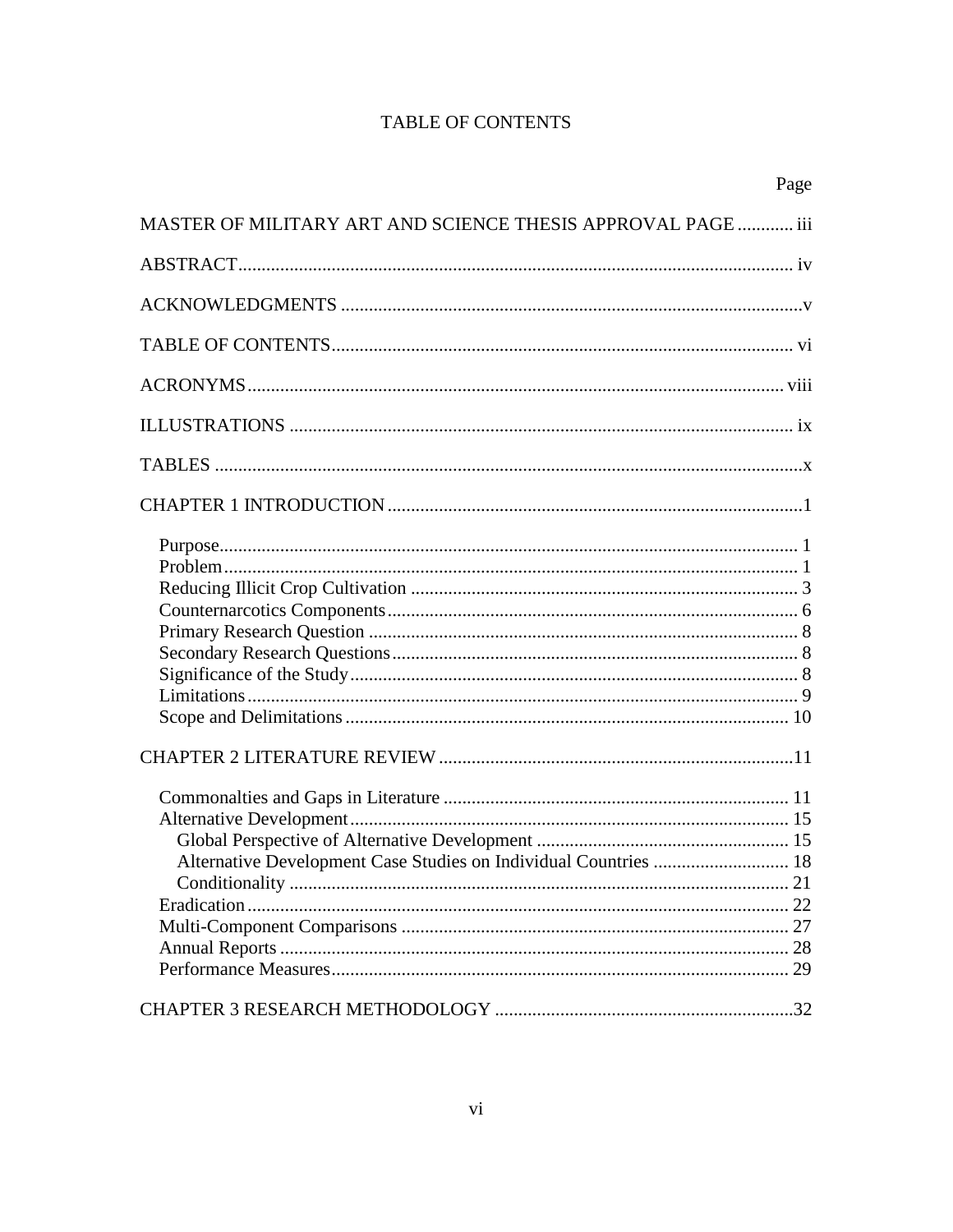# TABLE OF CONTENTS

| | Page |
|---|---|
| MASTER OF MILITARY ART AND SCIENCE THESIS APPROVAL PAGE | iii |
| ABSTRACT | iv |
| ACKNOWLEDGMENTS | v |
| TABLE OF CONTENTS | vi |
| ACRONYMS | viii |
| ILLUSTRATIONS | ix |
| TABLES | x |
| CHAPTER 1 INTRODUCTION | 1 |
| Purpose | 1 |
| Problem | 1 |
| Reducing Illicit Crop Cultivation | 3 |
| Counternarcotics Components | 6 |
| Primary Research Question | 8 |
| Secondary Research Questions | 8 |
| Significance of the Study | 8 |
| Limitations | 9 |
| Scope and Delimitations | 10 |
| CHAPTER 2 LITERATURE REVIEW | 11 |
| Commonalties and Gaps in Literature | 11 |
| Alternative Development | 15 |
| Global Perspective of Alternative Development | 15 |
| Alternative Development Case Studies on Individual Countries | 18 |
| Conditionality | 21 |
| Eradication | 22 |
| Multi-Component Comparisons | 27 |
| Annual Reports | 28 |
| Performance Measures | 29 |
| CHAPTER 3 RESEARCH METHODOLOGY | 32 |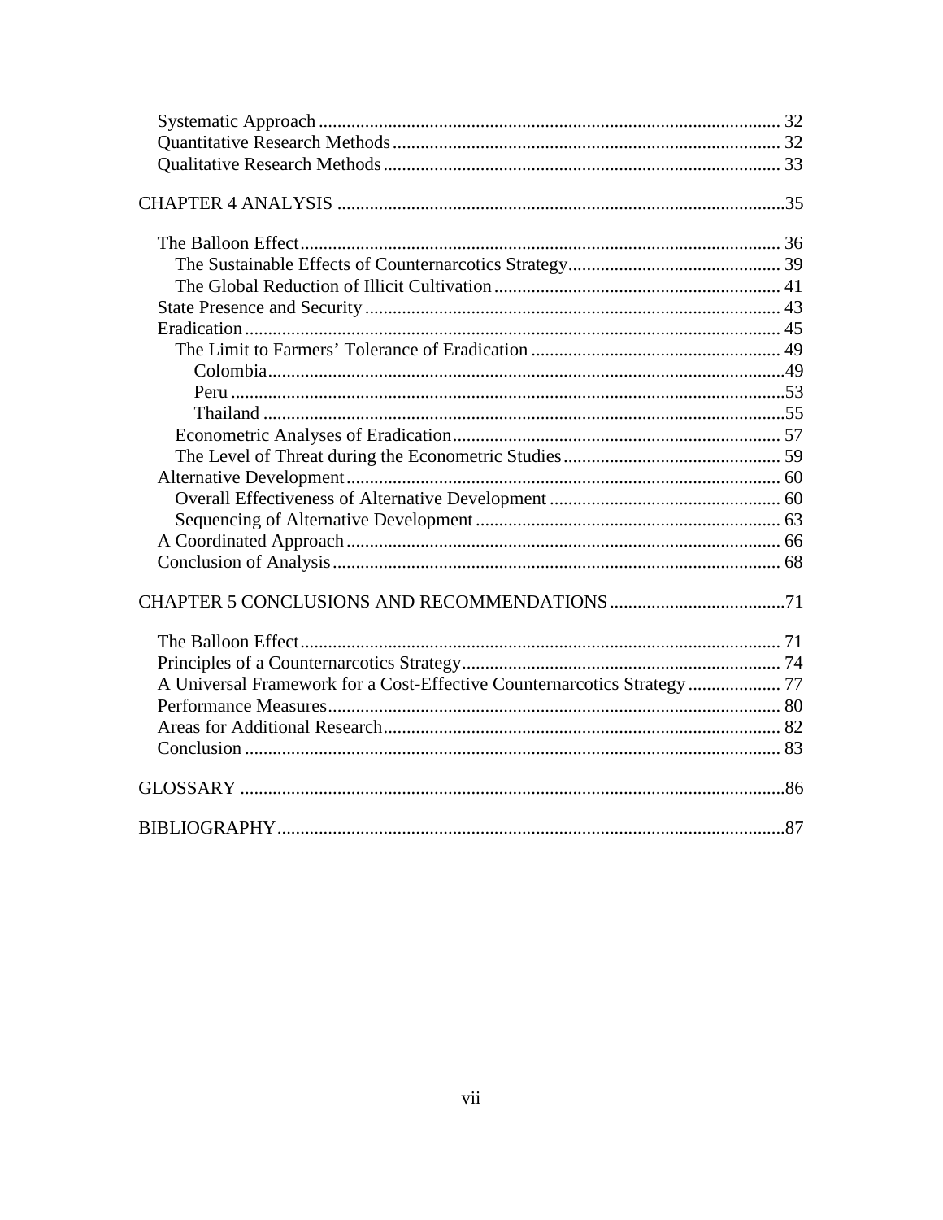Systematic Approach ..................................................................................................... 32
Quantitative Research Methods ..................................................................................... 32
Qualitative Research Methods ....................................................................................... 33

CHAPTER 4 ANALYSIS ................................................................................................35

The Balloon Effect ......................................................................................................... 36
The Sustainable Effects of Counternarcotics Strategy ............................................... 39
The Global Reduction of Illicit Cultivation ............................................................... 41
State Presence and Security ........................................................................................... 43
Eradication ..................................................................................................................... 45
The Limit to Farmers' Tolerance of Eradication ........................................................ 49
Colombia ..................................................................................................................49
Peru ..........................................................................................................................53
Thailand ...................................................................................................................55
Econometric Analyses of Eradication ........................................................................ 57
The Level of Threat during the Econometric Studies ................................................ 59
Alternative Development ............................................................................................... 60
Overall Effectiveness of Alternative Development ................................................... 60
Sequencing of Alternative Development ................................................................... 63
A Coordinated Approach ............................................................................................... 66
Conclusion of Analysis .................................................................................................. 68

CHAPTER 5 CONCLUSIONS AND RECOMMENDATIONS .......................................71

The Balloon Effect ......................................................................................................... 71
Principles of a Counternarcotics Strategy ...................................................................... 74
A Universal Framework for a Cost-Effective Counternarcotics Strategy ...................... 77
Performance Measures ................................................................................................... 80
Areas for Additional Research ....................................................................................... 82
Conclusion ..................................................................................................................... 83

GLOSSARY .....................................................................................................................86

BIBLIOGRAPHY .............................................................................................................87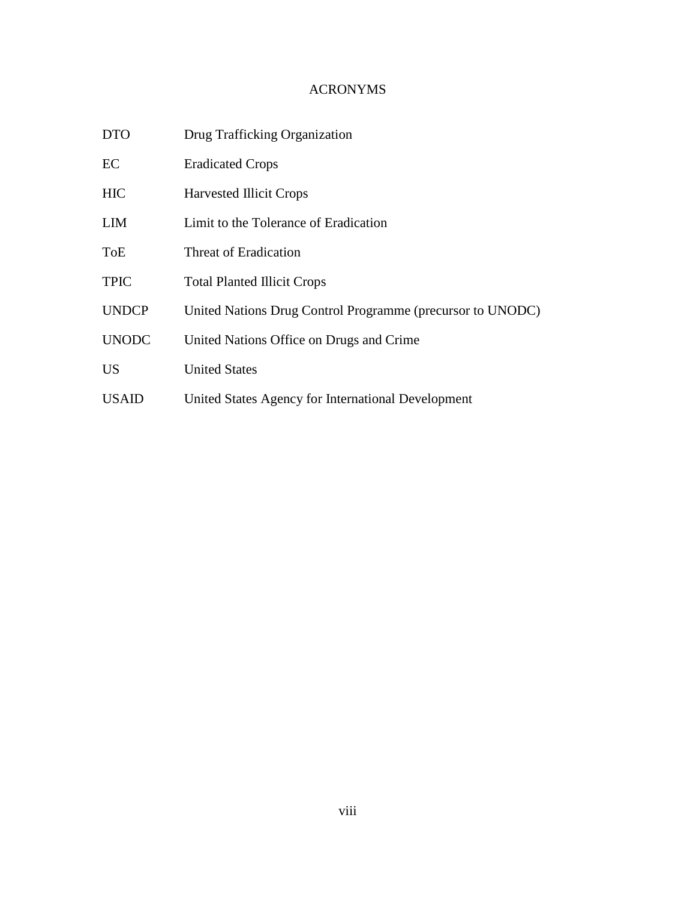# ACRONYMS

| | |
|---|---|
| DTO | Drug Trafficking Organization |
| EC | Eradicated Crops |
| HIC | Harvested Illicit Crops |
| LIM | Limit to the Tolerance of Eradication |
| ToE | Threat of Eradication |
| TPIC | Total Planted Illicit Crops |
| UNDCP | United Nations Drug Control Programme (precursor to UNODC) |
| UNODC | United Nations Office on Drugs and Crime |
| US | United States |
| USAID | United States Agency for International Development |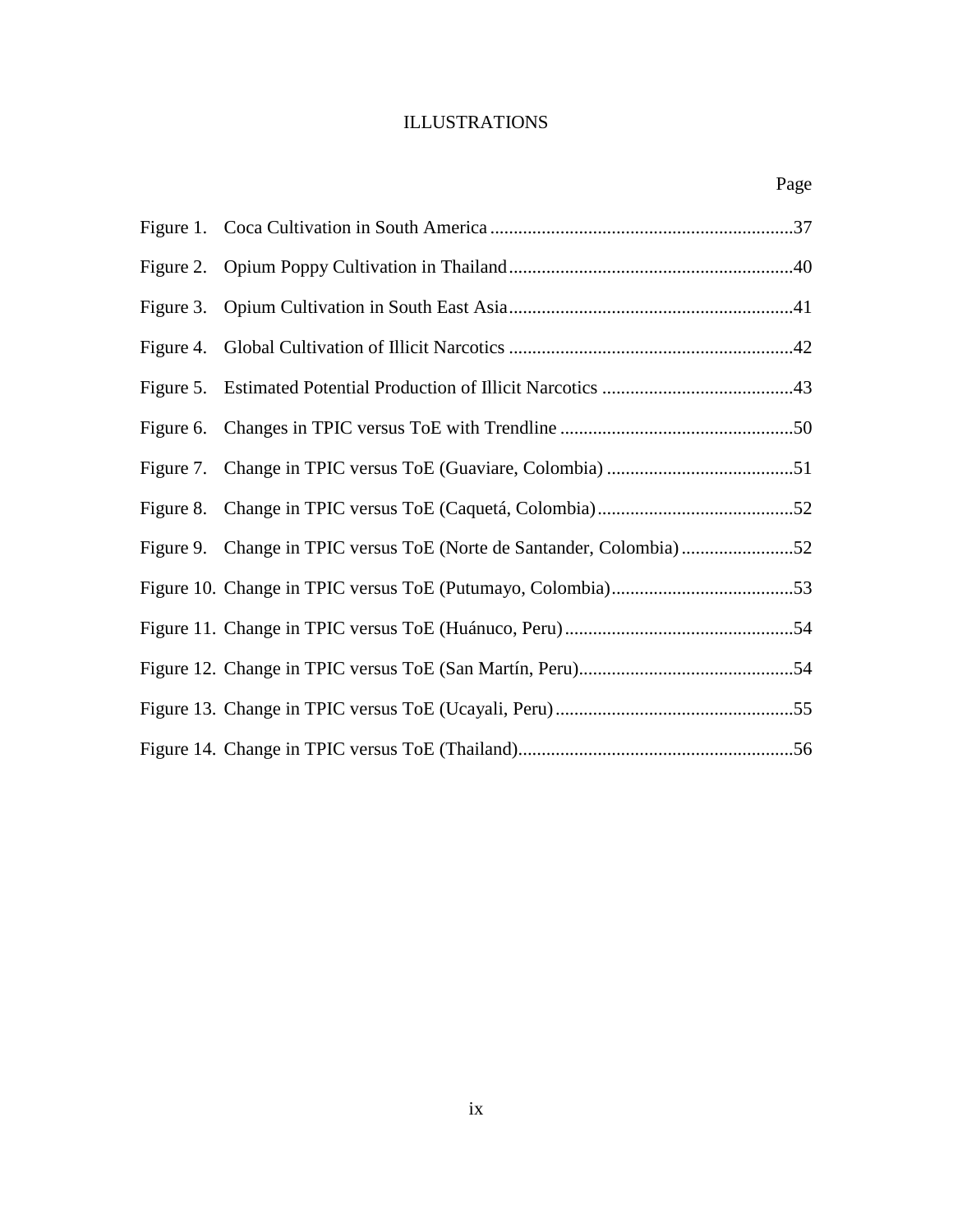# ILLUSTRATIONS

| | | Page |
|---|---|---|
| Figure 1. | Coca Cultivation in South America | 37 |
| Figure 2. | Opium Poppy Cultivation in Thailand | 40 |
| Figure 3. | Opium Cultivation in South East Asia | 41 |
| Figure 4. | Global Cultivation of Illicit Narcotics | 42 |
| Figure 5. | Estimated Potential Production of Illicit Narcotics | 43 |
| Figure 6. | Changes in TPIC versus ToE with Trendline | 50 |
| Figure 7. | Change in TPIC versus ToE (Guaviare, Colombia) | 51 |
| Figure 8. | Change in TPIC versus ToE (Caquetá, Colombia) | 52 |
| Figure 9. | Change in TPIC versus ToE (Norte de Santander, Colombia) | 52 |
| Figure 10. | Change in TPIC versus ToE (Putumayo, Colombia) | 53 |
| Figure 11. | Change in TPIC versus ToE (Huánuco, Peru) | 54 |
| Figure 12. | Change in TPIC versus ToE (San Martín, Peru) | 54 |
| Figure 13. | Change in TPIC versus ToE (Ucayali, Peru) | 55 |
| Figure 14. | Change in TPIC versus ToE (Thailand) | 56 |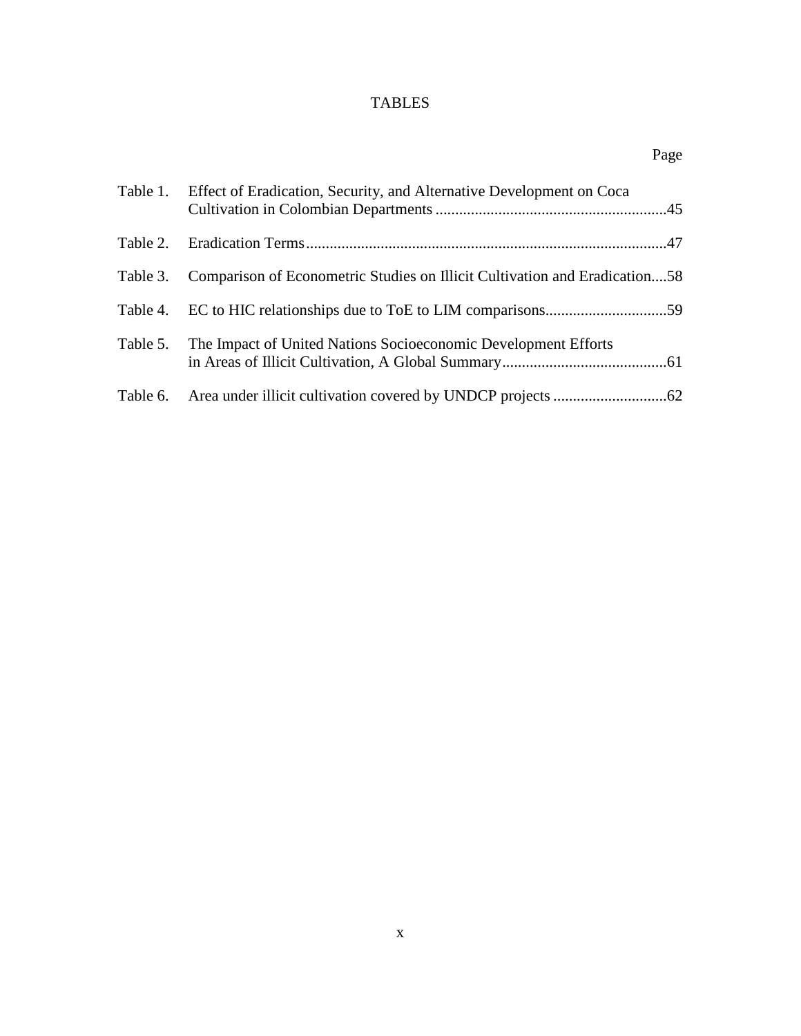# TABLES

| | | Page |
|---|---|---|
| Table 1. | Effect of Eradication, Security, and Alternative Development on Coca Cultivation in Colombian Departments | 45 |
| Table 2. | Eradication Terms | 47 |
| Table 3. | Comparison of Econometric Studies on Illicit Cultivation and Eradication | 58 |
| Table 4. | EC to HIC relationships due to ToE to LIM comparisons | 59 |
| Table 5. | The Impact of United Nations Socioeconomic Development Efforts in Areas of Illicit Cultivation, A Global Summary | 61 |
| Table 6. | Area under illicit cultivation covered by UNDCP projects | 62 |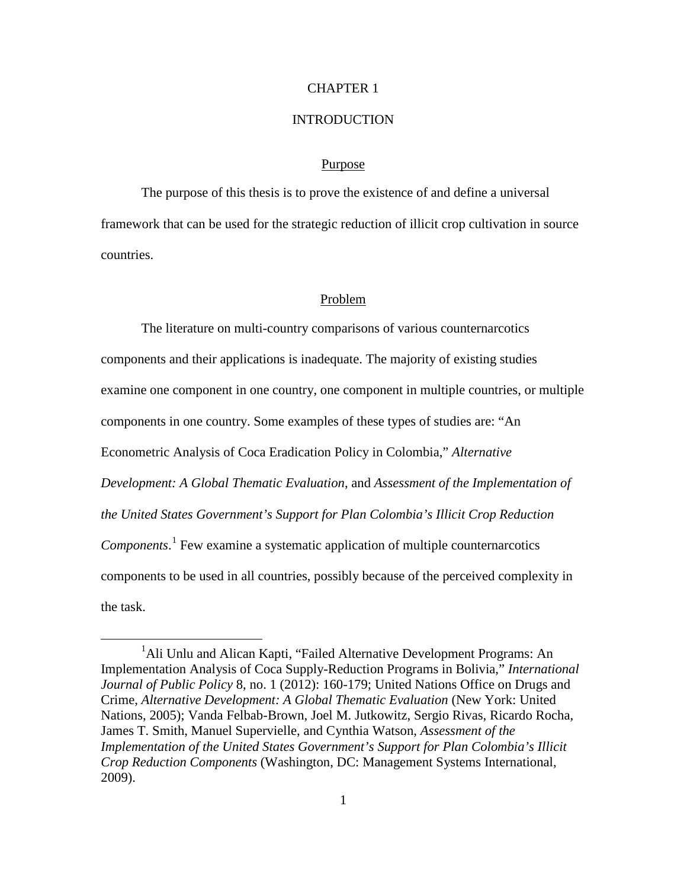# CHAPTER 1

# INTRODUCTION

## Purpose

The purpose of this thesis is to prove the existence of and define a universal framework that can be used for the strategic reduction of illicit crop cultivation in source countries.

## Problem

The literature on multi-country comparisons of various counternarcotics components and their applications is inadequate. The majority of existing studies examine one component in one country, one component in multiple countries, or multiple components in one country. Some examples of these types of studies are: "An Econometric Analysis of Coca Eradication Policy in Colombia," *Alternative Development: A Global Thematic Evaluation*, and *Assessment of the Implementation of the United States Government's Support for Plan Colombia's Illicit Crop Reduction Components*.[1] Few examine a systematic application of multiple counternarcotics components to be used in all countries, possibly because of the perceived complexity in the task.

---

[1] Ali Unlu and Alican Kapti, "Failed Alternative Development Programs: An Implementation Analysis of Coca Supply-Reduction Programs in Bolivia," *International Journal of Public Policy* 8, no. 1 (2012): 160-179; United Nations Office on Drugs and Crime, *Alternative Development: A Global Thematic Evaluation* (New York: United Nations, 2005); Vanda Felbab-Brown, Joel M. Jutkowitz, Sergio Rivas, Ricardo Rocha, James T. Smith, Manuel Supervielle, and Cynthia Watson, *Assessment of the Implementation of the United States Government's Support for Plan Colombia's Illicit Crop Reduction Components* (Washington, DC: Management Systems International, 2009).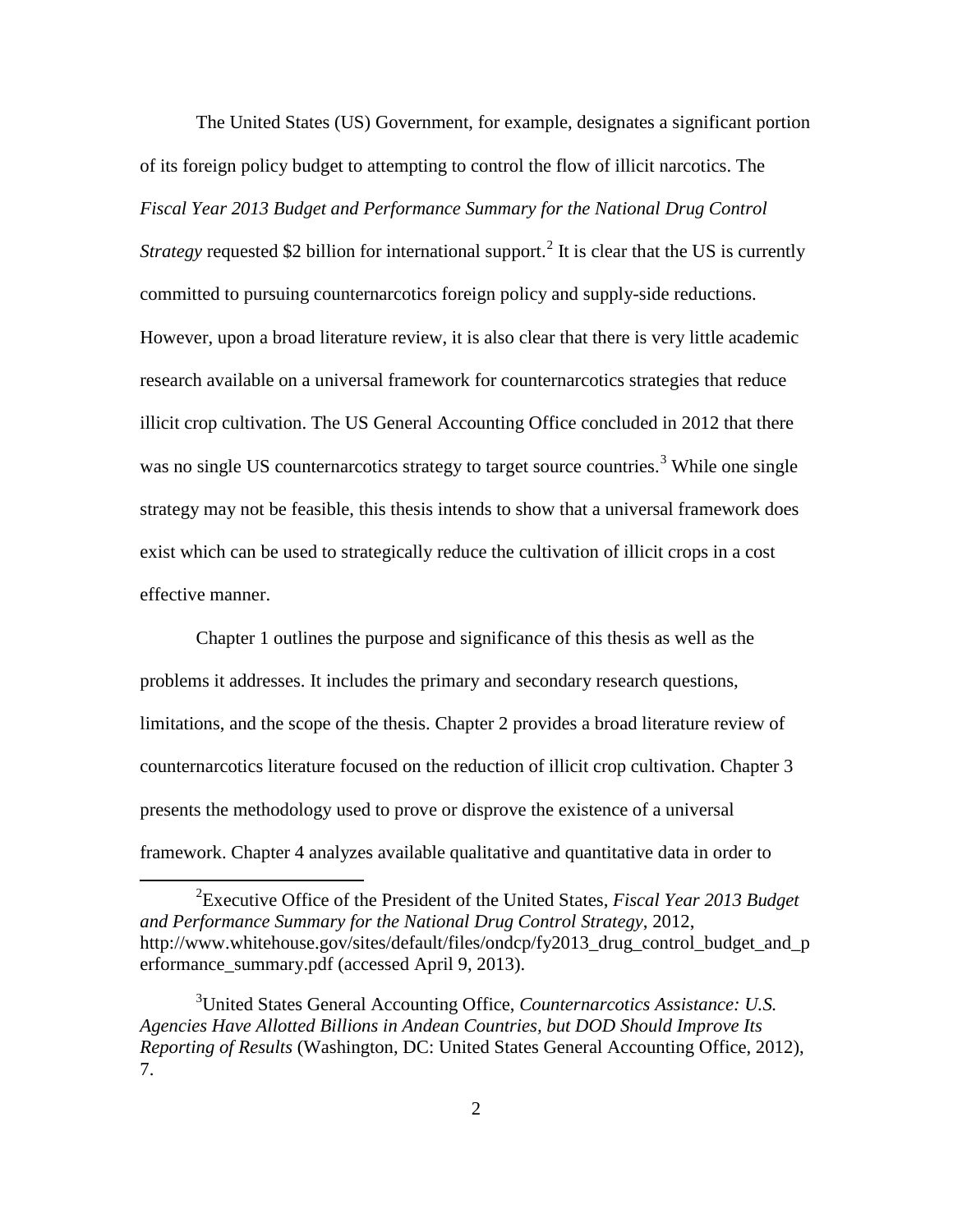The United States (US) Government, for example, designates a significant portion of its foreign policy budget to attempting to control the flow of illicit narcotics. The *Fiscal Year 2013 Budget and Performance Summary for the National Drug Control Strategy* requested $2 billion for international support.[2] It is clear that the US is currently committed to pursuing counternarcotics foreign policy and supply-side reductions. However, upon a broad literature review, it is also clear that there is very little academic research available on a universal framework for counternarcotics strategies that reduce illicit crop cultivation. The US General Accounting Office concluded in 2012 that there was no single US counternarcotics strategy to target source countries.[3] While one single strategy may not be feasible, this thesis intends to show that a universal framework does exist which can be used to strategically reduce the cultivation of illicit crops in a cost effective manner.

Chapter 1 outlines the purpose and significance of this thesis as well as the problems it addresses. It includes the primary and secondary research questions, limitations, and the scope of the thesis. Chapter 2 provides a broad literature review of counternarcotics literature focused on the reduction of illicit crop cultivation. Chapter 3 presents the methodology used to prove or disprove the existence of a universal framework. Chapter 4 analyzes available qualitative and quantitative data in order to

---

[2]Executive Office of the President of the United States, *Fiscal Year 2013 Budget and Performance Summary for the National Drug Control Strategy*, 2012, http://www.whitehouse.gov/sites/default/files/ondcp/fy2013_drug_control_budget_and_performance_summary.pdf (accessed April 9, 2013).

[3]United States General Accounting Office, *Counternarcotics Assistance: U.S. Agencies Have Allotted Billions in Andean Countries, but DOD Should Improve Its Reporting of Results* (Washington, DC: United States General Accounting Office, 2012), 7.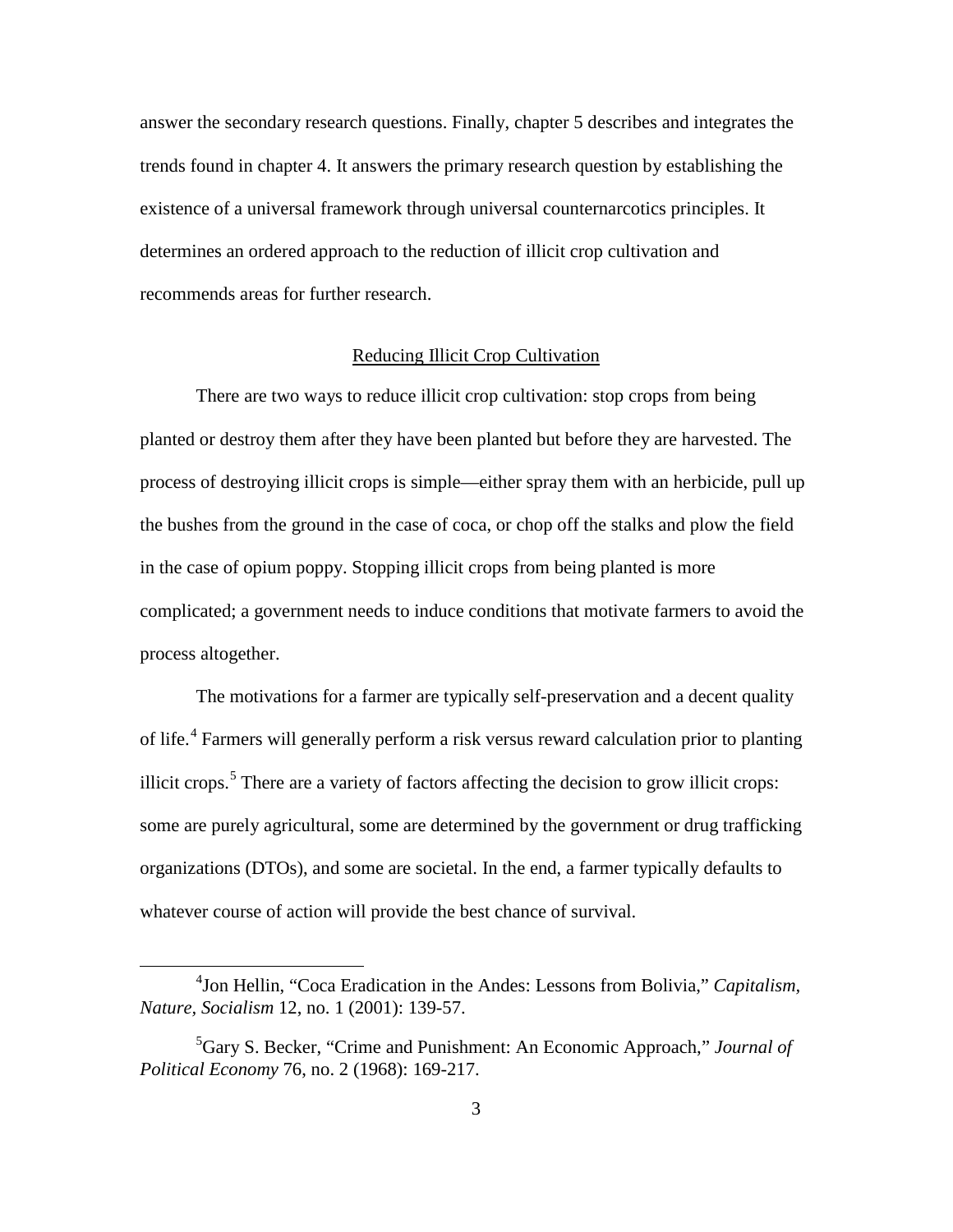answer the secondary research questions. Finally, chapter 5 describes and integrates the trends found in chapter 4. It answers the primary research question by establishing the existence of a universal framework through universal counternarcotics principles. It determines an ordered approach to the reduction of illicit crop cultivation and recommends areas for further research.

## Reducing Illicit Crop Cultivation

There are two ways to reduce illicit crop cultivation: stop crops from being planted or destroy them after they have been planted but before they are harvested. The process of destroying illicit crops is simple—either spray them with an herbicide, pull up the bushes from the ground in the case of coca, or chop off the stalks and plow the field in the case of opium poppy. Stopping illicit crops from being planted is more complicated; a government needs to induce conditions that motivate farmers to avoid the process altogether.

The motivations for a farmer are typically self-preservation and a decent quality of life.[4] Farmers will generally perform a risk versus reward calculation prior to planting illicit crops.[5] There are a variety of factors affecting the decision to grow illicit crops: some are purely agricultural, some are determined by the government or drug trafficking organizations (DTOs), and some are societal. In the end, a farmer typically defaults to whatever course of action will provide the best chance of survival.

---

[4]Jon Hellin, "Coca Eradication in the Andes: Lessons from Bolivia," *Capitalism, Nature, Socialism* 12, no. 1 (2001): 139-57.

[5]Gary S. Becker, "Crime and Punishment: An Economic Approach," *Journal of Political Economy* 76, no. 2 (1968): 169-217.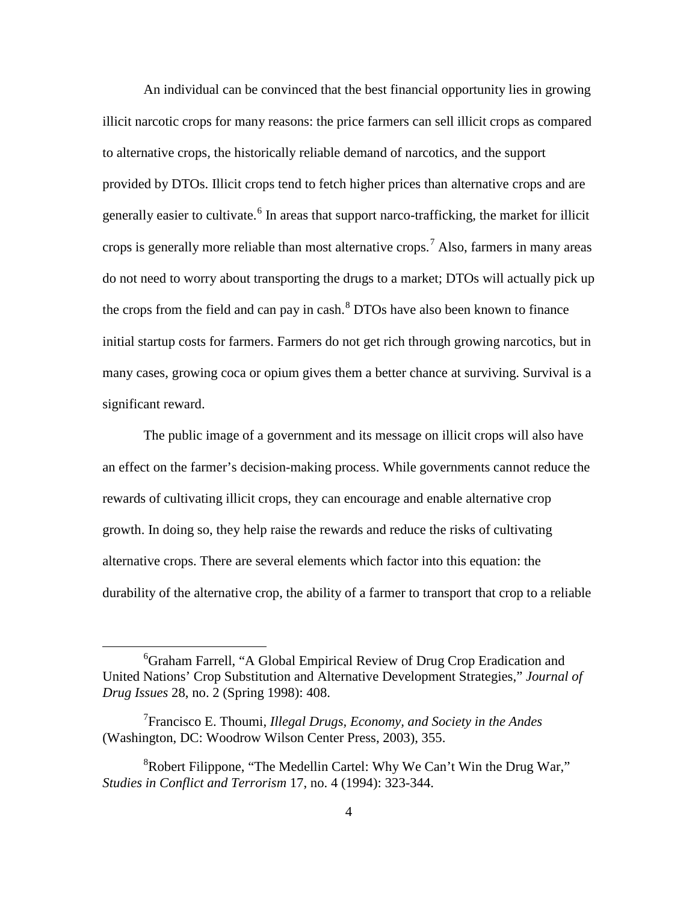An individual can be convinced that the best financial opportunity lies in growing illicit narcotic crops for many reasons: the price farmers can sell illicit crops as compared to alternative crops, the historically reliable demand of narcotics, and the support provided by DTOs. Illicit crops tend to fetch higher prices than alternative crops and are generally easier to cultivate.[6] In areas that support narco-trafficking, the market for illicit crops is generally more reliable than most alternative crops.[7] Also, farmers in many areas do not need to worry about transporting the drugs to a market; DTOs will actually pick up the crops from the field and can pay in cash.[8] DTOs have also been known to finance initial startup costs for farmers. Farmers do not get rich through growing narcotics, but in many cases, growing coca or opium gives them a better chance at surviving. Survival is a significant reward.

The public image of a government and its message on illicit crops will also have an effect on the farmer's decision-making process. While governments cannot reduce the rewards of cultivating illicit crops, they can encourage and enable alternative crop growth. In doing so, they help raise the rewards and reduce the risks of cultivating alternative crops. There are several elements which factor into this equation: the durability of the alternative crop, the ability of a farmer to transport that crop to a reliable

---

[6]Graham Farrell, "A Global Empirical Review of Drug Crop Eradication and United Nations' Crop Substitution and Alternative Development Strategies," *Journal of Drug Issues* 28, no. 2 (Spring 1998): 408.

[7]Francisco E. Thoumi, *Illegal Drugs, Economy, and Society in the Andes* (Washington, DC: Woodrow Wilson Center Press, 2003), 355.

[8]Robert Filippone, "The Medellin Cartel: Why We Can't Win the Drug War," *Studies in Conflict and Terrorism* 17, no. 4 (1994): 323-344.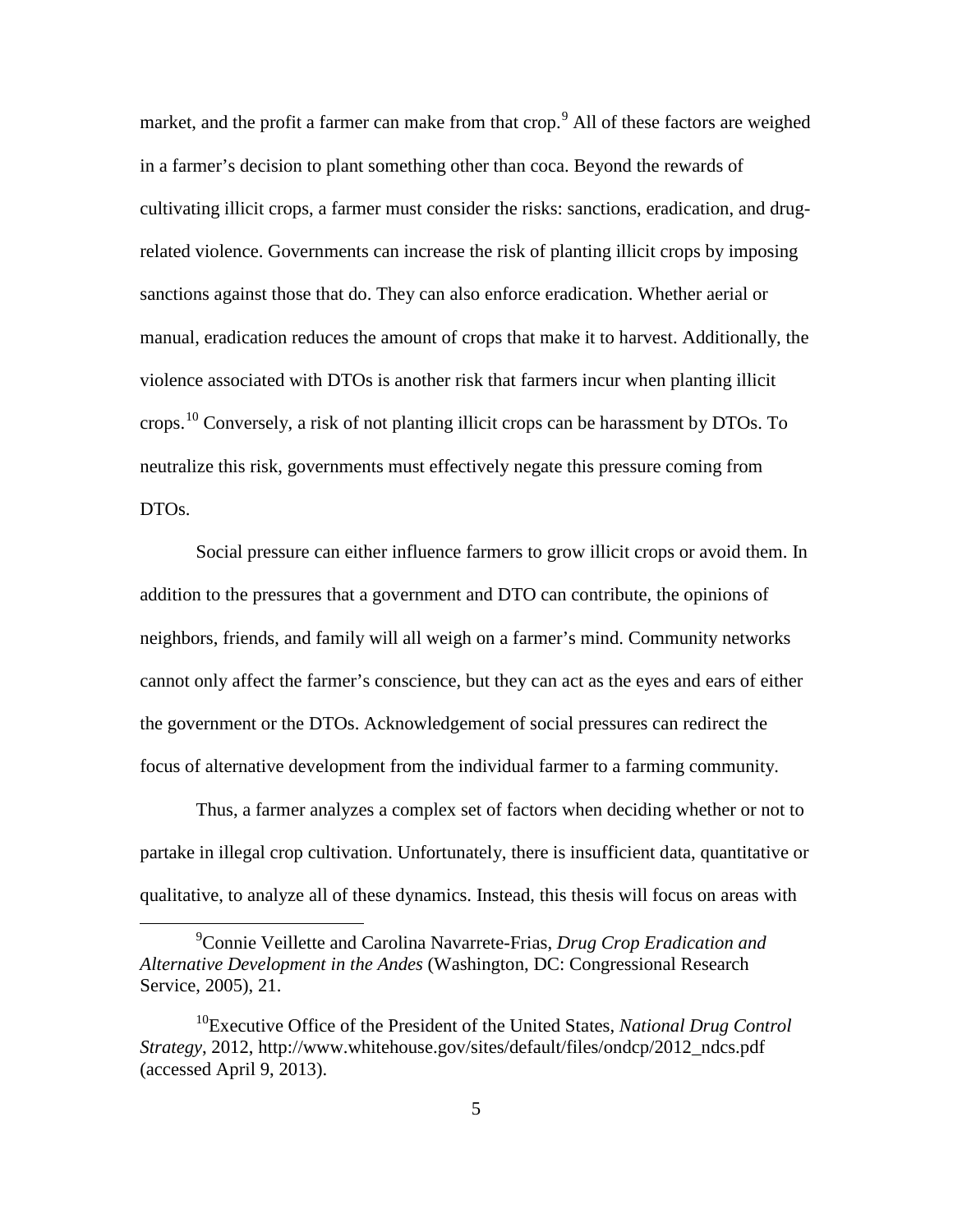market, and the profit a farmer can make from that crop.[9] All of these factors are weighed in a farmer's decision to plant something other than coca. Beyond the rewards of cultivating illicit crops, a farmer must consider the risks: sanctions, eradication, and drug-related violence. Governments can increase the risk of planting illicit crops by imposing sanctions against those that do. They can also enforce eradication. Whether aerial or manual, eradication reduces the amount of crops that make it to harvest. Additionally, the violence associated with DTOs is another risk that farmers incur when planting illicit crops.[10] Conversely, a risk of not planting illicit crops can be harassment by DTOs. To neutralize this risk, governments must effectively negate this pressure coming from DTOs.

Social pressure can either influence farmers to grow illicit crops or avoid them. In addition to the pressures that a government and DTO can contribute, the opinions of neighbors, friends, and family will all weigh on a farmer's mind. Community networks cannot only affect the farmer's conscience, but they can act as the eyes and ears of either the government or the DTOs. Acknowledgement of social pressures can redirect the focus of alternative development from the individual farmer to a farming community.

Thus, a farmer analyzes a complex set of factors when deciding whether or not to partake in illegal crop cultivation. Unfortunately, there is insufficient data, quantitative or qualitative, to analyze all of these dynamics. Instead, this thesis will focus on areas with

---

[9] Connie Veillette and Carolina Navarrete-Frias, *Drug Crop Eradication and Alternative Development in the Andes* (Washington, DC: Congressional Research Service, 2005), 21.

[10] Executive Office of the President of the United States, *National Drug Control Strategy*, 2012, http://www.whitehouse.gov/sites/default/files/ondcp/2012_ndcs.pdf (accessed April 9, 2013).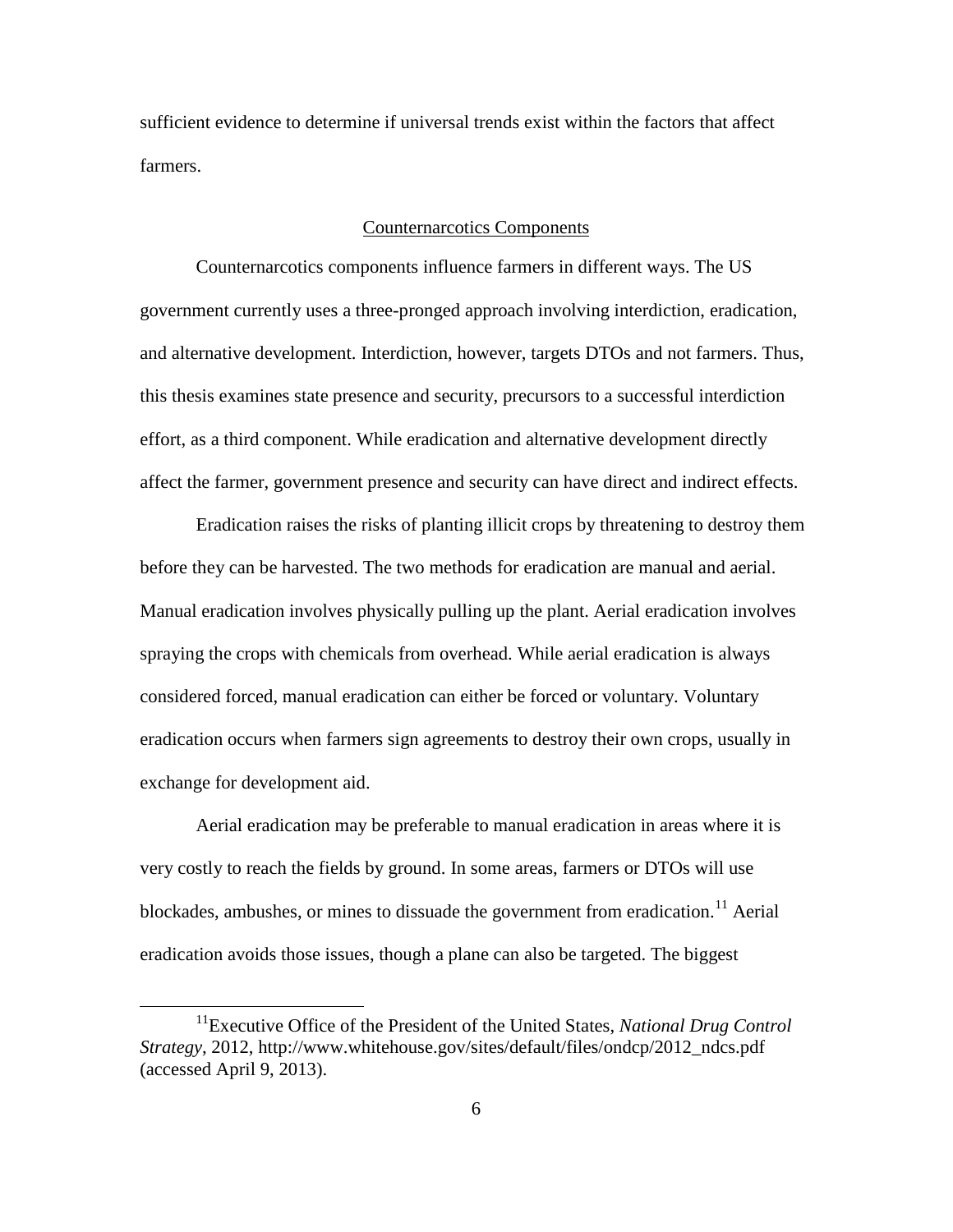sufficient evidence to determine if universal trends exist within the factors that affect farmers.

## Counternarcotics Components

Counternarcotics components influence farmers in different ways. The US government currently uses a three-pronged approach involving interdiction, eradication, and alternative development. Interdiction, however, targets DTOs and not farmers. Thus, this thesis examines state presence and security, precursors to a successful interdiction effort, as a third component. While eradication and alternative development directly affect the farmer, government presence and security can have direct and indirect effects.

Eradication raises the risks of planting illicit crops by threatening to destroy them before they can be harvested. The two methods for eradication are manual and aerial. Manual eradication involves physically pulling up the plant. Aerial eradication involves spraying the crops with chemicals from overhead. While aerial eradication is always considered forced, manual eradication can either be forced or voluntary. Voluntary eradication occurs when farmers sign agreements to destroy their own crops, usually in exchange for development aid.

Aerial eradication may be preferable to manual eradication in areas where it is very costly to reach the fields by ground. In some areas, farmers or DTOs will use blockades, ambushes, or mines to dissuade the government from eradication.[11] Aerial eradication avoids those issues, though a plane can also be targeted. The biggest

[11]Executive Office of the President of the United States, *National Drug Control Strategy*, 2012, http://www.whitehouse.gov/sites/default/files/ondcp/2012_ndcs.pdf (accessed April 9, 2013).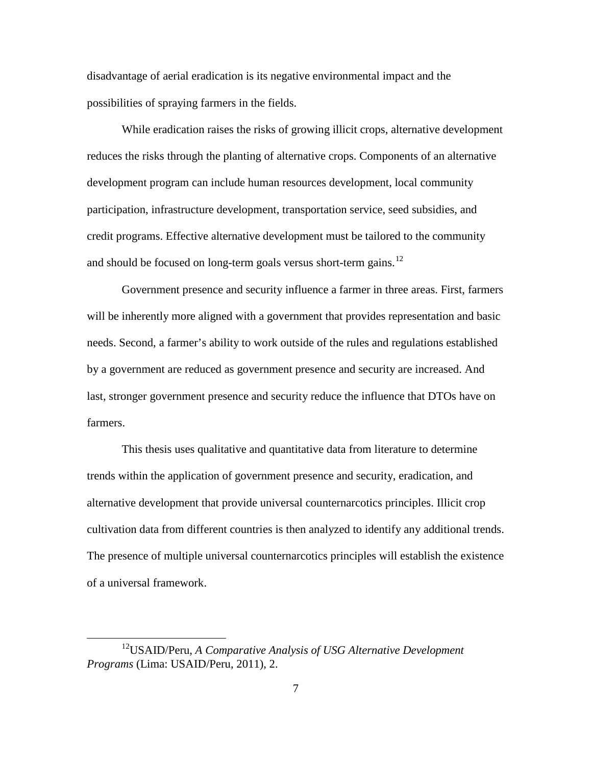disadvantage of aerial eradication is its negative environmental impact and the possibilities of spraying farmers in the fields.

While eradication raises the risks of growing illicit crops, alternative development reduces the risks through the planting of alternative crops. Components of an alternative development program can include human resources development, local community participation, infrastructure development, transportation service, seed subsidies, and credit programs. Effective alternative development must be tailored to the community and should be focused on long-term goals versus short-term gains.[12]

Government presence and security influence a farmer in three areas. First, farmers will be inherently more aligned with a government that provides representation and basic needs. Second, a farmer's ability to work outside of the rules and regulations established by a government are reduced as government presence and security are increased. And last, stronger government presence and security reduce the influence that DTOs have on farmers.

This thesis uses qualitative and quantitative data from literature to determine trends within the application of government presence and security, eradication, and alternative development that provide universal counternarcotics principles. Illicit crop cultivation data from different countries is then analyzed to identify any additional trends. The presence of multiple universal counternarcotics principles will establish the existence of a universal framework.

---

[12]USAID/Peru, *A Comparative Analysis of USG Alternative Development Programs* (Lima: USAID/Peru, 2011), 2.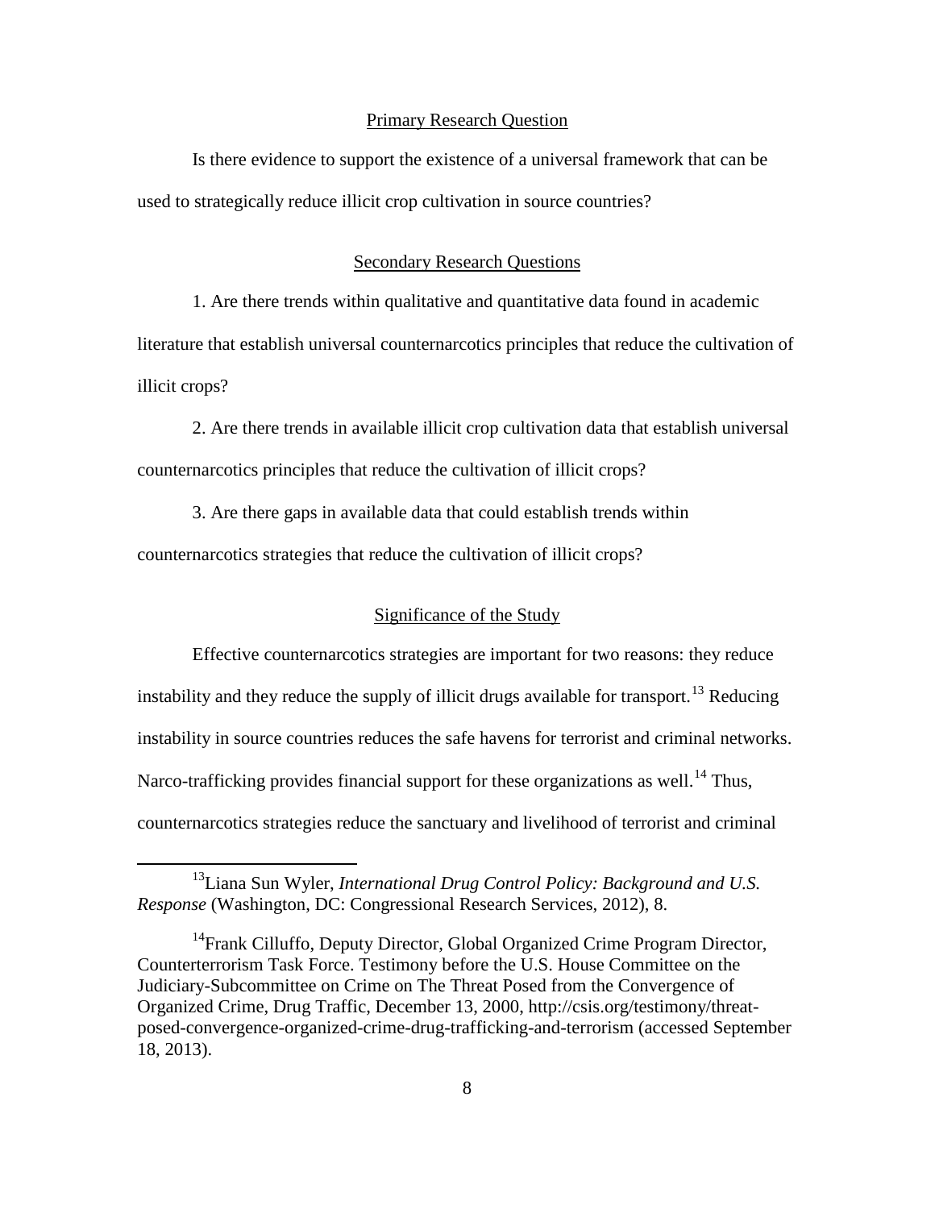## Primary Research Question

Is there evidence to support the existence of a universal framework that can be used to strategically reduce illicit crop cultivation in source countries?

## Secondary Research Questions

1. Are there trends within qualitative and quantitative data found in academic literature that establish universal counternarcotics principles that reduce the cultivation of illicit crops?

2. Are there trends in available illicit crop cultivation data that establish universal counternarcotics principles that reduce the cultivation of illicit crops?

3. Are there gaps in available data that could establish trends within counternarcotics strategies that reduce the cultivation of illicit crops?

## Significance of the Study

Effective counternarcotics strategies are important for two reasons: they reduce instability and they reduce the supply of illicit drugs available for transport.[13] Reducing instability in source countries reduces the safe havens for terrorist and criminal networks. Narco-trafficking provides financial support for these organizations as well.[14] Thus, counternarcotics strategies reduce the sanctuary and livelihood of terrorist and criminal

---

[13]Liana Sun Wyler, *International Drug Control Policy: Background and U.S. Response* (Washington, DC: Congressional Research Services, 2012), 8.

[14]Frank Cilluffo, Deputy Director, Global Organized Crime Program Director, Counterterrorism Task Force. Testimony before the U.S. House Committee on the Judiciary-Subcommittee on Crime on The Threat Posed from the Convergence of Organized Crime, Drug Traffic, December 13, 2000, http://csis.org/testimony/threat-posed-convergence-organized-crime-drug-trafficking-and-terrorism (accessed September 18, 2013).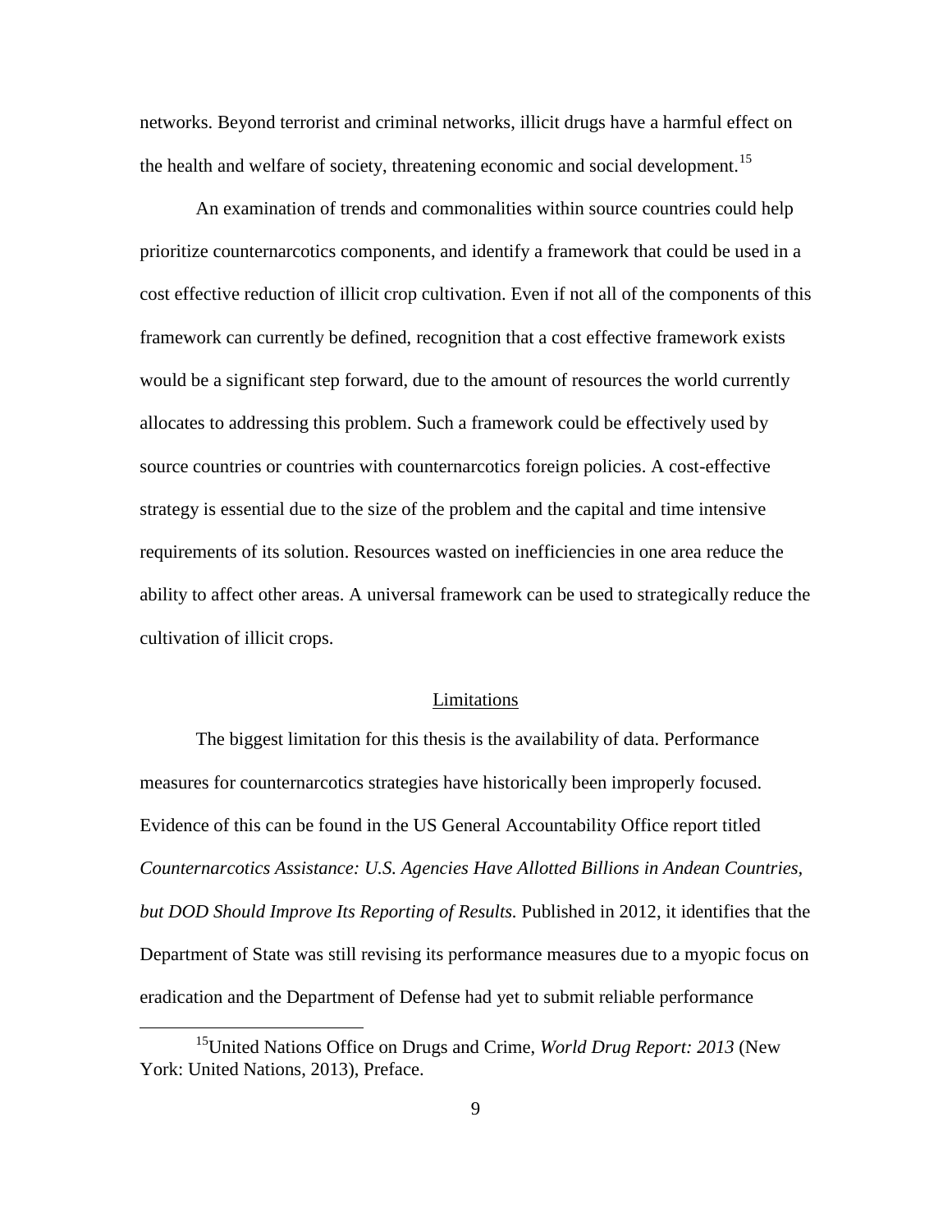networks. Beyond terrorist and criminal networks, illicit drugs have a harmful effect on the health and welfare of society, threatening economic and social development.[15]

An examination of trends and commonalities within source countries could help prioritize counternarcotics components, and identify a framework that could be used in a cost effective reduction of illicit crop cultivation. Even if not all of the components of this framework can currently be defined, recognition that a cost effective framework exists would be a significant step forward, due to the amount of resources the world currently allocates to addressing this problem. Such a framework could be effectively used by source countries or countries with counternarcotics foreign policies. A cost-effective strategy is essential due to the size of the problem and the capital and time intensive requirements of its solution. Resources wasted on inefficiencies in one area reduce the ability to affect other areas. A universal framework can be used to strategically reduce the cultivation of illicit crops.

## Limitations

The biggest limitation for this thesis is the availability of data. Performance measures for counternarcotics strategies have historically been improperly focused. Evidence of this can be found in the US General Accountability Office report titled *Counternarcotics Assistance: U.S. Agencies Have Allotted Billions in Andean Countries, but DOD Should Improve Its Reporting of Results.* Published in 2012, it identifies that the Department of State was still revising its performance measures due to a myopic focus on eradication and the Department of Defense had yet to submit reliable performance

---

[15] United Nations Office on Drugs and Crime, *World Drug Report: 2013* (New York: United Nations, 2013), Preface.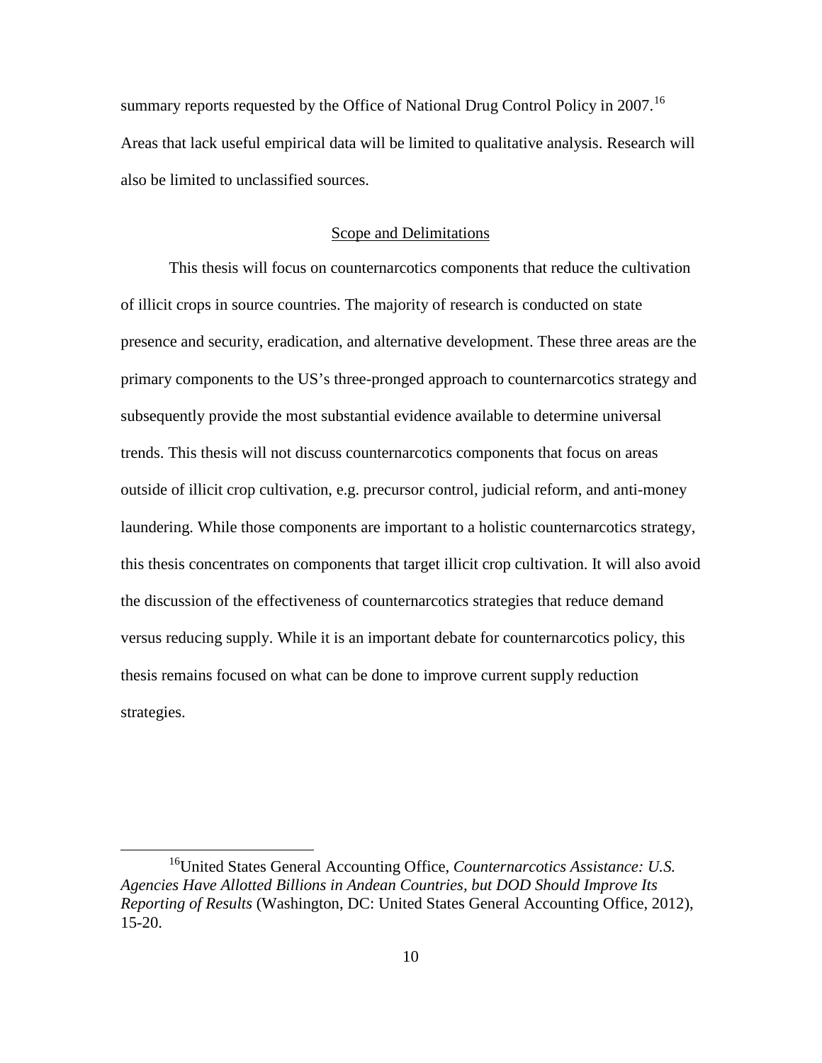summary reports requested by the Office of National Drug Control Policy in 2007.[16] Areas that lack useful empirical data will be limited to qualitative analysis. Research will also be limited to unclassified sources.

## Scope and Delimitations

This thesis will focus on counternarcotics components that reduce the cultivation of illicit crops in source countries. The majority of research is conducted on state presence and security, eradication, and alternative development. These three areas are the primary components to the US's three-pronged approach to counternarcotics strategy and subsequently provide the most substantial evidence available to determine universal trends. This thesis will not discuss counternarcotics components that focus on areas outside of illicit crop cultivation, e.g. precursor control, judicial reform, and anti-money laundering. While those components are important to a holistic counternarcotics strategy, this thesis concentrates on components that target illicit crop cultivation. It will also avoid the discussion of the effectiveness of counternarcotics strategies that reduce demand versus reducing supply. While it is an important debate for counternarcotics policy, this thesis remains focused on what can be done to improve current supply reduction strategies.

---

[16]United States General Accounting Office, *Counternarcotics Assistance: U.S. Agencies Have Allotted Billions in Andean Countries, but DOD Should Improve Its Reporting of Results* (Washington, DC: United States General Accounting Office, 2012), 15-20.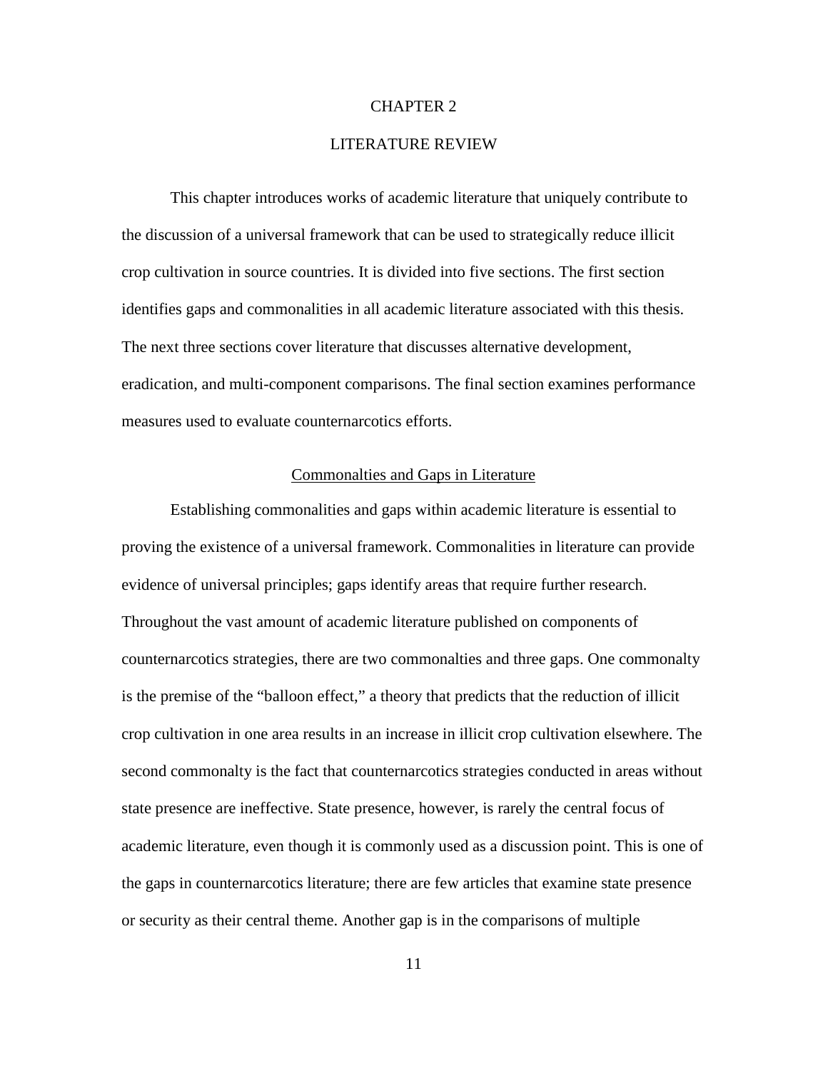# CHAPTER 2

# LITERATURE REVIEW

This chapter introduces works of academic literature that uniquely contribute to the discussion of a universal framework that can be used to strategically reduce illicit crop cultivation in source countries. It is divided into five sections. The first section identifies gaps and commonalities in all academic literature associated with this thesis. The next three sections cover literature that discusses alternative development, eradication, and multi-component comparisons. The final section examines performance measures used to evaluate counternarcotics efforts.

## Commonalties and Gaps in Literature

Establishing commonalities and gaps within academic literature is essential to proving the existence of a universal framework. Commonalities in literature can provide evidence of universal principles; gaps identify areas that require further research. Throughout the vast amount of academic literature published on components of counternarcotics strategies, there are two commonalties and three gaps. One commonalty is the premise of the "balloon effect," a theory that predicts that the reduction of illicit crop cultivation in one area results in an increase in illicit crop cultivation elsewhere. The second commonalty is the fact that counternarcotics strategies conducted in areas without state presence are ineffective. State presence, however, is rarely the central focus of academic literature, even though it is commonly used as a discussion point. This is one of the gaps in counternarcotics literature; there are few articles that examine state presence or security as their central theme. Another gap is in the comparisons of multiple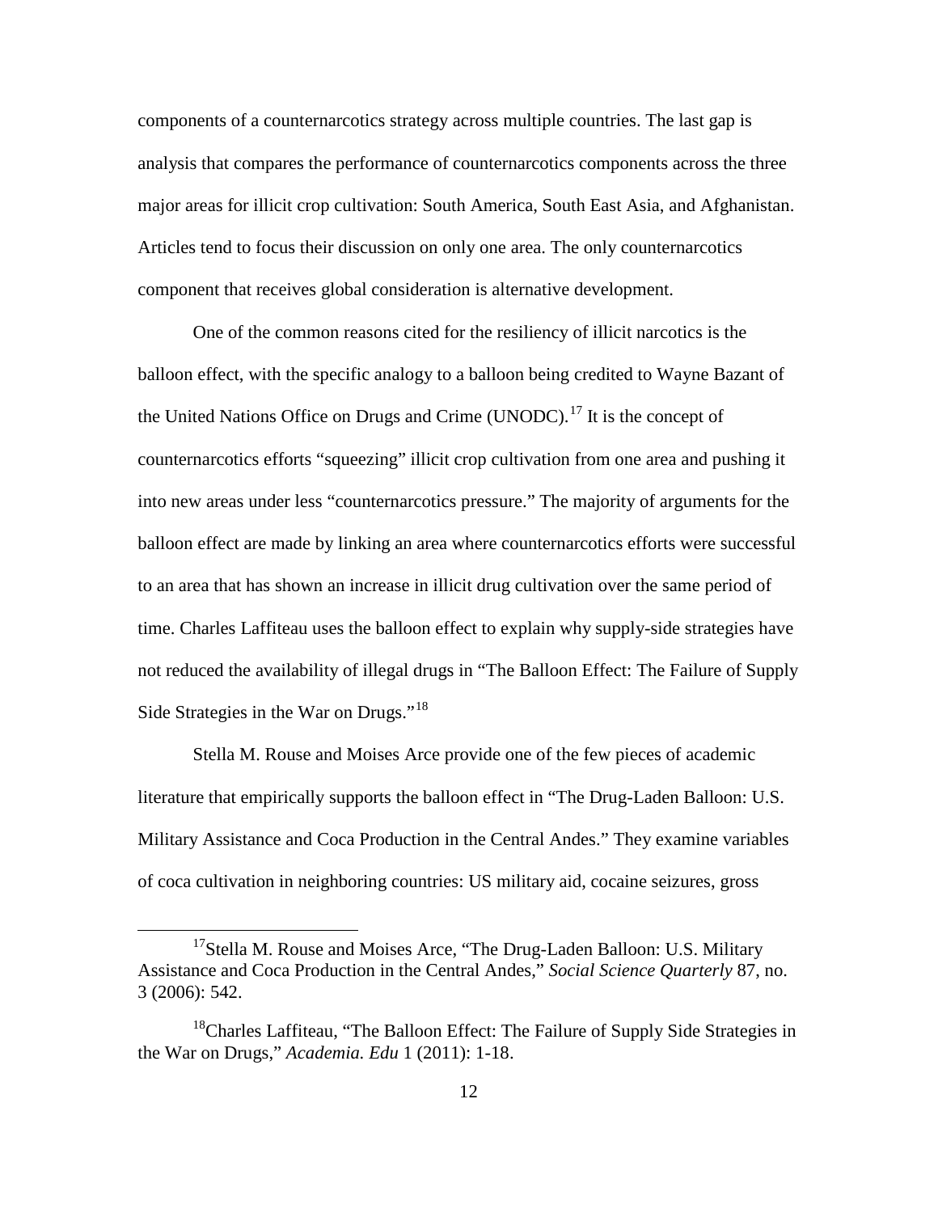components of a counternarcotics strategy across multiple countries. The last gap is analysis that compares the performance of counternarcotics components across the three major areas for illicit crop cultivation: South America, South East Asia, and Afghanistan. Articles tend to focus their discussion on only one area. The only counternarcotics component that receives global consideration is alternative development.

One of the common reasons cited for the resiliency of illicit narcotics is the balloon effect, with the specific analogy to a balloon being credited to Wayne Bazant of the United Nations Office on Drugs and Crime (UNODC).[17] It is the concept of counternarcotics efforts "squeezing" illicit crop cultivation from one area and pushing it into new areas under less "counternarcotics pressure." The majority of arguments for the balloon effect are made by linking an area where counternarcotics efforts were successful to an area that has shown an increase in illicit drug cultivation over the same period of time. Charles Laffiteau uses the balloon effect to explain why supply-side strategies have not reduced the availability of illegal drugs in "The Balloon Effect: The Failure of Supply Side Strategies in the War on Drugs."[18]

Stella M. Rouse and Moises Arce provide one of the few pieces of academic literature that empirically supports the balloon effect in "The Drug-Laden Balloon: U.S. Military Assistance and Coca Production in the Central Andes." They examine variables of coca cultivation in neighboring countries: US military aid, cocaine seizures, gross

[17]Stella M. Rouse and Moises Arce, "The Drug-Laden Balloon: U.S. Military Assistance and Coca Production in the Central Andes," *Social Science Quarterly* 87, no. 3 (2006): 542.

[18]Charles Laffiteau, "The Balloon Effect: The Failure of Supply Side Strategies in the War on Drugs," *Academia. Edu* 1 (2011): 1-18.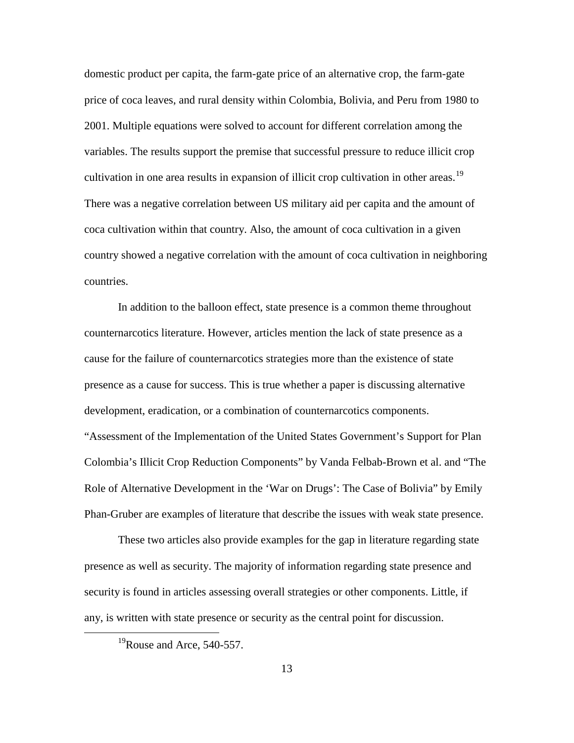domestic product per capita, the farm-gate price of an alternative crop, the farm-gate price of coca leaves, and rural density within Colombia, Bolivia, and Peru from 1980 to 2001. Multiple equations were solved to account for different correlation among the variables. The results support the premise that successful pressure to reduce illicit crop cultivation in one area results in expansion of illicit crop cultivation in other areas.[19] There was a negative correlation between US military aid per capita and the amount of coca cultivation within that country. Also, the amount of coca cultivation in a given country showed a negative correlation with the amount of coca cultivation in neighboring countries.

In addition to the balloon effect, state presence is a common theme throughout counternarcotics literature. However, articles mention the lack of state presence as a cause for the failure of counternarcotics strategies more than the existence of state presence as a cause for success. This is true whether a paper is discussing alternative development, eradication, or a combination of counternarcotics components. "Assessment of the Implementation of the United States Government's Support for Plan Colombia's Illicit Crop Reduction Components" by Vanda Felbab-Brown et al. and "The Role of Alternative Development in the 'War on Drugs': The Case of Bolivia" by Emily Phan-Gruber are examples of literature that describe the issues with weak state presence.

These two articles also provide examples for the gap in literature regarding state presence as well as security. The majority of information regarding state presence and security is found in articles assessing overall strategies or other components. Little, if any, is written with state presence or security as the central point for discussion.

[19] Rouse and Arce, 540-557.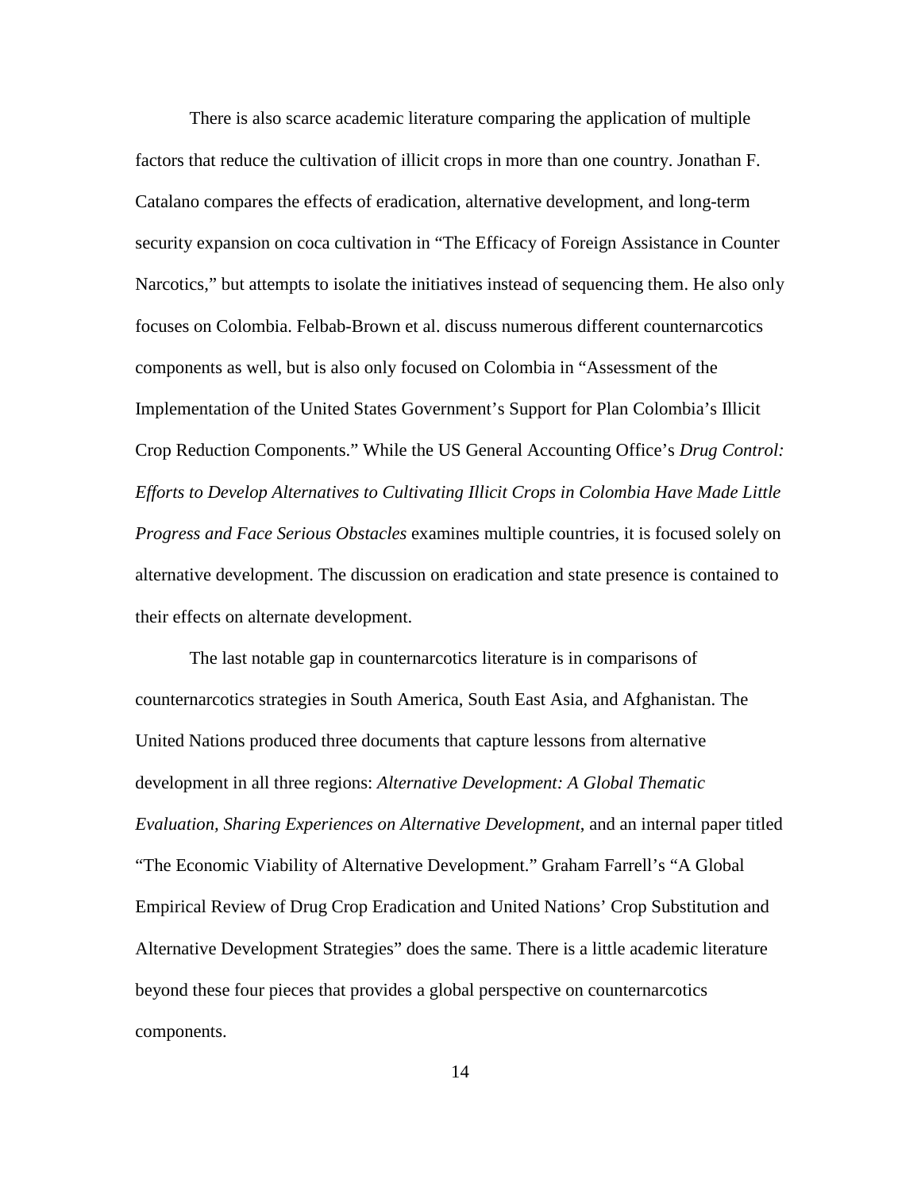There is also scarce academic literature comparing the application of multiple factors that reduce the cultivation of illicit crops in more than one country. Jonathan F. Catalano compares the effects of eradication, alternative development, and long-term security expansion on coca cultivation in "The Efficacy of Foreign Assistance in Counter Narcotics," but attempts to isolate the initiatives instead of sequencing them. He also only focuses on Colombia. Felbab-Brown et al. discuss numerous different counternarcotics components as well, but is also only focused on Colombia in "Assessment of the Implementation of the United States Government's Support for Plan Colombia's Illicit Crop Reduction Components." While the US General Accounting Office's *Drug Control: Efforts to Develop Alternatives to Cultivating Illicit Crops in Colombia Have Made Little Progress and Face Serious Obstacles* examines multiple countries, it is focused solely on alternative development. The discussion on eradication and state presence is contained to their effects on alternate development.

The last notable gap in counternarcotics literature is in comparisons of counternarcotics strategies in South America, South East Asia, and Afghanistan. The United Nations produced three documents that capture lessons from alternative development in all three regions: *Alternative Development: A Global Thematic Evaluation, Sharing Experiences on Alternative Development*, and an internal paper titled "The Economic Viability of Alternative Development." Graham Farrell's "A Global Empirical Review of Drug Crop Eradication and United Nations' Crop Substitution and Alternative Development Strategies" does the same. There is a little academic literature beyond these four pieces that provides a global perspective on counternarcotics components.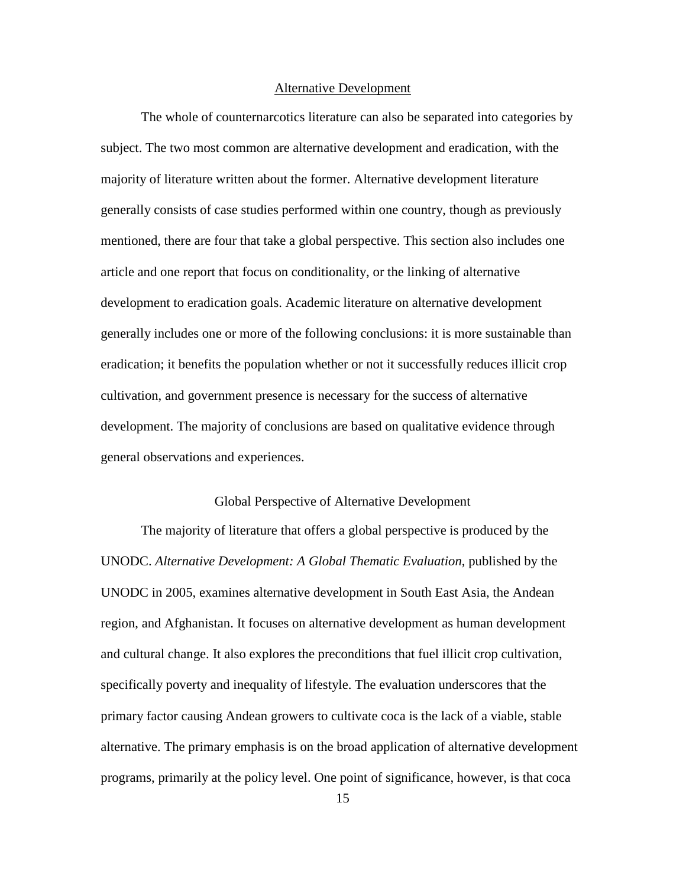## Alternative Development

The whole of counternarcotics literature can also be separated into categories by subject. The two most common are alternative development and eradication, with the majority of literature written about the former. Alternative development literature generally consists of case studies performed within one country, though as previously mentioned, there are four that take a global perspective. This section also includes one article and one report that focus on conditionality, or the linking of alternative development to eradication goals. Academic literature on alternative development generally includes one or more of the following conclusions: it is more sustainable than eradication; it benefits the population whether or not it successfully reduces illicit crop cultivation, and government presence is necessary for the success of alternative development. The majority of conclusions are based on qualitative evidence through general observations and experiences.

### Global Perspective of Alternative Development

The majority of literature that offers a global perspective is produced by the UNODC. *Alternative Development: A Global Thematic Evaluation*, published by the UNODC in 2005, examines alternative development in South East Asia, the Andean region, and Afghanistan. It focuses on alternative development as human development and cultural change. It also explores the preconditions that fuel illicit crop cultivation, specifically poverty and inequality of lifestyle. The evaluation underscores that the primary factor causing Andean growers to cultivate coca is the lack of a viable, stable alternative. The primary emphasis is on the broad application of alternative development programs, primarily at the policy level. One point of significance, however, is that coca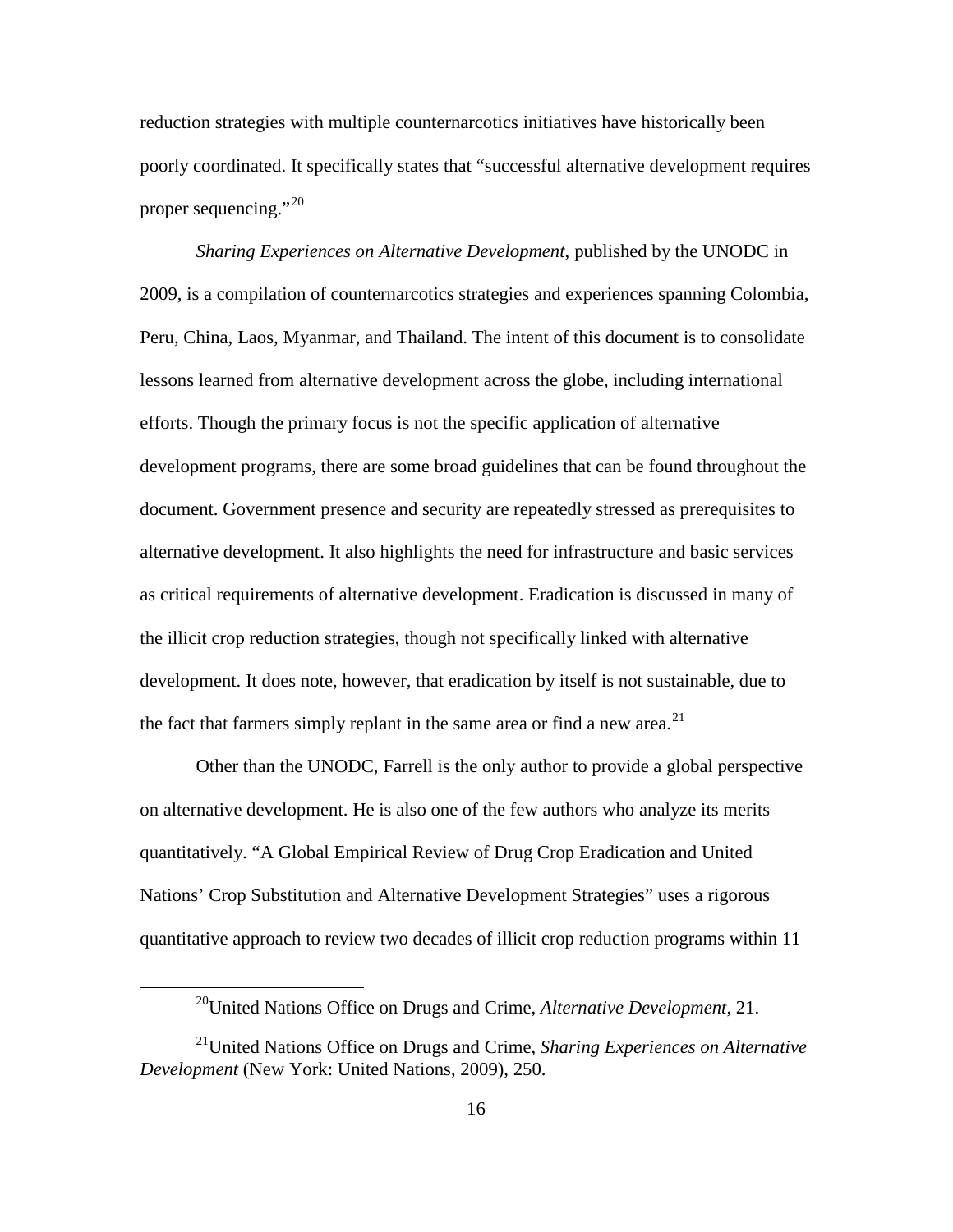reduction strategies with multiple counternarcotics initiatives have historically been poorly coordinated. It specifically states that "successful alternative development requires proper sequencing."[20]

*Sharing Experiences on Alternative Development*, published by the UNODC in 2009, is a compilation of counternarcotics strategies and experiences spanning Colombia, Peru, China, Laos, Myanmar, and Thailand. The intent of this document is to consolidate lessons learned from alternative development across the globe, including international efforts. Though the primary focus is not the specific application of alternative development programs, there are some broad guidelines that can be found throughout the document. Government presence and security are repeatedly stressed as prerequisites to alternative development. It also highlights the need for infrastructure and basic services as critical requirements of alternative development. Eradication is discussed in many of the illicit crop reduction strategies, though not specifically linked with alternative development. It does note, however, that eradication by itself is not sustainable, due to the fact that farmers simply replant in the same area or find a new area.[21]

Other than the UNODC, Farrell is the only author to provide a global perspective on alternative development. He is also one of the few authors who analyze its merits quantitatively. "A Global Empirical Review of Drug Crop Eradication and United Nations' Crop Substitution and Alternative Development Strategies" uses a rigorous quantitative approach to review two decades of illicit crop reduction programs within 11

---

[20]United Nations Office on Drugs and Crime, *Alternative Development*, 21.

[21]United Nations Office on Drugs and Crime, *Sharing Experiences on Alternative Development* (New York: United Nations, 2009), 250.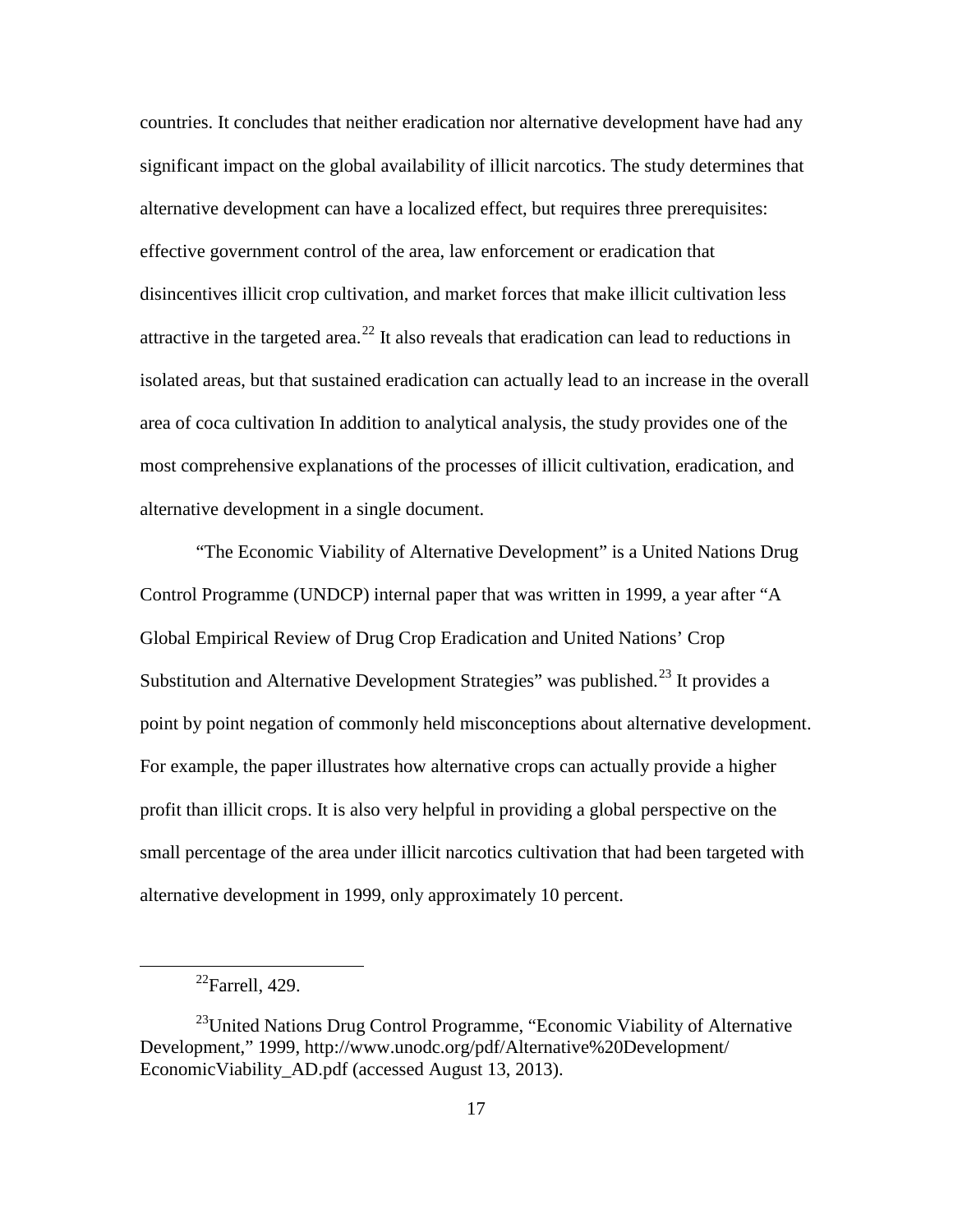countries. It concludes that neither eradication nor alternative development have had any significant impact on the global availability of illicit narcotics. The study determines that alternative development can have a localized effect, but requires three prerequisites: effective government control of the area, law enforcement or eradication that disincentives illicit crop cultivation, and market forces that make illicit cultivation less attractive in the targeted area.[22] It also reveals that eradication can lead to reductions in isolated areas, but that sustained eradication can actually lead to an increase in the overall area of coca cultivation In addition to analytical analysis, the study provides one of the most comprehensive explanations of the processes of illicit cultivation, eradication, and alternative development in a single document.

"The Economic Viability of Alternative Development" is a United Nations Drug Control Programme (UNDCP) internal paper that was written in 1999, a year after "A Global Empirical Review of Drug Crop Eradication and United Nations' Crop Substitution and Alternative Development Strategies" was published.[23] It provides a point by point negation of commonly held misconceptions about alternative development. For example, the paper illustrates how alternative crops can actually provide a higher profit than illicit crops. It is also very helpful in providing a global perspective on the small percentage of the area under illicit narcotics cultivation that had been targeted with alternative development in 1999, only approximately 10 percent.

---

[22]Farrell, 429.

[23]United Nations Drug Control Programme, "Economic Viability of Alternative Development," 1999, http://www.unodc.org/pdf/Alternative%20Development/EconomicViability_AD.pdf (accessed August 13, 2013).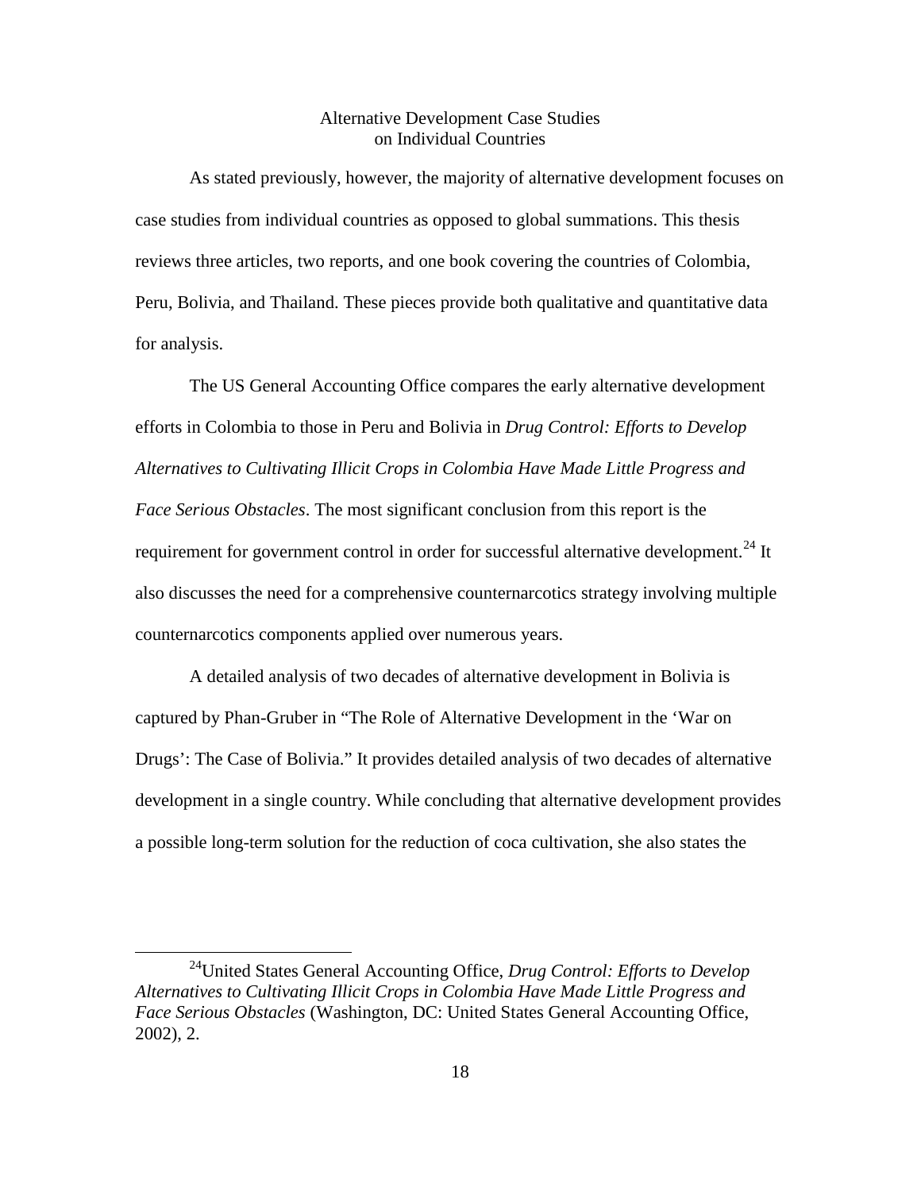## Alternative Development Case Studies on Individual Countries

As stated previously, however, the majority of alternative development focuses on case studies from individual countries as opposed to global summations. This thesis reviews three articles, two reports, and one book covering the countries of Colombia, Peru, Bolivia, and Thailand. These pieces provide both qualitative and quantitative data for analysis.

The US General Accounting Office compares the early alternative development efforts in Colombia to those in Peru and Bolivia in *Drug Control: Efforts to Develop Alternatives to Cultivating Illicit Crops in Colombia Have Made Little Progress and Face Serious Obstacles*. The most significant conclusion from this report is the requirement for government control in order for successful alternative development.[24] It also discusses the need for a comprehensive counternarcotics strategy involving multiple counternarcotics components applied over numerous years.

A detailed analysis of two decades of alternative development in Bolivia is captured by Phan-Gruber in "The Role of Alternative Development in the 'War on Drugs': The Case of Bolivia." It provides detailed analysis of two decades of alternative development in a single country. While concluding that alternative development provides a possible long-term solution for the reduction of coca cultivation, she also states the

---

[24]United States General Accounting Office, *Drug Control: Efforts to Develop Alternatives to Cultivating Illicit Crops in Colombia Have Made Little Progress and Face Serious Obstacles* (Washington, DC: United States General Accounting Office, 2002), 2.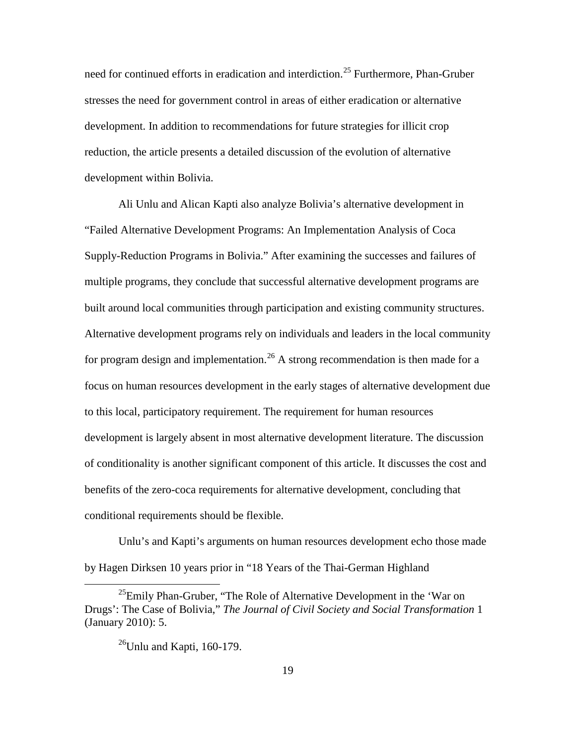need for continued efforts in eradication and interdiction.[25] Furthermore, Phan-Gruber stresses the need for government control in areas of either eradication or alternative development. In addition to recommendations for future strategies for illicit crop reduction, the article presents a detailed discussion of the evolution of alternative development within Bolivia.

Ali Unlu and Alican Kapti also analyze Bolivia's alternative development in "Failed Alternative Development Programs: An Implementation Analysis of Coca Supply-Reduction Programs in Bolivia." After examining the successes and failures of multiple programs, they conclude that successful alternative development programs are built around local communities through participation and existing community structures. Alternative development programs rely on individuals and leaders in the local community for program design and implementation.[26] A strong recommendation is then made for a focus on human resources development in the early stages of alternative development due to this local, participatory requirement. The requirement for human resources development is largely absent in most alternative development literature. The discussion of conditionality is another significant component of this article. It discusses the cost and benefits of the zero-coca requirements for alternative development, concluding that conditional requirements should be flexible.

Unlu's and Kapti's arguments on human resources development echo those made by Hagen Dirksen 10 years prior in "18 Years of the Thai-German Highland

---

[25]Emily Phan-Gruber, "The Role of Alternative Development in the 'War on Drugs': The Case of Bolivia," *The Journal of Civil Society and Social Transformation* 1 (January 2010): 5.

[26]Unlu and Kapti, 160-179.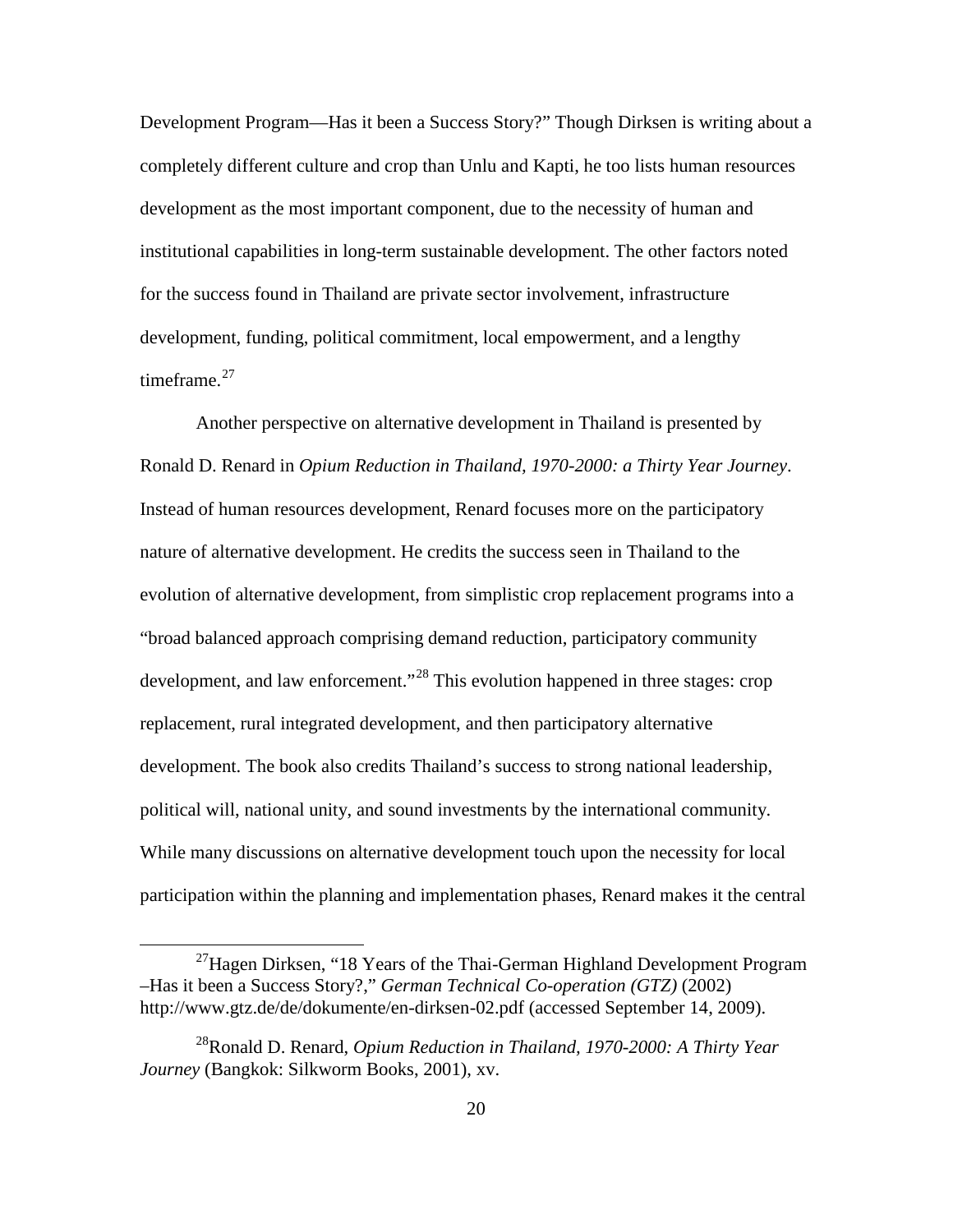Development Program—Has it been a Success Story?" Though Dirksen is writing about a completely different culture and crop than Unlu and Kapti, he too lists human resources development as the most important component, due to the necessity of human and institutional capabilities in long-term sustainable development. The other factors noted for the success found in Thailand are private sector involvement, infrastructure development, funding, political commitment, local empowerment, and a lengthy timeframe.[27]

Another perspective on alternative development in Thailand is presented by Ronald D. Renard in *Opium Reduction in Thailand, 1970-2000: a Thirty Year Journey*. Instead of human resources development, Renard focuses more on the participatory nature of alternative development. He credits the success seen in Thailand to the evolution of alternative development, from simplistic crop replacement programs into a "broad balanced approach comprising demand reduction, participatory community development, and law enforcement."[28] This evolution happened in three stages: crop replacement, rural integrated development, and then participatory alternative development. The book also credits Thailand's success to strong national leadership, political will, national unity, and sound investments by the international community. While many discussions on alternative development touch upon the necessity for local participation within the planning and implementation phases, Renard makes it the central

---

[27] Hagen Dirksen, "18 Years of the Thai-German Highland Development Program –Has it been a Success Story?," *German Technical Co-operation (GTZ)* (2002) http://www.gtz.de/de/dokumente/en-dirksen-02.pdf (accessed September 14, 2009).

[28] Ronald D. Renard, *Opium Reduction in Thailand, 1970-2000: A Thirty Year Journey* (Bangkok: Silkworm Books, 2001), xv.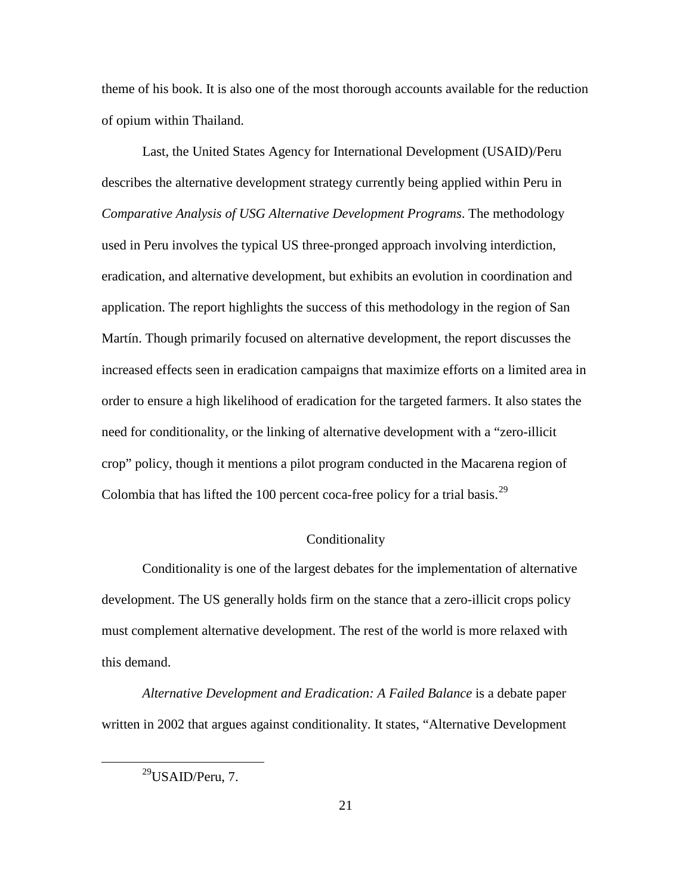theme of his book. It is also one of the most thorough accounts available for the reduction of opium within Thailand.

Last, the United States Agency for International Development (USAID)/Peru describes the alternative development strategy currently being applied within Peru in *Comparative Analysis of USG Alternative Development Programs*. The methodology used in Peru involves the typical US three-pronged approach involving interdiction, eradication, and alternative development, but exhibits an evolution in coordination and application. The report highlights the success of this methodology in the region of San Martín. Though primarily focused on alternative development, the report discusses the increased effects seen in eradication campaigns that maximize efforts on a limited area in order to ensure a high likelihood of eradication for the targeted farmers. It also states the need for conditionality, or the linking of alternative development with a "zero-illicit crop" policy, though it mentions a pilot program conducted in the Macarena region of Colombia that has lifted the 100 percent coca-free policy for a trial basis.[29]

## Conditionality

Conditionality is one of the largest debates for the implementation of alternative development. The US generally holds firm on the stance that a zero-illicit crops policy must complement alternative development. The rest of the world is more relaxed with this demand.

*Alternative Development and Eradication: A Failed Balance* is a debate paper written in 2002 that argues against conditionality. It states, "Alternative Development

[29]USAID/Peru, 7.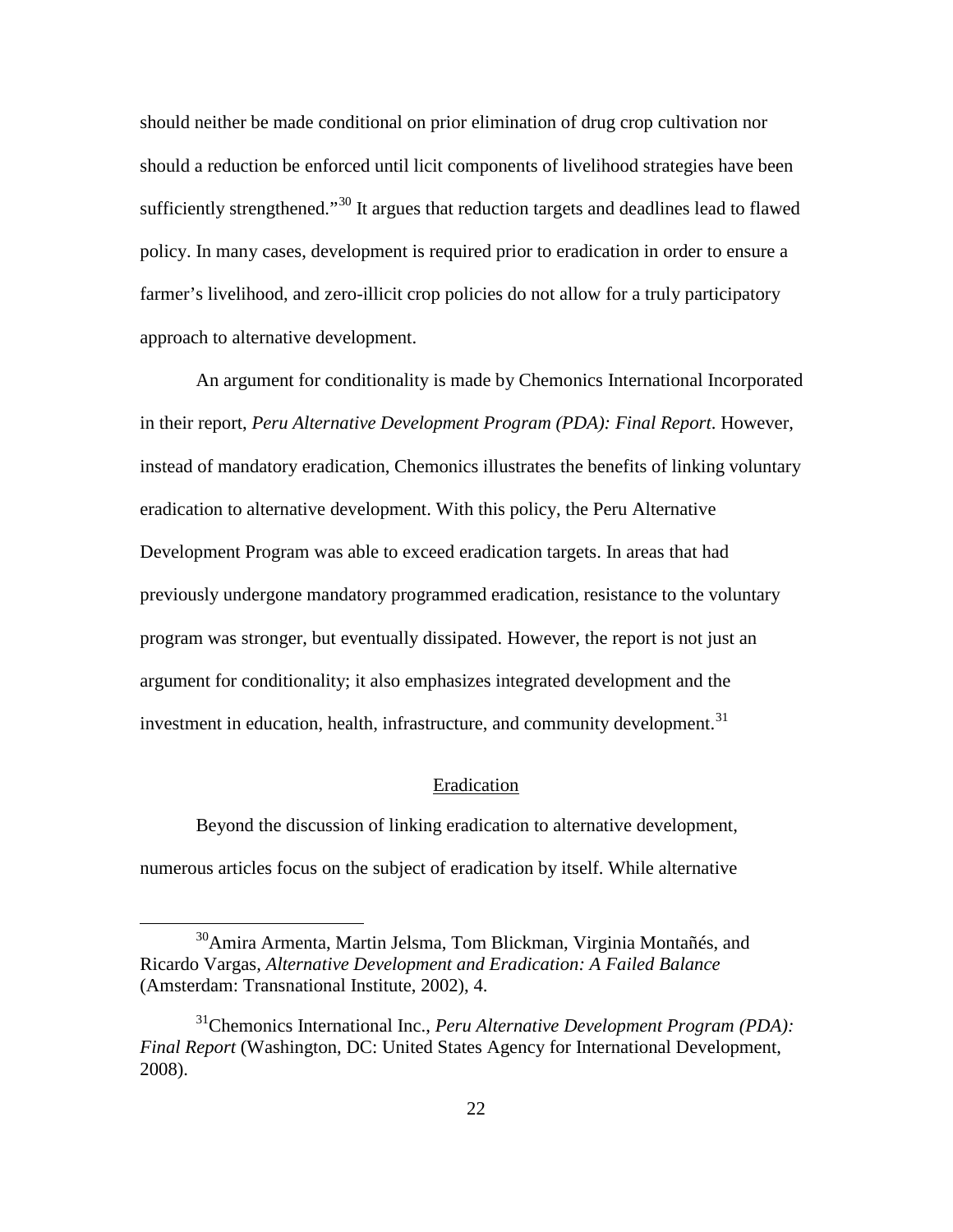should neither be made conditional on prior elimination of drug crop cultivation nor should a reduction be enforced until licit components of livelihood strategies have been sufficiently strengthened."[30] It argues that reduction targets and deadlines lead to flawed policy. In many cases, development is required prior to eradication in order to ensure a farmer's livelihood, and zero-illicit crop policies do not allow for a truly participatory approach to alternative development.

An argument for conditionality is made by Chemonics International Incorporated in their report, *Peru Alternative Development Program (PDA): Final Report*. However, instead of mandatory eradication, Chemonics illustrates the benefits of linking voluntary eradication to alternative development. With this policy, the Peru Alternative Development Program was able to exceed eradication targets. In areas that had previously undergone mandatory programmed eradication, resistance to the voluntary program was stronger, but eventually dissipated. However, the report is not just an argument for conditionality; it also emphasizes integrated development and the investment in education, health, infrastructure, and community development.[31]

## Eradication

Beyond the discussion of linking eradication to alternative development, numerous articles focus on the subject of eradication by itself. While alternative

---

[30] Amira Armenta, Martin Jelsma, Tom Blickman, Virginia Montañés, and Ricardo Vargas, *Alternative Development and Eradication: A Failed Balance* (Amsterdam: Transnational Institute, 2002), 4.

[31] Chemonics International Inc., *Peru Alternative Development Program (PDA): Final Report* (Washington, DC: United States Agency for International Development, 2008).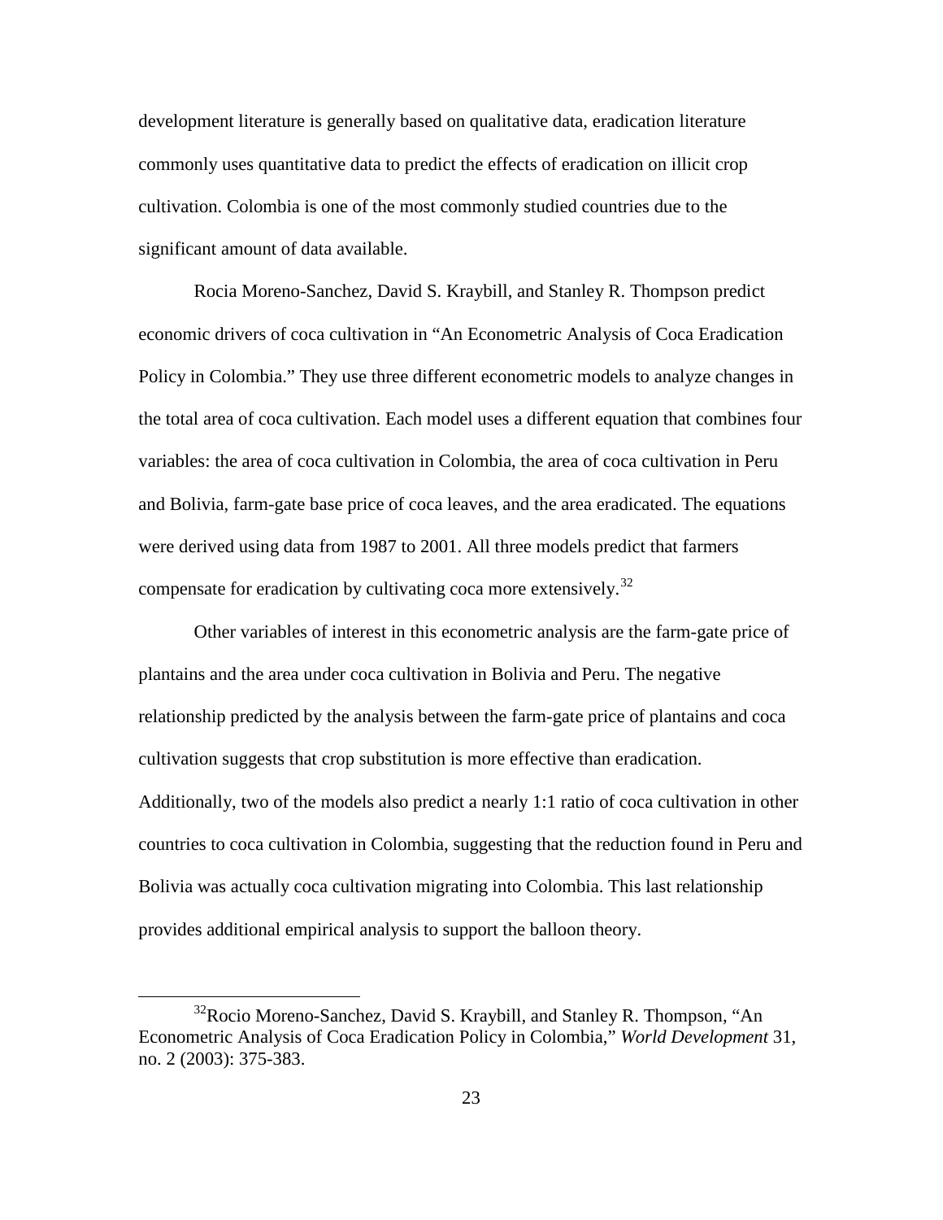development literature is generally based on qualitative data, eradication literature commonly uses quantitative data to predict the effects of eradication on illicit crop cultivation. Colombia is one of the most commonly studied countries due to the significant amount of data available.

Rocia Moreno-Sanchez, David S. Kraybill, and Stanley R. Thompson predict economic drivers of coca cultivation in "An Econometric Analysis of Coca Eradication Policy in Colombia." They use three different econometric models to analyze changes in the total area of coca cultivation. Each model uses a different equation that combines four variables: the area of coca cultivation in Colombia, the area of coca cultivation in Peru and Bolivia, farm-gate base price of coca leaves, and the area eradicated. The equations were derived using data from 1987 to 2001. All three models predict that farmers compensate for eradication by cultivating coca more extensively.[32]

Other variables of interest in this econometric analysis are the farm-gate price of plantains and the area under coca cultivation in Bolivia and Peru. The negative relationship predicted by the analysis between the farm-gate price of plantains and coca cultivation suggests that crop substitution is more effective than eradication. Additionally, two of the models also predict a nearly 1:1 ratio of coca cultivation in other countries to coca cultivation in Colombia, suggesting that the reduction found in Peru and Bolivia was actually coca cultivation migrating into Colombia. This last relationship provides additional empirical analysis to support the balloon theory.

---

[32] Rocio Moreno-Sanchez, David S. Kraybill, and Stanley R. Thompson, "An Econometric Analysis of Coca Eradication Policy in Colombia," *World Development* 31, no. 2 (2003): 375-383.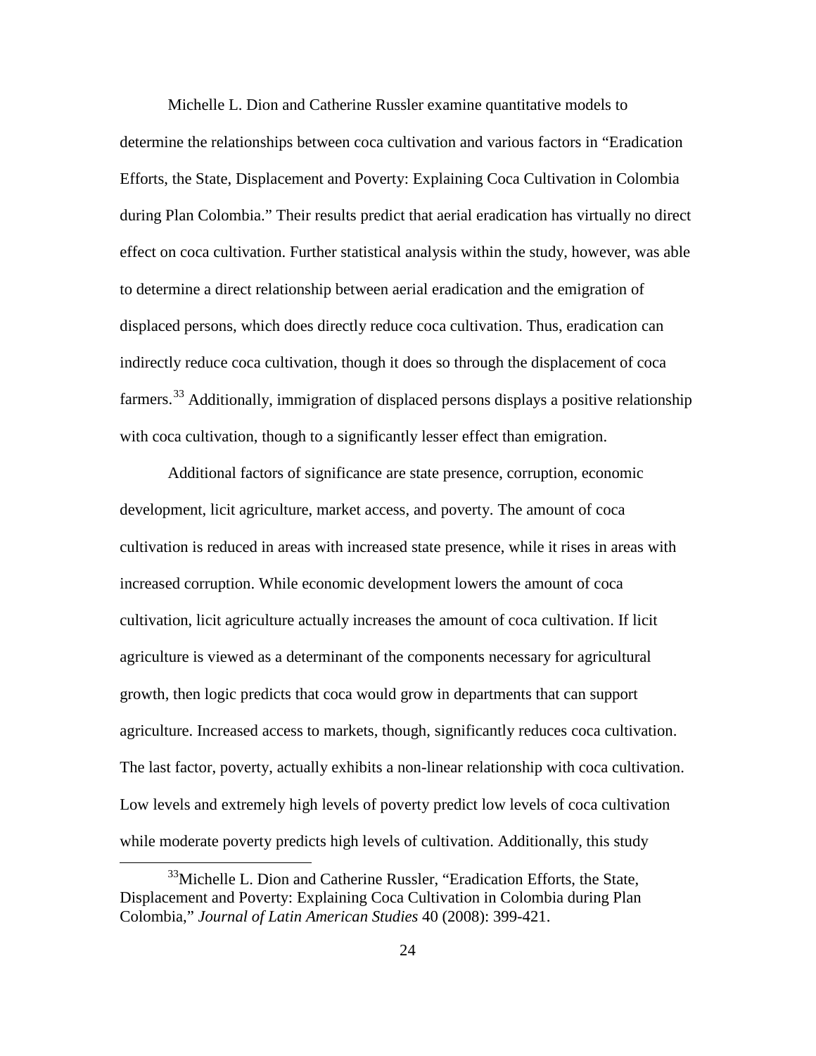Michelle L. Dion and Catherine Russler examine quantitative models to determine the relationships between coca cultivation and various factors in "Eradication Efforts, the State, Displacement and Poverty: Explaining Coca Cultivation in Colombia during Plan Colombia." Their results predict that aerial eradication has virtually no direct effect on coca cultivation. Further statistical analysis within the study, however, was able to determine a direct relationship between aerial eradication and the emigration of displaced persons, which does directly reduce coca cultivation. Thus, eradication can indirectly reduce coca cultivation, though it does so through the displacement of coca farmers.[33] Additionally, immigration of displaced persons displays a positive relationship with coca cultivation, though to a significantly lesser effect than emigration.

Additional factors of significance are state presence, corruption, economic development, licit agriculture, market access, and poverty. The amount of coca cultivation is reduced in areas with increased state presence, while it rises in areas with increased corruption. While economic development lowers the amount of coca cultivation, licit agriculture actually increases the amount of coca cultivation. If licit agriculture is viewed as a determinant of the components necessary for agricultural growth, then logic predicts that coca would grow in departments that can support agriculture. Increased access to markets, though, significantly reduces coca cultivation. The last factor, poverty, actually exhibits a non-linear relationship with coca cultivation. Low levels and extremely high levels of poverty predict low levels of coca cultivation while moderate poverty predicts high levels of cultivation. Additionally, this study

[33] Michelle L. Dion and Catherine Russler, "Eradication Efforts, the State, Displacement and Poverty: Explaining Coca Cultivation in Colombia during Plan Colombia," *Journal of Latin American Studies* 40 (2008): 399-421.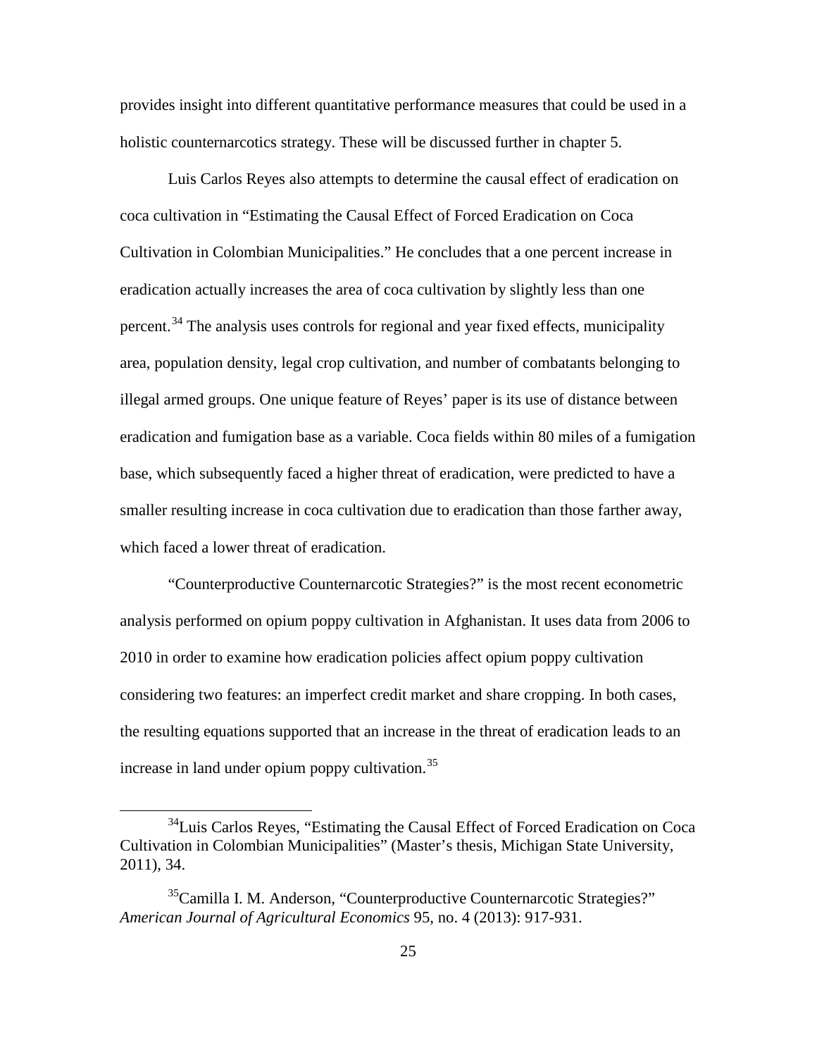provides insight into different quantitative performance measures that could be used in a holistic counternarcotics strategy. These will be discussed further in chapter 5.

Luis Carlos Reyes also attempts to determine the causal effect of eradication on coca cultivation in "Estimating the Causal Effect of Forced Eradication on Coca Cultivation in Colombian Municipalities." He concludes that a one percent increase in eradication actually increases the area of coca cultivation by slightly less than one percent.[34] The analysis uses controls for regional and year fixed effects, municipality area, population density, legal crop cultivation, and number of combatants belonging to illegal armed groups. One unique feature of Reyes' paper is its use of distance between eradication and fumigation base as a variable. Coca fields within 80 miles of a fumigation base, which subsequently faced a higher threat of eradication, were predicted to have a smaller resulting increase in coca cultivation due to eradication than those farther away, which faced a lower threat of eradication.

"Counterproductive Counternarcotic Strategies?" is the most recent econometric analysis performed on opium poppy cultivation in Afghanistan. It uses data from 2006 to 2010 in order to examine how eradication policies affect opium poppy cultivation considering two features: an imperfect credit market and share cropping. In both cases, the resulting equations supported that an increase in the threat of eradication leads to an increase in land under opium poppy cultivation.[35]

---

[34] Luis Carlos Reyes, "Estimating the Causal Effect of Forced Eradication on Coca Cultivation in Colombian Municipalities" (Master's thesis, Michigan State University, 2011), 34.

[35] Camilla I. M. Anderson, "Counterproductive Counternarcotic Strategies?" *American Journal of Agricultural Economics* 95, no. 4 (2013): 917-931.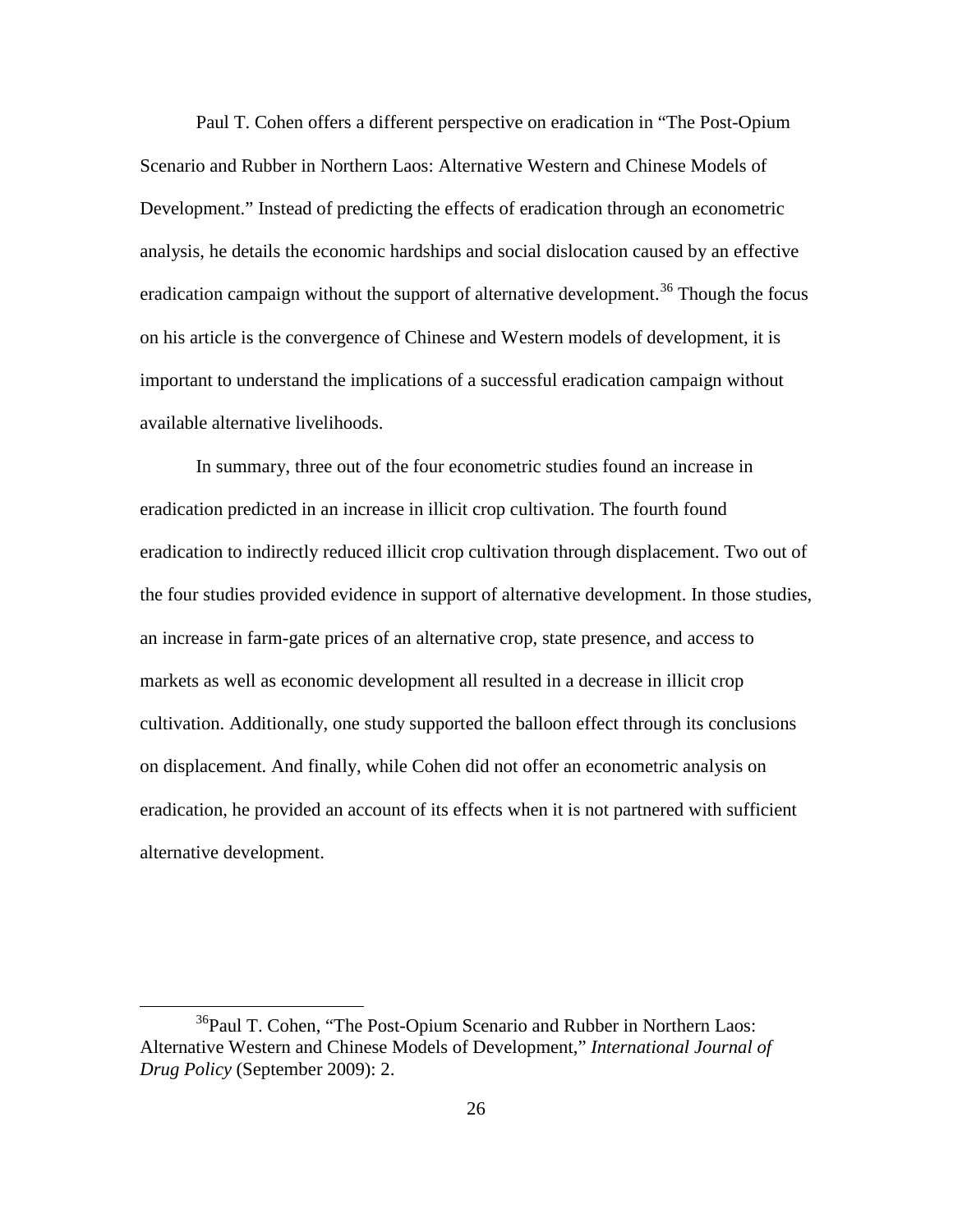Paul T. Cohen offers a different perspective on eradication in "The Post-Opium Scenario and Rubber in Northern Laos: Alternative Western and Chinese Models of Development." Instead of predicting the effects of eradication through an econometric analysis, he details the economic hardships and social dislocation caused by an effective eradication campaign without the support of alternative development.[36] Though the focus on his article is the convergence of Chinese and Western models of development, it is important to understand the implications of a successful eradication campaign without available alternative livelihoods.

In summary, three out of the four econometric studies found an increase in eradication predicted in an increase in illicit crop cultivation. The fourth found eradication to indirectly reduced illicit crop cultivation through displacement. Two out of the four studies provided evidence in support of alternative development. In those studies, an increase in farm-gate prices of an alternative crop, state presence, and access to markets as well as economic development all resulted in a decrease in illicit crop cultivation. Additionally, one study supported the balloon effect through its conclusions on displacement. And finally, while Cohen did not offer an econometric analysis on eradication, he provided an account of its effects when it is not partnered with sufficient alternative development.

[36] Paul T. Cohen, "The Post-Opium Scenario and Rubber in Northern Laos: Alternative Western and Chinese Models of Development," *International Journal of Drug Policy* (September 2009): 2.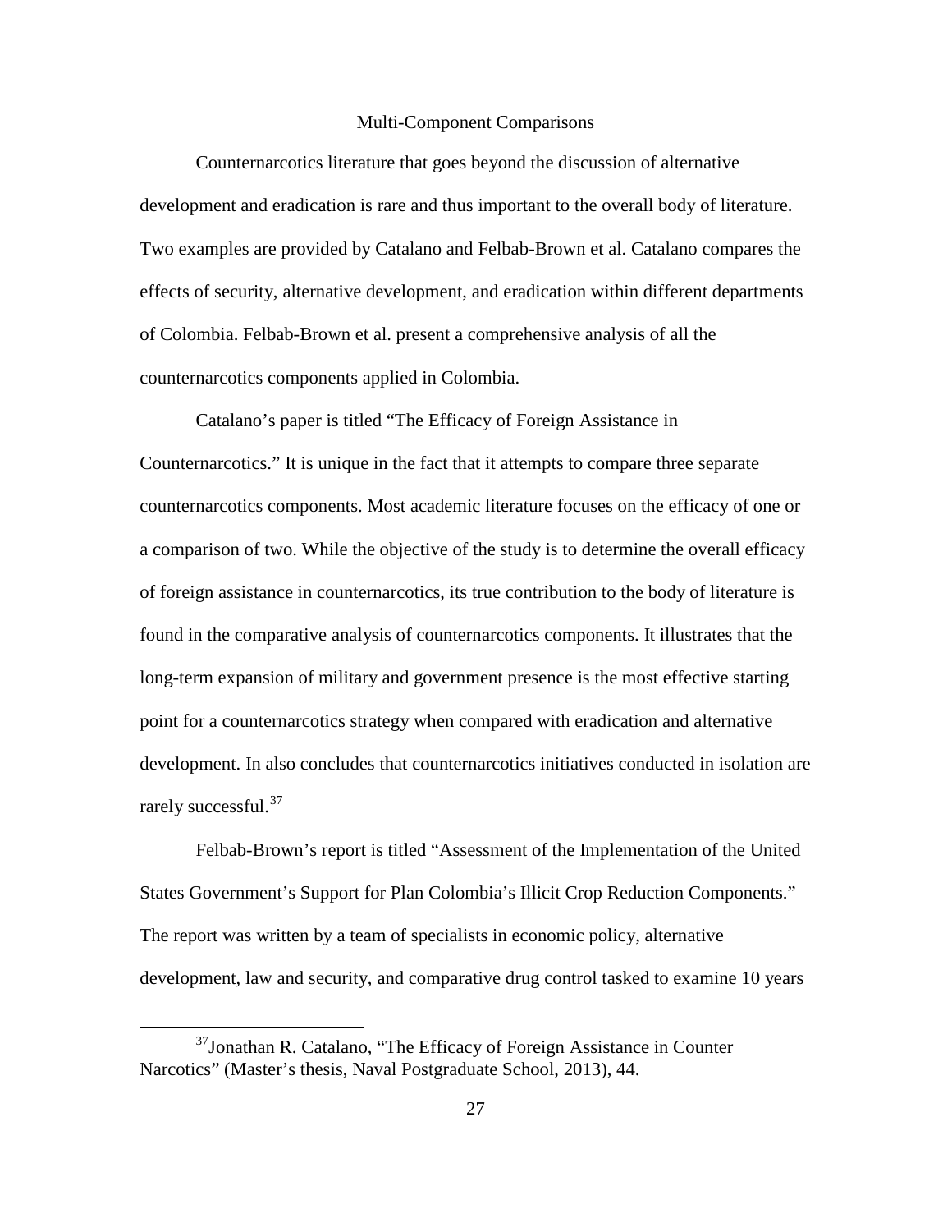## Multi-Component Comparisons

Counternarcotics literature that goes beyond the discussion of alternative development and eradication is rare and thus important to the overall body of literature. Two examples are provided by Catalano and Felbab-Brown et al. Catalano compares the effects of security, alternative development, and eradication within different departments of Colombia. Felbab-Brown et al. present a comprehensive analysis of all the counternarcotics components applied in Colombia.

Catalano's paper is titled "The Efficacy of Foreign Assistance in Counternarcotics." It is unique in the fact that it attempts to compare three separate counternarcotics components. Most academic literature focuses on the efficacy of one or a comparison of two. While the objective of the study is to determine the overall efficacy of foreign assistance in counternarcotics, its true contribution to the body of literature is found in the comparative analysis of counternarcotics components. It illustrates that the long-term expansion of military and government presence is the most effective starting point for a counternarcotics strategy when compared with eradication and alternative development. In also concludes that counternarcotics initiatives conducted in isolation are rarely successful.[37]

Felbab-Brown's report is titled "Assessment of the Implementation of the United States Government's Support for Plan Colombia's Illicit Crop Reduction Components." The report was written by a team of specialists in economic policy, alternative development, law and security, and comparative drug control tasked to examine 10 years

[37]Jonathan R. Catalano, "The Efficacy of Foreign Assistance in Counter Narcotics" (Master's thesis, Naval Postgraduate School, 2013), 44.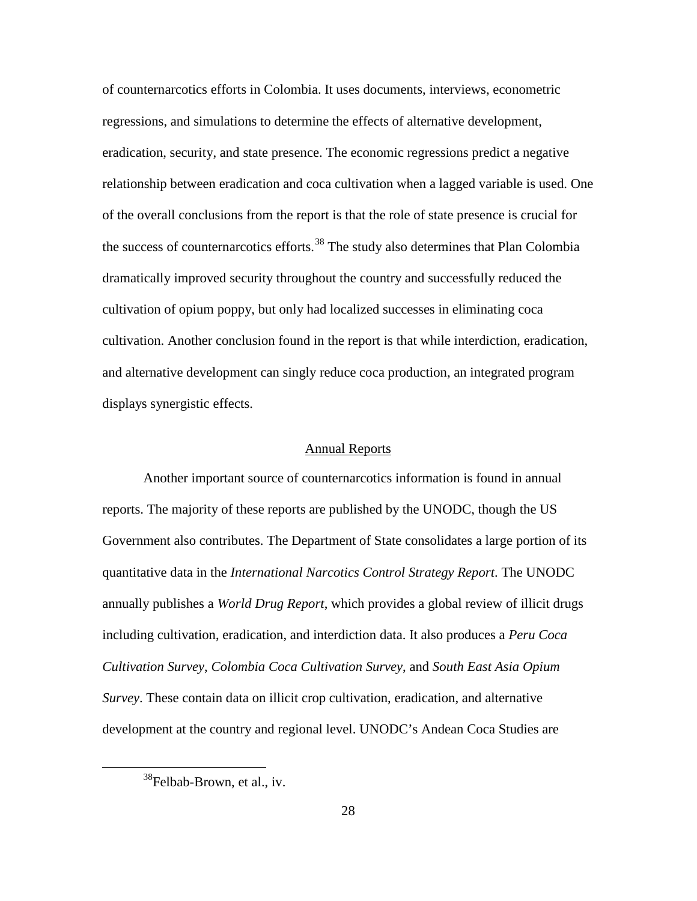of counternarcotics efforts in Colombia. It uses documents, interviews, econometric regressions, and simulations to determine the effects of alternative development, eradication, security, and state presence. The economic regressions predict a negative relationship between eradication and coca cultivation when a lagged variable is used. One of the overall conclusions from the report is that the role of state presence is crucial for the success of counternarcotics efforts.[38] The study also determines that Plan Colombia dramatically improved security throughout the country and successfully reduced the cultivation of opium poppy, but only had localized successes in eliminating coca cultivation. Another conclusion found in the report is that while interdiction, eradication, and alternative development can singly reduce coca production, an integrated program displays synergistic effects.

## Annual Reports

Another important source of counternarcotics information is found in annual reports. The majority of these reports are published by the UNODC, though the US Government also contributes. The Department of State consolidates a large portion of its quantitative data in the *International Narcotics Control Strategy Report*. The UNODC annually publishes a *World Drug Report*, which provides a global review of illicit drugs including cultivation, eradication, and interdiction data. It also produces a *Peru Coca Cultivation Survey*, *Colombia Coca Cultivation Survey,* and *South East Asia Opium Survey*. These contain data on illicit crop cultivation, eradication, and alternative development at the country and regional level. UNODC's Andean Coca Studies are

[38]Felbab-Brown, et al., iv.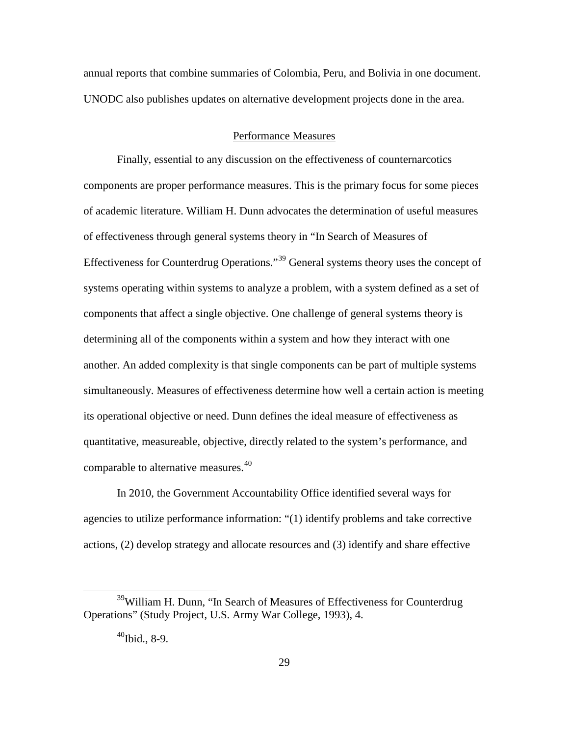annual reports that combine summaries of Colombia, Peru, and Bolivia in one document. UNODC also publishes updates on alternative development projects done in the area.

## Performance Measures

Finally, essential to any discussion on the effectiveness of counternarcotics components are proper performance measures. This is the primary focus for some pieces of academic literature. William H. Dunn advocates the determination of useful measures of effectiveness through general systems theory in "In Search of Measures of Effectiveness for Counterdrug Operations."[39] General systems theory uses the concept of systems operating within systems to analyze a problem, with a system defined as a set of components that affect a single objective. One challenge of general systems theory is determining all of the components within a system and how they interact with one another. An added complexity is that single components can be part of multiple systems simultaneously. Measures of effectiveness determine how well a certain action is meeting its operational objective or need. Dunn defines the ideal measure of effectiveness as quantitative, measureable, objective, directly related to the system's performance, and comparable to alternative measures.[40]

In 2010, the Government Accountability Office identified several ways for agencies to utilize performance information: "(1) identify problems and take corrective actions, (2) develop strategy and allocate resources and (3) identify and share effective

---

[39]William H. Dunn, "In Search of Measures of Effectiveness for Counterdrug Operations" (Study Project, U.S. Army War College, 1993), 4.

[40]Ibid., 8-9.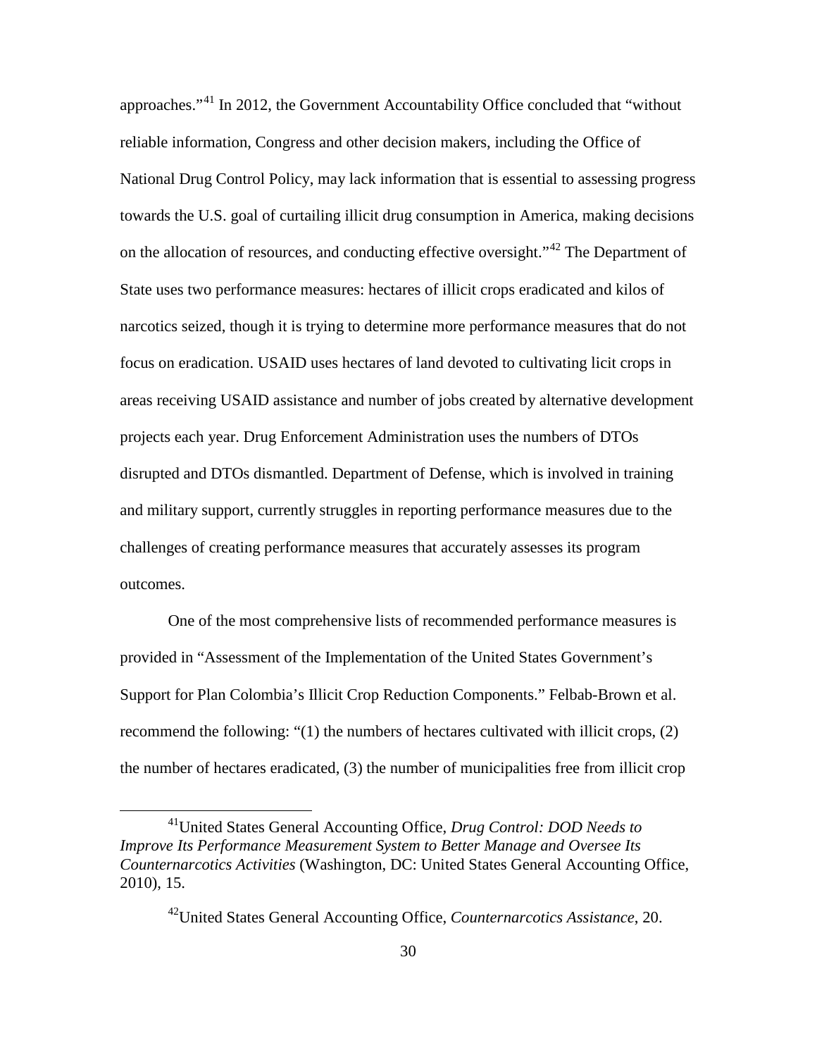approaches."[41] In 2012, the Government Accountability Office concluded that "without reliable information, Congress and other decision makers, including the Office of National Drug Control Policy, may lack information that is essential to assessing progress towards the U.S. goal of curtailing illicit drug consumption in America, making decisions on the allocation of resources, and conducting effective oversight."[42] The Department of State uses two performance measures: hectares of illicit crops eradicated and kilos of narcotics seized, though it is trying to determine more performance measures that do not focus on eradication. USAID uses hectares of land devoted to cultivating licit crops in areas receiving USAID assistance and number of jobs created by alternative development projects each year. Drug Enforcement Administration uses the numbers of DTOs disrupted and DTOs dismantled. Department of Defense, which is involved in training and military support, currently struggles in reporting performance measures due to the challenges of creating performance measures that accurately assesses its program outcomes.

One of the most comprehensive lists of recommended performance measures is provided in "Assessment of the Implementation of the United States Government's Support for Plan Colombia's Illicit Crop Reduction Components." Felbab-Brown et al. recommend the following: "(1) the numbers of hectares cultivated with illicit crops, (2) the number of hectares eradicated, (3) the number of municipalities free from illicit crop

---

[41] United States General Accounting Office, *Drug Control: DOD Needs to Improve Its Performance Measurement System to Better Manage and Oversee Its Counternarcotics Activities* (Washington, DC: United States General Accounting Office, 2010), 15.

[42] United States General Accounting Office, *Counternarcotics Assistance*, 20.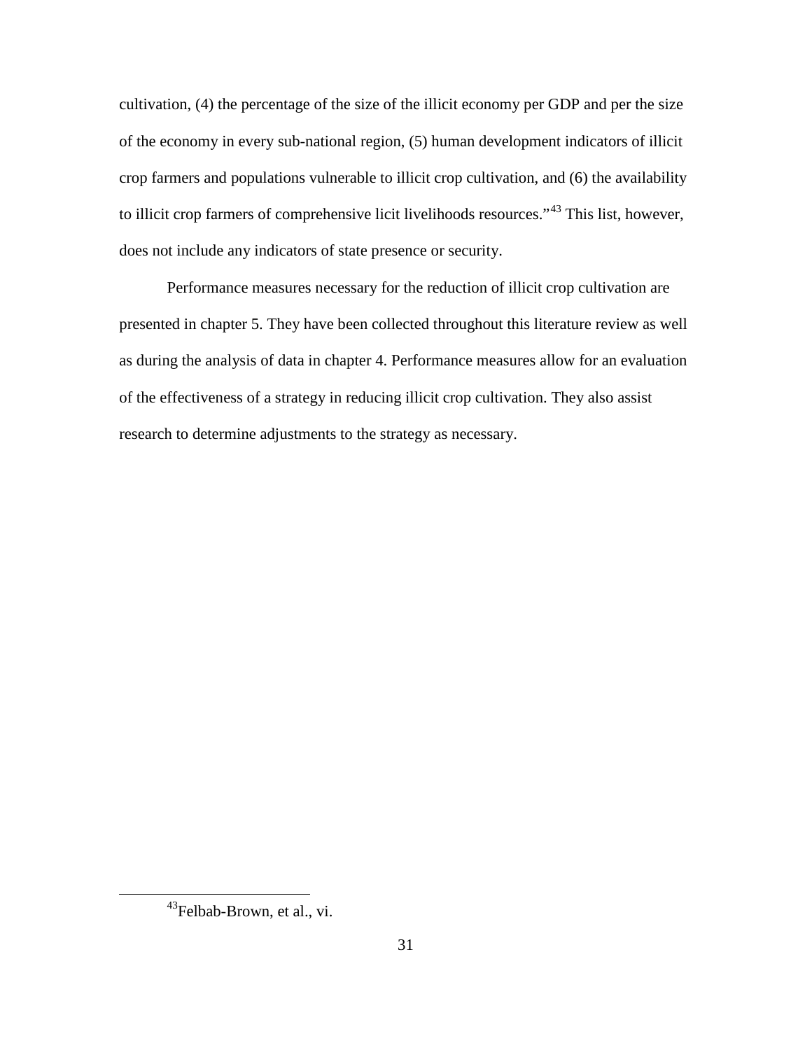cultivation, (4) the percentage of the size of the illicit economy per GDP and per the size of the economy in every sub-national region, (5) human development indicators of illicit crop farmers and populations vulnerable to illicit crop cultivation, and (6) the availability to illicit crop farmers of comprehensive licit livelihoods resources."[43] This list, however, does not include any indicators of state presence or security.

Performance measures necessary for the reduction of illicit crop cultivation are presented in chapter 5. They have been collected throughout this literature review as well as during the analysis of data in chapter 4. Performance measures allow for an evaluation of the effectiveness of a strategy in reducing illicit crop cultivation. They also assist research to determine adjustments to the strategy as necessary.

---

[43] Felbab-Brown, et al., vi.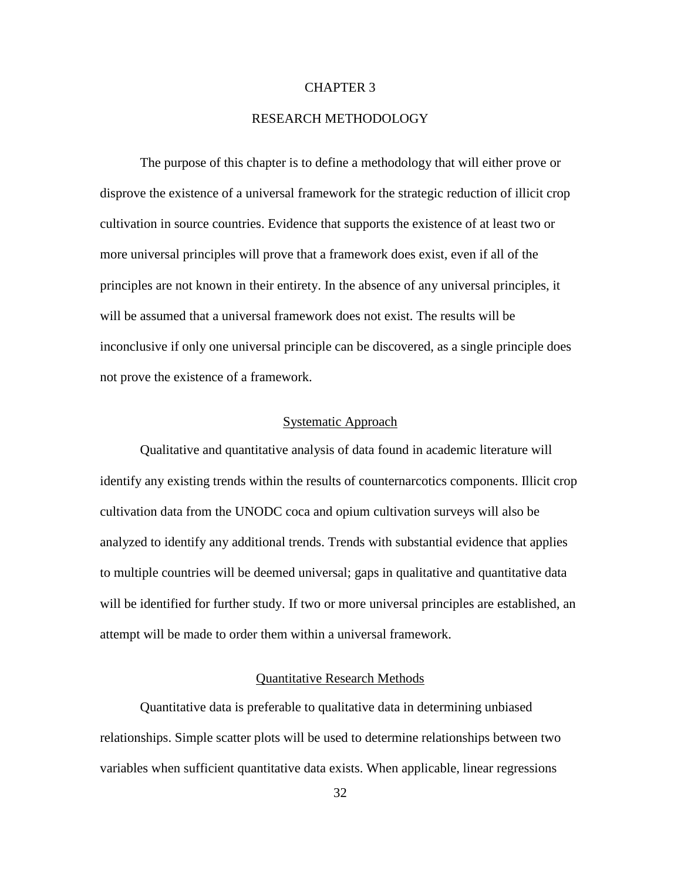# CHAPTER 3

# RESEARCH METHODOLOGY

The purpose of this chapter is to define a methodology that will either prove or disprove the existence of a universal framework for the strategic reduction of illicit crop cultivation in source countries. Evidence that supports the existence of at least two or more universal principles will prove that a framework does exist, even if all of the principles are not known in their entirety. In the absence of any universal principles, it will be assumed that a universal framework does not exist. The results will be inconclusive if only one universal principle can be discovered, as a single principle does not prove the existence of a framework.

## Systematic Approach

Qualitative and quantitative analysis of data found in academic literature will identify any existing trends within the results of counternarcotics components. Illicit crop cultivation data from the UNODC coca and opium cultivation surveys will also be analyzed to identify any additional trends. Trends with substantial evidence that applies to multiple countries will be deemed universal; gaps in qualitative and quantitative data will be identified for further study. If two or more universal principles are established, an attempt will be made to order them within a universal framework.

## Quantitative Research Methods

Quantitative data is preferable to qualitative data in determining unbiased relationships. Simple scatter plots will be used to determine relationships between two variables when sufficient quantitative data exists. When applicable, linear regressions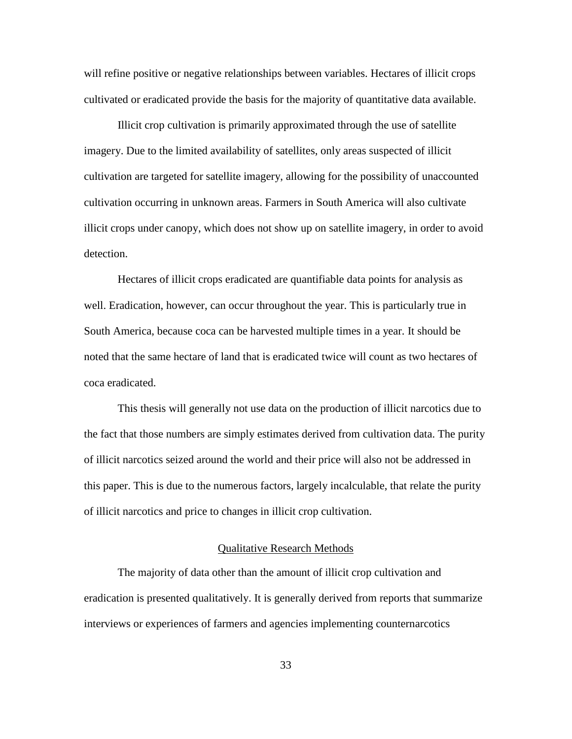will refine positive or negative relationships between variables. Hectares of illicit crops cultivated or eradicated provide the basis for the majority of quantitative data available.

Illicit crop cultivation is primarily approximated through the use of satellite imagery. Due to the limited availability of satellites, only areas suspected of illicit cultivation are targeted for satellite imagery, allowing for the possibility of unaccounted cultivation occurring in unknown areas. Farmers in South America will also cultivate illicit crops under canopy, which does not show up on satellite imagery, in order to avoid detection.

Hectares of illicit crops eradicated are quantifiable data points for analysis as well. Eradication, however, can occur throughout the year. This is particularly true in South America, because coca can be harvested multiple times in a year. It should be noted that the same hectare of land that is eradicated twice will count as two hectares of coca eradicated.

This thesis will generally not use data on the production of illicit narcotics due to the fact that those numbers are simply estimates derived from cultivation data. The purity of illicit narcotics seized around the world and their price will also not be addressed in this paper. This is due to the numerous factors, largely incalculable, that relate the purity of illicit narcotics and price to changes in illicit crop cultivation.

## Qualitative Research Methods

The majority of data other than the amount of illicit crop cultivation and eradication is presented qualitatively. It is generally derived from reports that summarize interviews or experiences of farmers and agencies implementing counternarcotics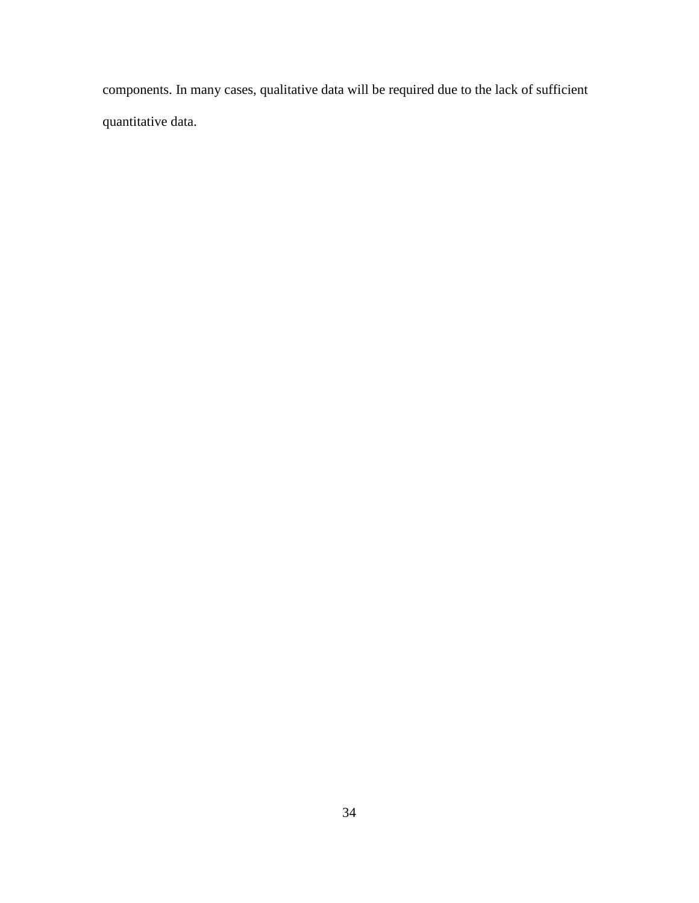components. In many cases, qualitative data will be required due to the lack of sufficient quantitative data.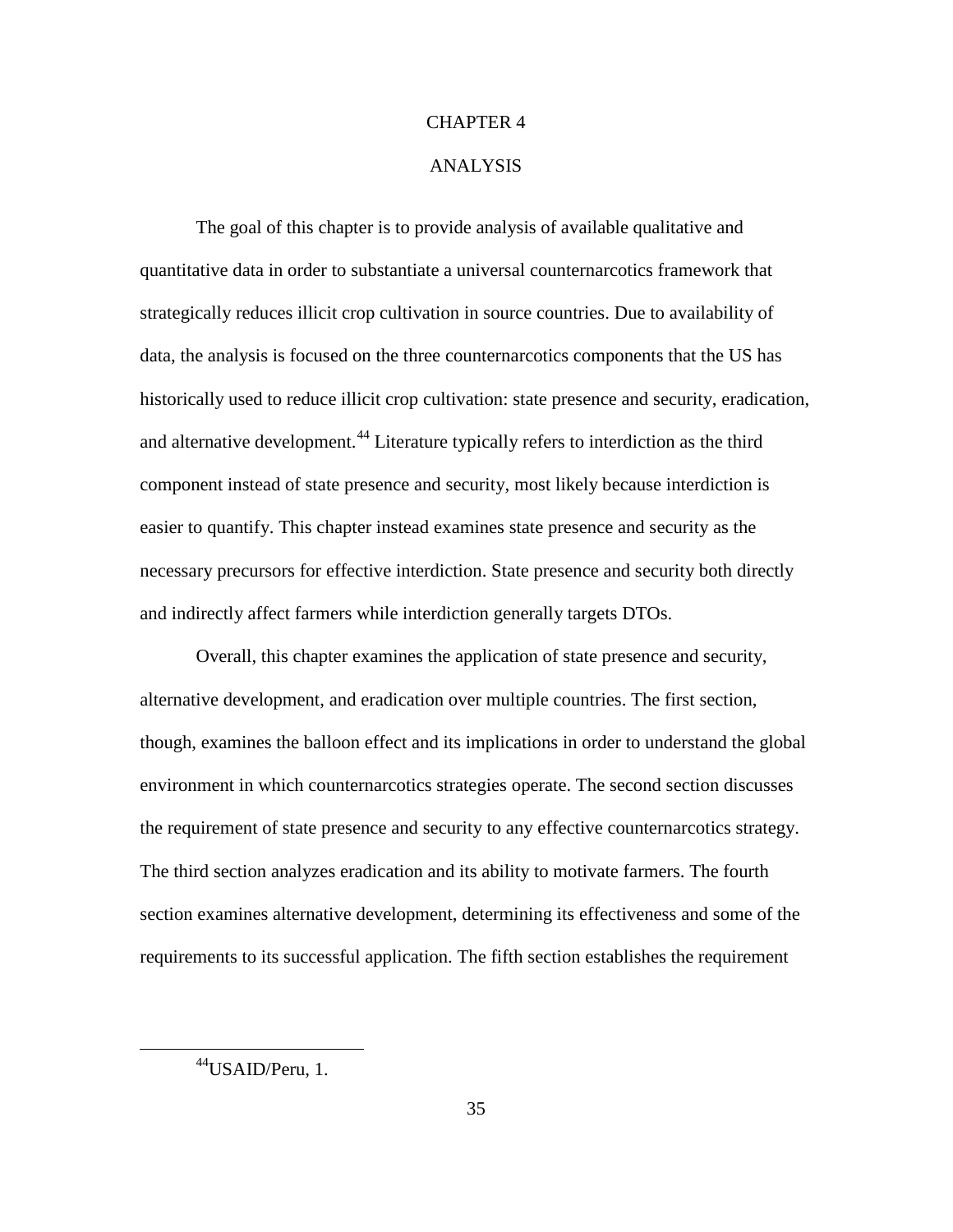# CHAPTER 4

# ANALYSIS

The goal of this chapter is to provide analysis of available qualitative and quantitative data in order to substantiate a universal counternarcotics framework that strategically reduces illicit crop cultivation in source countries. Due to availability of data, the analysis is focused on the three counternarcotics components that the US has historically used to reduce illicit crop cultivation: state presence and security, eradication, and alternative development.[44] Literature typically refers to interdiction as the third component instead of state presence and security, most likely because interdiction is easier to quantify. This chapter instead examines state presence and security as the necessary precursors for effective interdiction. State presence and security both directly and indirectly affect farmers while interdiction generally targets DTOs.

Overall, this chapter examines the application of state presence and security, alternative development, and eradication over multiple countries. The first section, though, examines the balloon effect and its implications in order to understand the global environment in which counternarcotics strategies operate. The second section discusses the requirement of state presence and security to any effective counternarcotics strategy. The third section analyzes eradication and its ability to motivate farmers. The fourth section examines alternative development, determining its effectiveness and some of the requirements to its successful application. The fifth section establishes the requirement

---

[44] USAID/Peru, 1.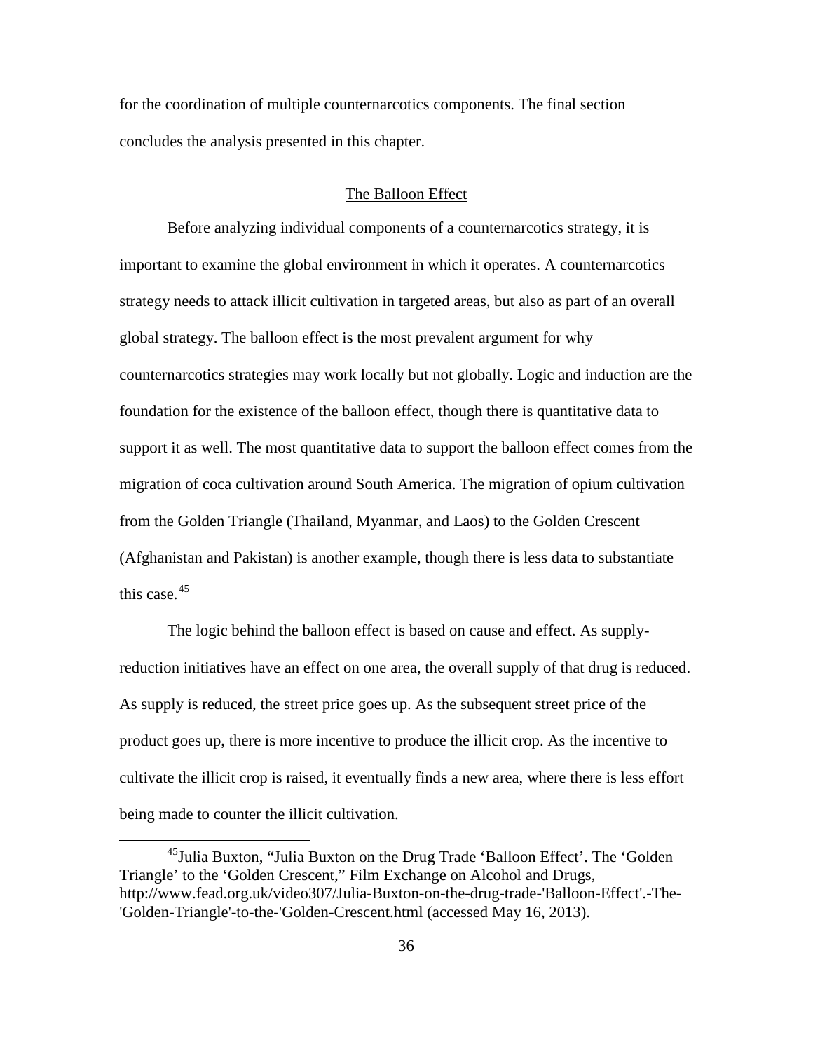for the coordination of multiple counternarcotics components. The final section concludes the analysis presented in this chapter.

## The Balloon Effect

Before analyzing individual components of a counternarcotics strategy, it is important to examine the global environment in which it operates. A counternarcotics strategy needs to attack illicit cultivation in targeted areas, but also as part of an overall global strategy. The balloon effect is the most prevalent argument for why counternarcotics strategies may work locally but not globally. Logic and induction are the foundation for the existence of the balloon effect, though there is quantitative data to support it as well. The most quantitative data to support the balloon effect comes from the migration of coca cultivation around South America. The migration of opium cultivation from the Golden Triangle (Thailand, Myanmar, and Laos) to the Golden Crescent (Afghanistan and Pakistan) is another example, though there is less data to substantiate this case.[45]

The logic behind the balloon effect is based on cause and effect. As supply-reduction initiatives have an effect on one area, the overall supply of that drug is reduced. As supply is reduced, the street price goes up. As the subsequent street price of the product goes up, there is more incentive to produce the illicit crop. As the incentive to cultivate the illicit crop is raised, it eventually finds a new area, where there is less effort being made to counter the illicit cultivation.

[45]Julia Buxton, "Julia Buxton on the Drug Trade 'Balloon Effect'. The 'Golden Triangle' to the 'Golden Crescent," Film Exchange on Alcohol and Drugs, http://www.fead.org.uk/video307/Julia-Buxton-on-the-drug-trade-'Balloon-Effect'.-The-'Golden-Triangle'-to-the-'Golden-Crescent.html (accessed May 16, 2013).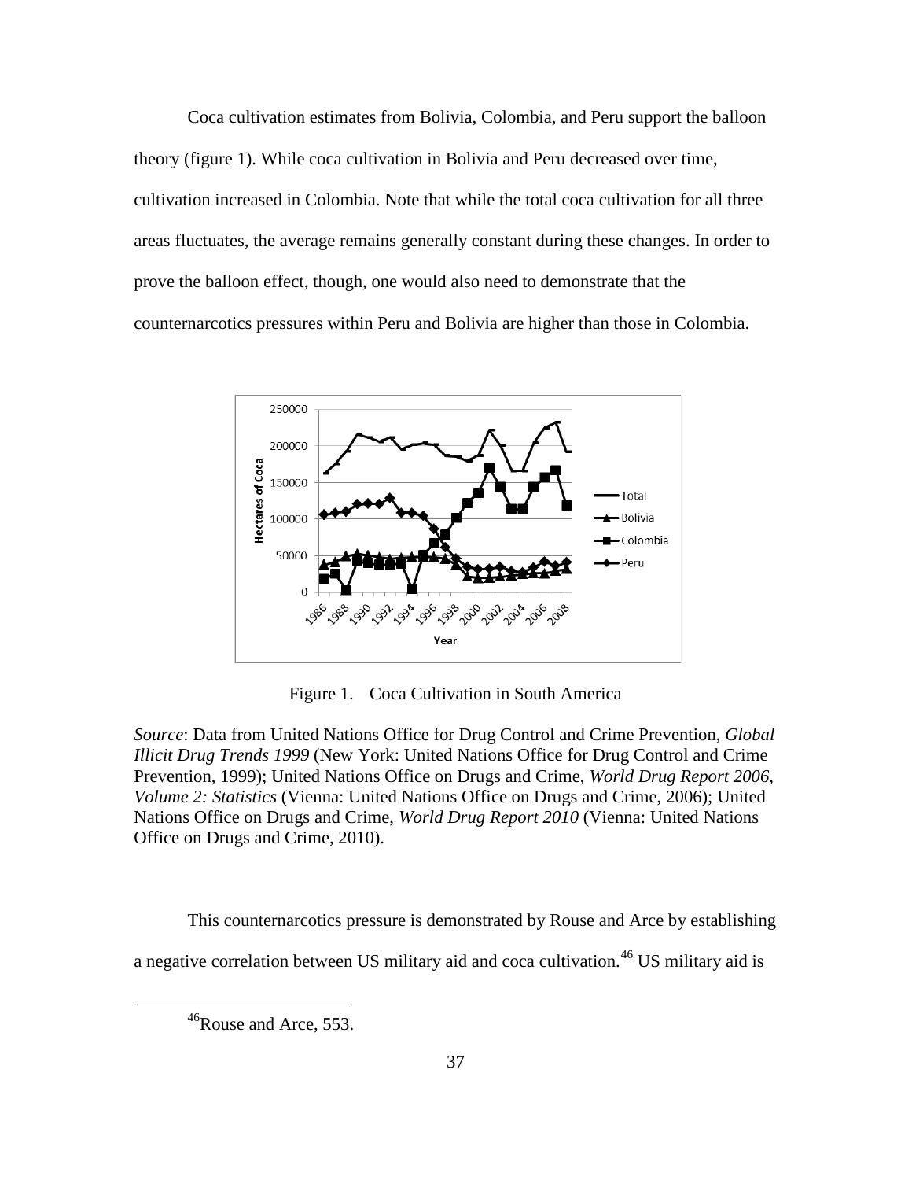Coca cultivation estimates from Bolivia, Colombia, and Peru support the balloon theory (figure 1). While coca cultivation in Bolivia and Peru decreased over time, cultivation increased in Colombia. Note that while the total coca cultivation for all three areas fluctuates, the average remains generally constant during these changes. In order to prove the balloon effect, though, one would also need to demonstrate that the counternarcotics pressures within Peru and Bolivia are higher than those in Colombia.

Figure 1. Coca Cultivation in South America

*Source*: Data from United Nations Office for Drug Control and Crime Prevention, *Global Illicit Drug Trends 1999* (New York: United Nations Office for Drug Control and Crime Prevention, 1999); United Nations Office on Drugs and Crime, *World Drug Report 2006, Volume 2: Statistics* (Vienna: United Nations Office on Drugs and Crime, 2006); United Nations Office on Drugs and Crime, *World Drug Report 2010* (Vienna: United Nations Office on Drugs and Crime, 2010).

This counternarcotics pressure is demonstrated by Rouse and Arce by establishing a negative correlation between US military aid and coca cultivation.[46] US military aid is

[46] Rouse and Arce, 553.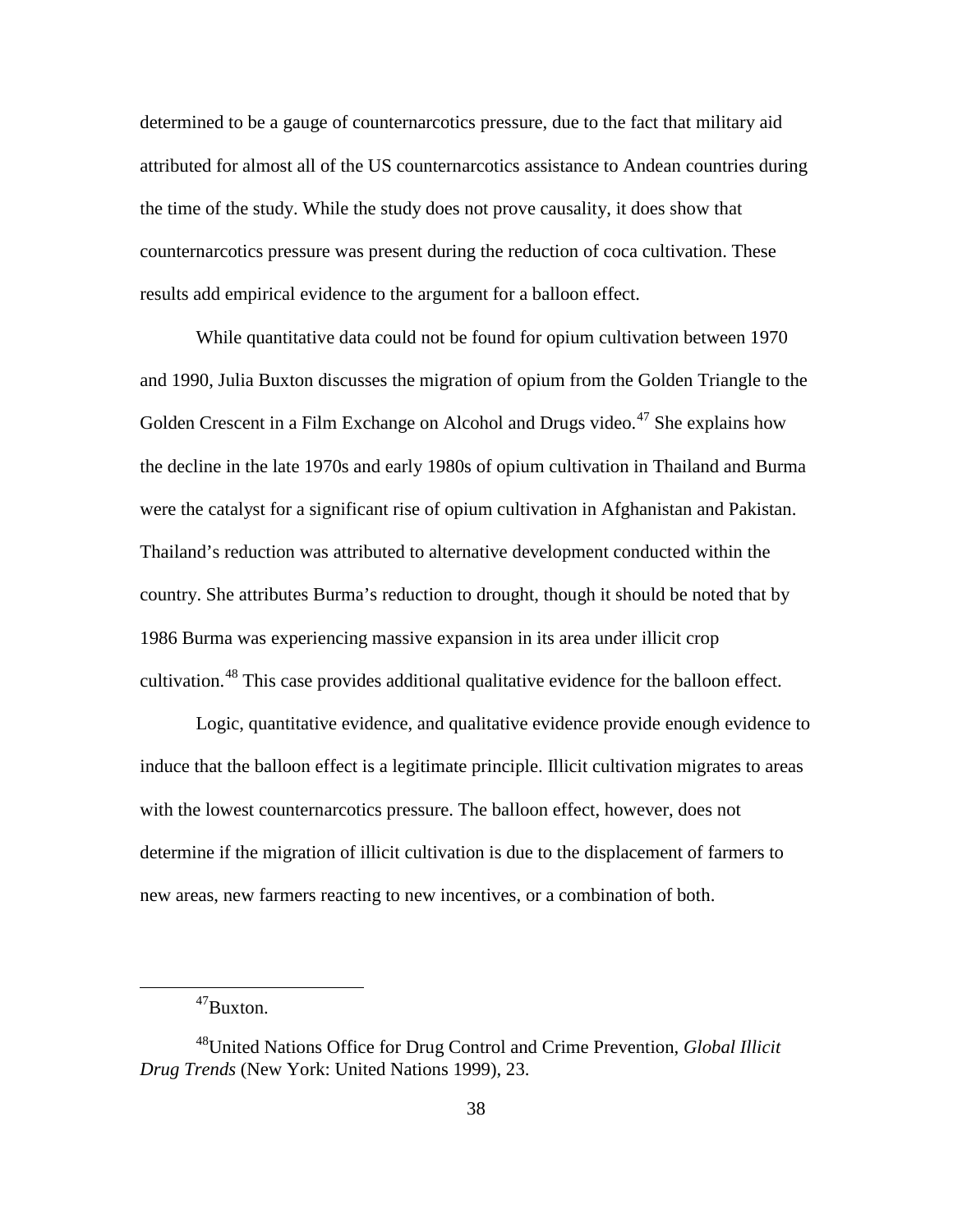determined to be a gauge of counternarcotics pressure, due to the fact that military aid attributed for almost all of the US counternarcotics assistance to Andean countries during the time of the study. While the study does not prove causality, it does show that counternarcotics pressure was present during the reduction of coca cultivation. These results add empirical evidence to the argument for a balloon effect.

While quantitative data could not be found for opium cultivation between 1970 and 1990, Julia Buxton discusses the migration of opium from the Golden Triangle to the Golden Crescent in a Film Exchange on Alcohol and Drugs video.[47] She explains how the decline in the late 1970s and early 1980s of opium cultivation in Thailand and Burma were the catalyst for a significant rise of opium cultivation in Afghanistan and Pakistan. Thailand's reduction was attributed to alternative development conducted within the country. She attributes Burma's reduction to drought, though it should be noted that by 1986 Burma was experiencing massive expansion in its area under illicit crop cultivation.[48] This case provides additional qualitative evidence for the balloon effect.

Logic, quantitative evidence, and qualitative evidence provide enough evidence to induce that the balloon effect is a legitimate principle. Illicit cultivation migrates to areas with the lowest counternarcotics pressure. The balloon effect, however, does not determine if the migration of illicit cultivation is due to the displacement of farmers to new areas, new farmers reacting to new incentives, or a combination of both.

---

[47] Buxton.

[48] United Nations Office for Drug Control and Crime Prevention, *Global Illicit Drug Trends* (New York: United Nations 1999), 23.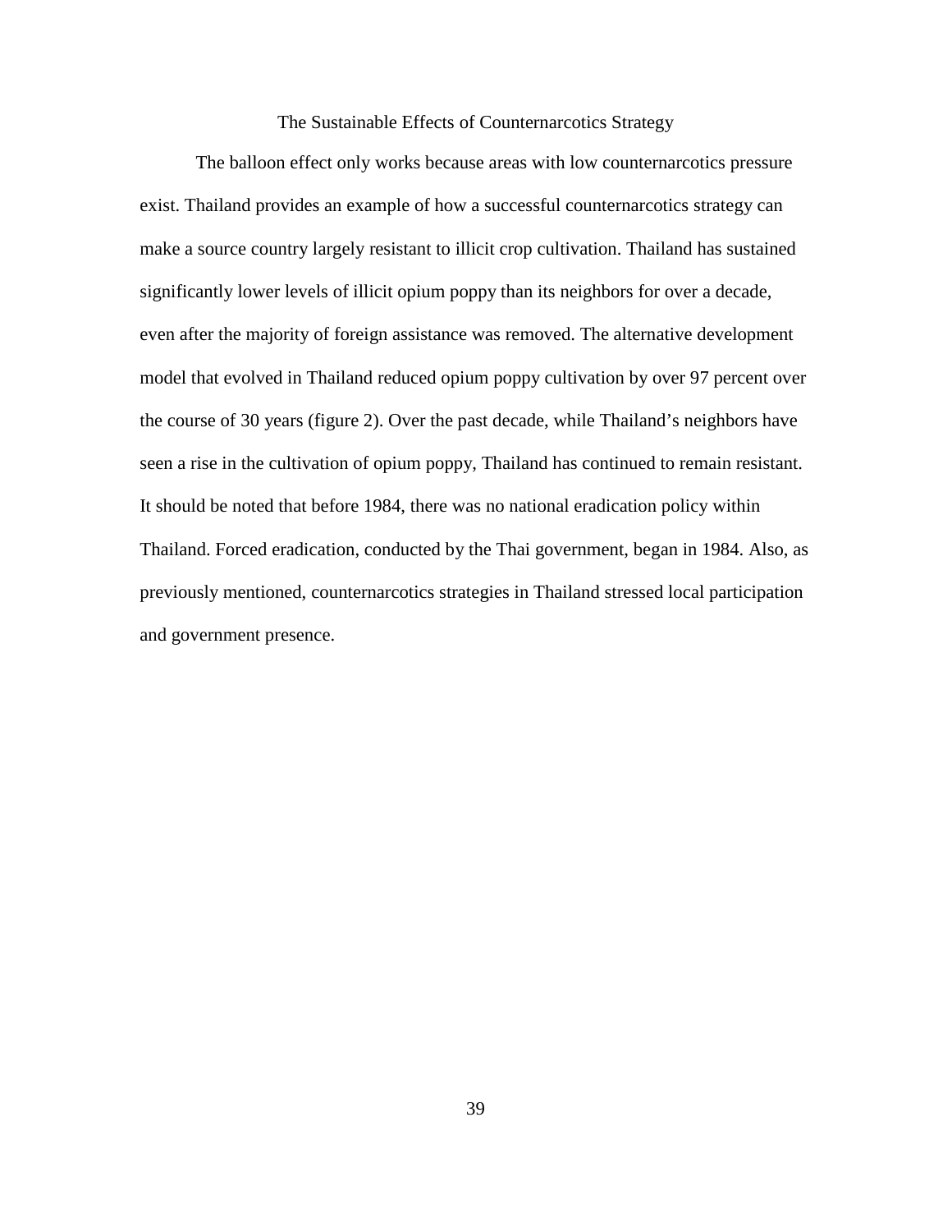## The Sustainable Effects of Counternarcotics Strategy

The balloon effect only works because areas with low counternarcotics pressure exist. Thailand provides an example of how a successful counternarcotics strategy can make a source country largely resistant to illicit crop cultivation. Thailand has sustained significantly lower levels of illicit opium poppy than its neighbors for over a decade, even after the majority of foreign assistance was removed. The alternative development model that evolved in Thailand reduced opium poppy cultivation by over 97 percent over the course of 30 years (figure 2). Over the past decade, while Thailand's neighbors have seen a rise in the cultivation of opium poppy, Thailand has continued to remain resistant. It should be noted that before 1984, there was no national eradication policy within Thailand. Forced eradication, conducted by the Thai government, began in 1984. Also, as previously mentioned, counternarcotics strategies in Thailand stressed local participation and government presence.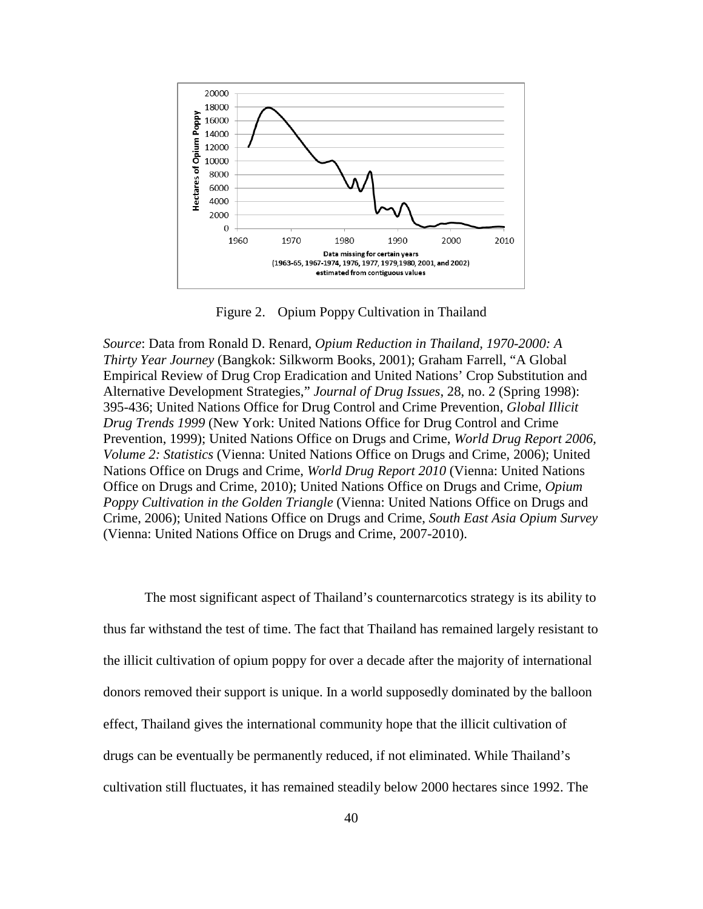Figure 2. Opium Poppy Cultivation in Thailand

*Source*: Data from Ronald D. Renard, *Opium Reduction in Thailand, 1970-2000: A Thirty Year Journey* (Bangkok: Silkworm Books, 2001); Graham Farrell, "A Global Empirical Review of Drug Crop Eradication and United Nations' Crop Substitution and Alternative Development Strategies," *Journal of Drug Issues*, 28, no. 2 (Spring 1998): 395-436; United Nations Office for Drug Control and Crime Prevention, *Global Illicit Drug Trends 1999* (New York: United Nations Office for Drug Control and Crime Prevention, 1999); United Nations Office on Drugs and Crime, *World Drug Report 2006, Volume 2: Statistics* (Vienna: United Nations Office on Drugs and Crime, 2006); United Nations Office on Drugs and Crime, *World Drug Report 2010* (Vienna: United Nations Office on Drugs and Crime, 2010); United Nations Office on Drugs and Crime, *Opium Poppy Cultivation in the Golden Triangle* (Vienna: United Nations Office on Drugs and Crime, 2006); United Nations Office on Drugs and Crime, *South East Asia Opium Survey* (Vienna: United Nations Office on Drugs and Crime, 2007-2010).

The most significant aspect of Thailand's counternarcotics strategy is its ability to thus far withstand the test of time. The fact that Thailand has remained largely resistant to the illicit cultivation of opium poppy for over a decade after the majority of international donors removed their support is unique. In a world supposedly dominated by the balloon effect, Thailand gives the international community hope that the illicit cultivation of drugs can be eventually be permanently reduced, if not eliminated. While Thailand's cultivation still fluctuates, it has remained steadily below 2000 hectares since 1992. The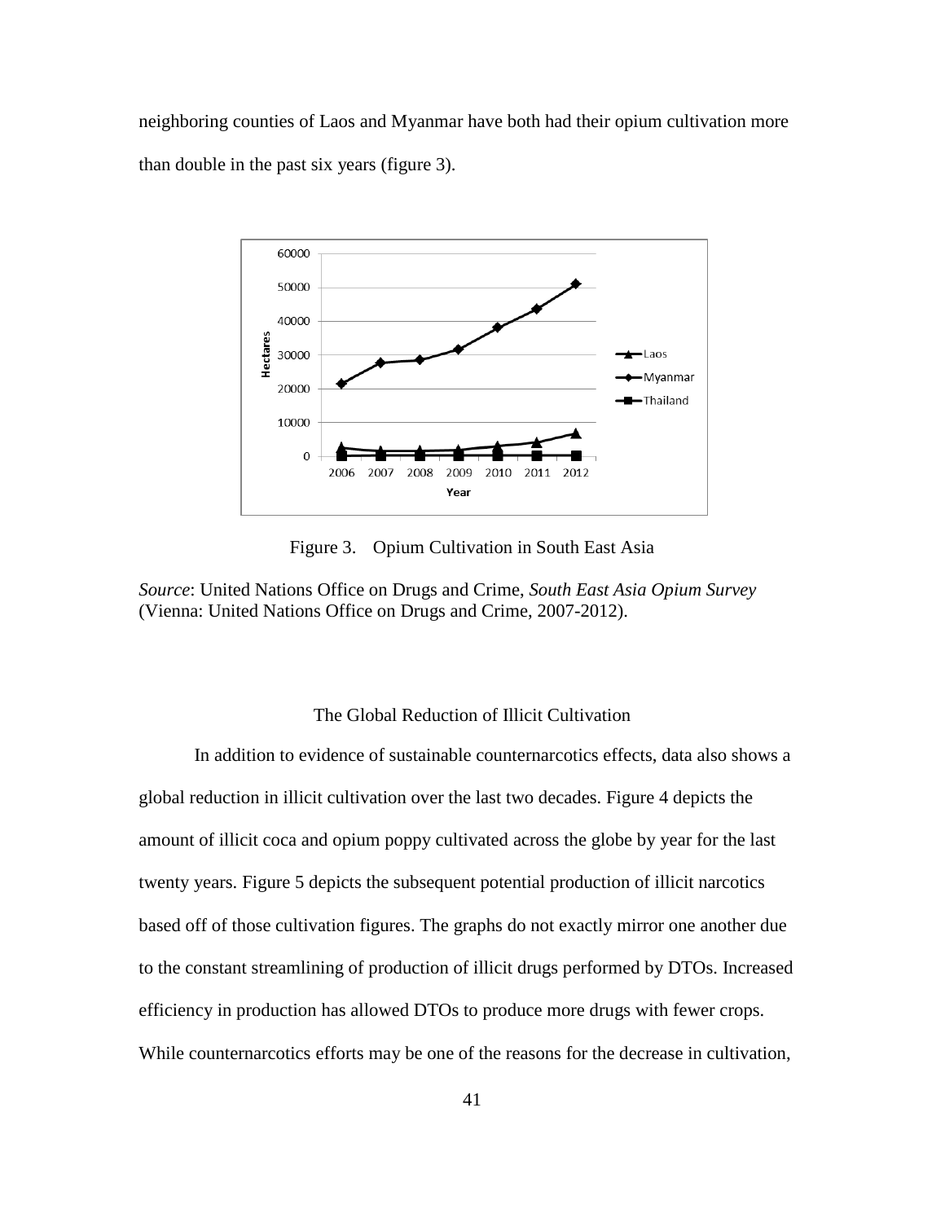neighboring counties of Laos and Myanmar have both had their opium cultivation more than double in the past six years (figure 3).

Figure 3. Opium Cultivation in South East Asia

*Source*: United Nations Office on Drugs and Crime, *South East Asia Opium Survey* (Vienna: United Nations Office on Drugs and Crime, 2007-2012).

## The Global Reduction of Illicit Cultivation

In addition to evidence of sustainable counternarcotics effects, data also shows a global reduction in illicit cultivation over the last two decades. Figure 4 depicts the amount of illicit coca and opium poppy cultivated across the globe by year for the last twenty years. Figure 5 depicts the subsequent potential production of illicit narcotics based off of those cultivation figures. The graphs do not exactly mirror one another due to the constant streamlining of production of illicit drugs performed by DTOs. Increased efficiency in production has allowed DTOs to produce more drugs with fewer crops. While counternarcotics efforts may be one of the reasons for the decrease in cultivation,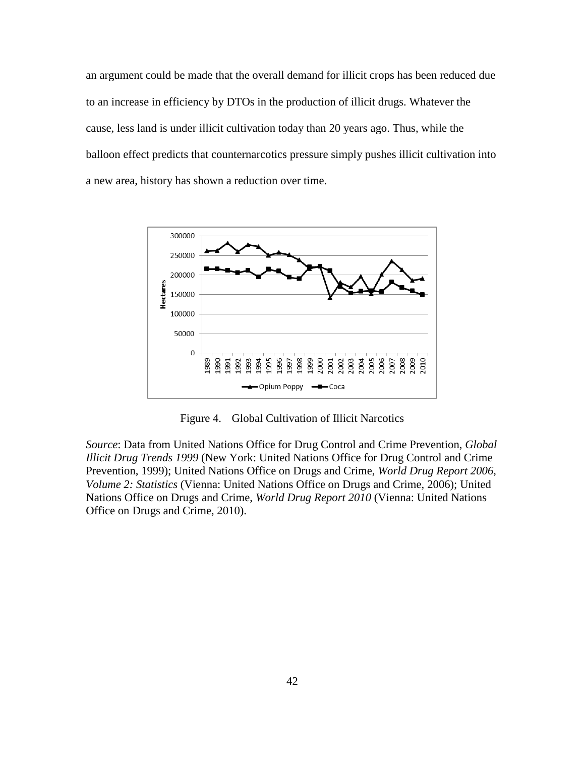an argument could be made that the overall demand for illicit crops has been reduced due to an increase in efficiency by DTOs in the production of illicit drugs. Whatever the cause, less land is under illicit cultivation today than 20 years ago. Thus, while the balloon effect predicts that counternarcotics pressure simply pushes illicit cultivation into a new area, history has shown a reduction over time.

Figure 4. Global Cultivation of Illicit Narcotics

*Source*: Data from United Nations Office for Drug Control and Crime Prevention, *Global Illicit Drug Trends 1999* (New York: United Nations Office for Drug Control and Crime Prevention, 1999); United Nations Office on Drugs and Crime, *World Drug Report 2006, Volume 2: Statistics* (Vienna: United Nations Office on Drugs and Crime, 2006); United Nations Office on Drugs and Crime, *World Drug Report 2010* (Vienna: United Nations Office on Drugs and Crime, 2010).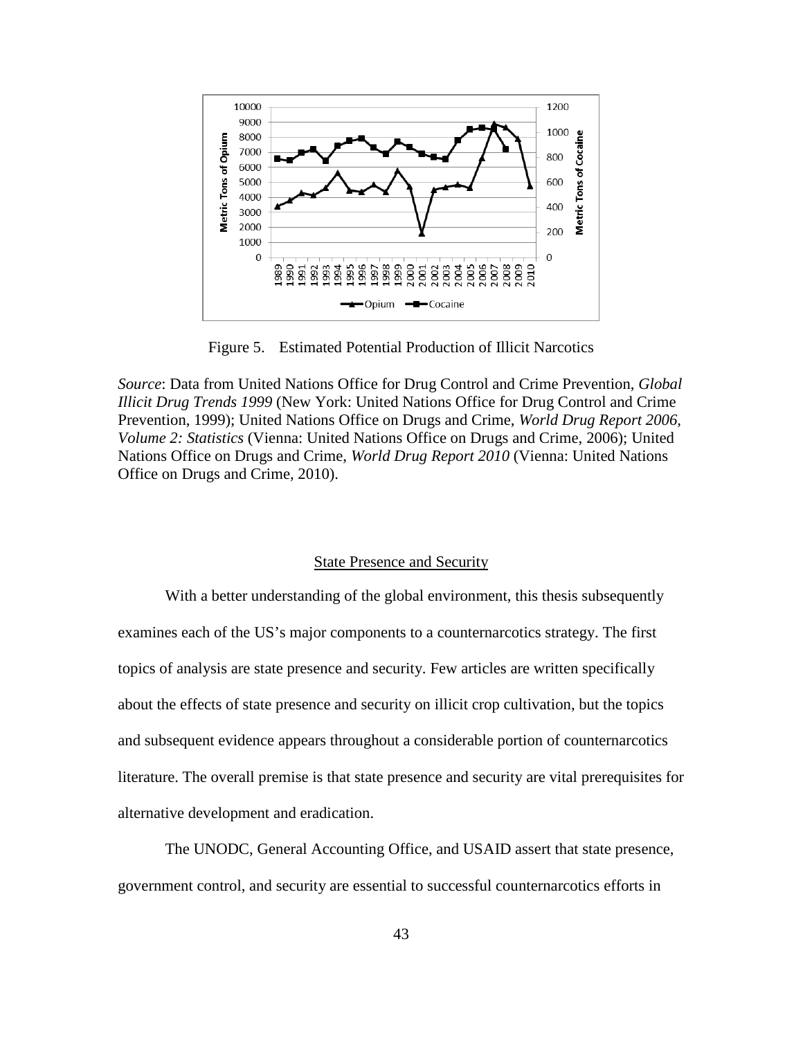Figure 5. Estimated Potential Production of Illicit Narcotics

*Source*: Data from United Nations Office for Drug Control and Crime Prevention, *Global Illicit Drug Trends 1999* (New York: United Nations Office for Drug Control and Crime Prevention, 1999); United Nations Office on Drugs and Crime, *World Drug Report 2006, Volume 2: Statistics* (Vienna: United Nations Office on Drugs and Crime, 2006); United Nations Office on Drugs and Crime, *World Drug Report 2010* (Vienna: United Nations Office on Drugs and Crime, 2010).

## State Presence and Security

With a better understanding of the global environment, this thesis subsequently examines each of the US's major components to a counternarcotics strategy. The first topics of analysis are state presence and security. Few articles are written specifically about the effects of state presence and security on illicit crop cultivation, but the topics and subsequent evidence appears throughout a considerable portion of counternarcotics literature. The overall premise is that state presence and security are vital prerequisites for alternative development and eradication.

The UNODC, General Accounting Office, and USAID assert that state presence, government control, and security are essential to successful counternarcotics efforts in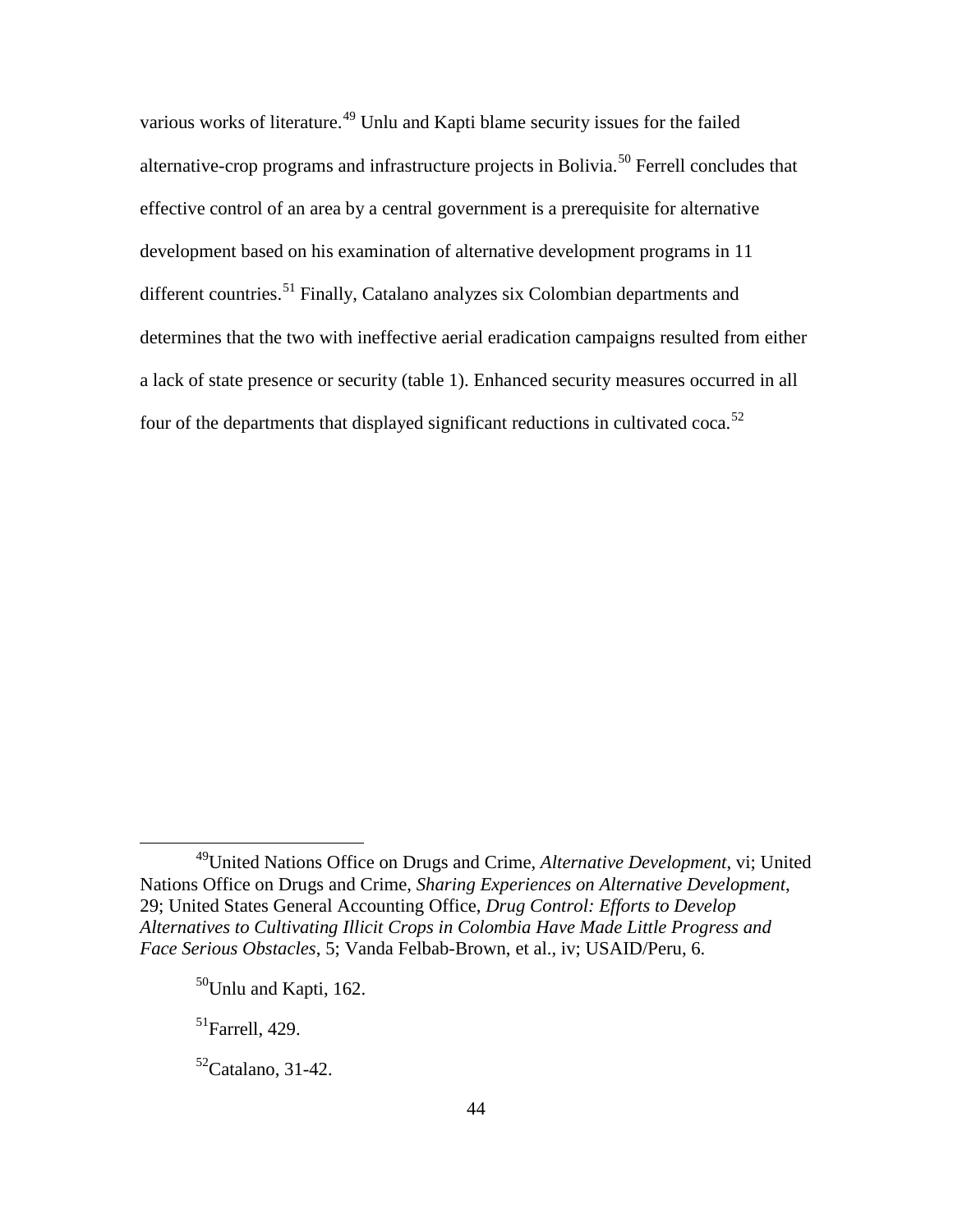various works of literature.[49] Unlu and Kapti blame security issues for the failed alternative-crop programs and infrastructure projects in Bolivia.[50] Ferrell concludes that effective control of an area by a central government is a prerequisite for alternative development based on his examination of alternative development programs in 11 different countries.[51] Finally, Catalano analyzes six Colombian departments and determines that the two with ineffective aerial eradication campaigns resulted from either a lack of state presence or security (table 1). Enhanced security measures occurred in all four of the departments that displayed significant reductions in cultivated coca.[52]

---

[49]United Nations Office on Drugs and Crime, *Alternative Development*, vi; United Nations Office on Drugs and Crime, *Sharing Experiences on Alternative Development*, 29; United States General Accounting Office, *Drug Control: Efforts to Develop Alternatives to Cultivating Illicit Crops in Colombia Have Made Little Progress and Face Serious Obstacles*, 5; Vanda Felbab-Brown, et al., iv; USAID/Peru, 6.

[50]Unlu and Kapti, 162.

[51]Farrell, 429.

[52]Catalano, 31-42.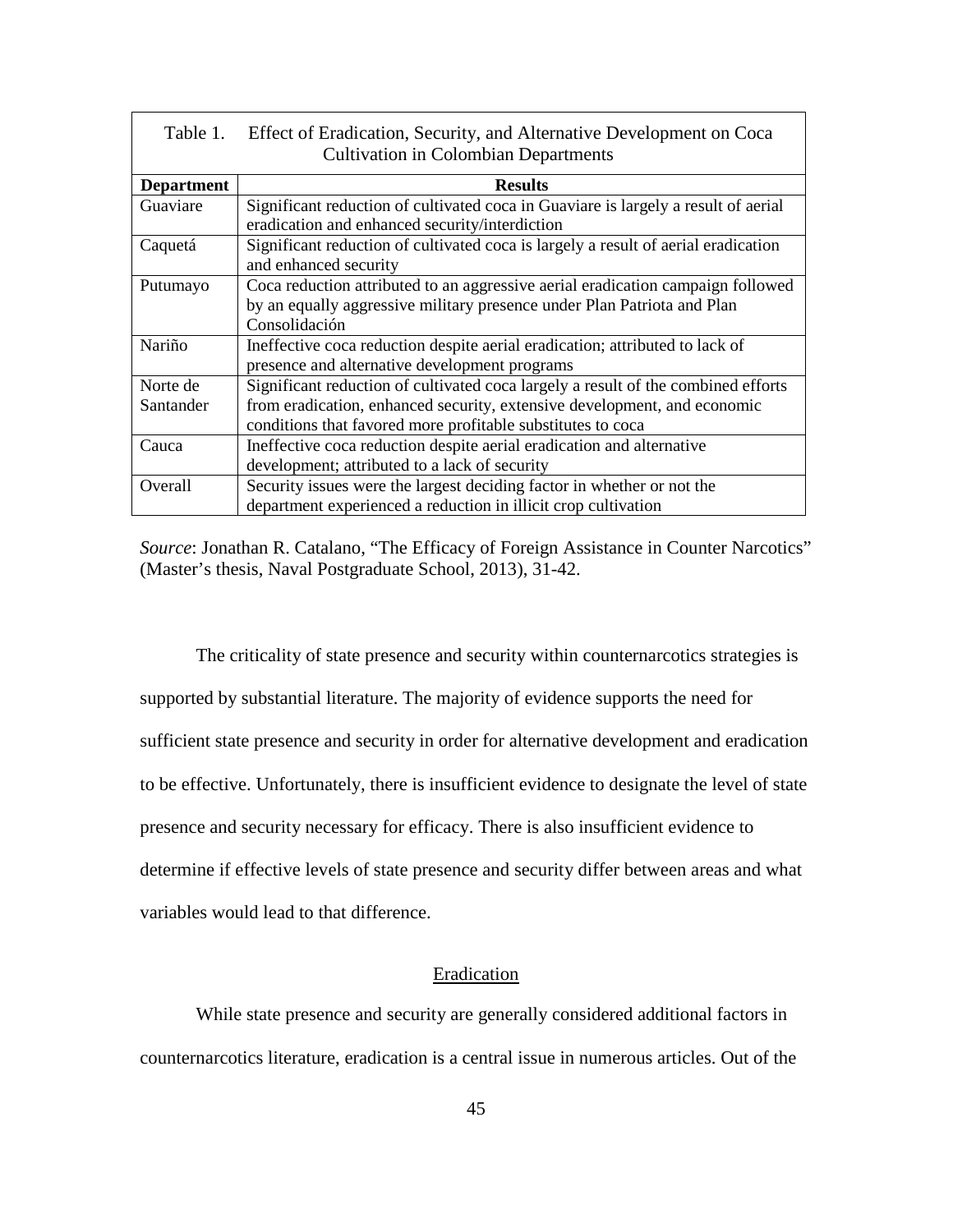Table 1. Effect of Eradication, Security, and Alternative Development on Coca Cultivation in Colombian Departments

| Department | Results |
|---|---|
| Guaviare | Significant reduction of cultivated coca in Guaviare is largely a result of aerial eradication and enhanced security/interdiction |
| Caquetá | Significant reduction of cultivated coca is largely a result of aerial eradication and enhanced security |
| Putumayo | Coca reduction attributed to an aggressive aerial eradication campaign followed by an equally aggressive military presence under Plan Patriota and Plan Consolidación |
| Nariño | Ineffective coca reduction despite aerial eradication; attributed to lack of presence and alternative development programs |
| Norte de Santander | Significant reduction of cultivated coca largely a result of the combined efforts from eradication, enhanced security, extensive development, and economic conditions that favored more profitable substitutes to coca |
| Cauca | Ineffective coca reduction despite aerial eradication and alternative development; attributed to a lack of security |
| Overall | Security issues were the largest deciding factor in whether or not the department experienced a reduction in illicit crop cultivation |

*Source*: Jonathan R. Catalano, "The Efficacy of Foreign Assistance in Counter Narcotics" (Master's thesis, Naval Postgraduate School, 2013), 31-42.

The criticality of state presence and security within counternarcotics strategies is supported by substantial literature. The majority of evidence supports the need for sufficient state presence and security in order for alternative development and eradication to be effective. Unfortunately, there is insufficient evidence to designate the level of state presence and security necessary for efficacy. There is also insufficient evidence to determine if effective levels of state presence and security differ between areas and what variables would lead to that difference.

## Eradication

While state presence and security are generally considered additional factors in counternarcotics literature, eradication is a central issue in numerous articles. Out of the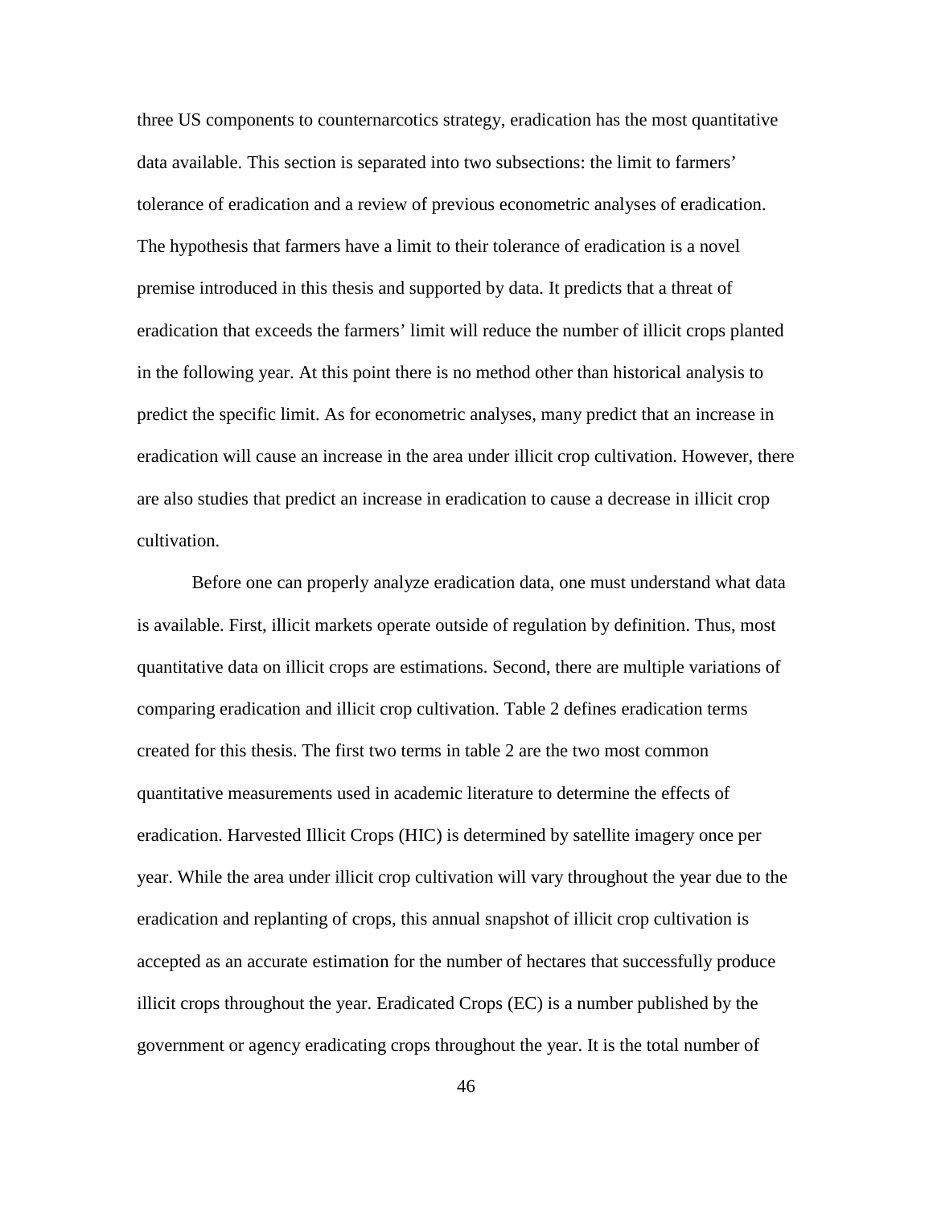three US components to counternarcotics strategy, eradication has the most quantitative data available. This section is separated into two subsections: the limit to farmers' tolerance of eradication and a review of previous econometric analyses of eradication. The hypothesis that farmers have a limit to their tolerance of eradication is a novel premise introduced in this thesis and supported by data. It predicts that a threat of eradication that exceeds the farmers' limit will reduce the number of illicit crops planted in the following year. At this point there is no method other than historical analysis to predict the specific limit. As for econometric analyses, many predict that an increase in eradication will cause an increase in the area under illicit crop cultivation. However, there are also studies that predict an increase in eradication to cause a decrease in illicit crop cultivation.

Before one can properly analyze eradication data, one must understand what data is available. First, illicit markets operate outside of regulation by definition. Thus, most quantitative data on illicit crops are estimations. Second, there are multiple variations of comparing eradication and illicit crop cultivation. Table 2 defines eradication terms created for this thesis. The first two terms in table 2 are the two most common quantitative measurements used in academic literature to determine the effects of eradication. Harvested Illicit Crops (HIC) is determined by satellite imagery once per year. While the area under illicit crop cultivation will vary throughout the year due to the eradication and replanting of crops, this annual snapshot of illicit crop cultivation is accepted as an accurate estimation for the number of hectares that successfully produce illicit crops throughout the year. Eradicated Crops (EC) is a number published by the government or agency eradicating crops throughout the year. It is the total number of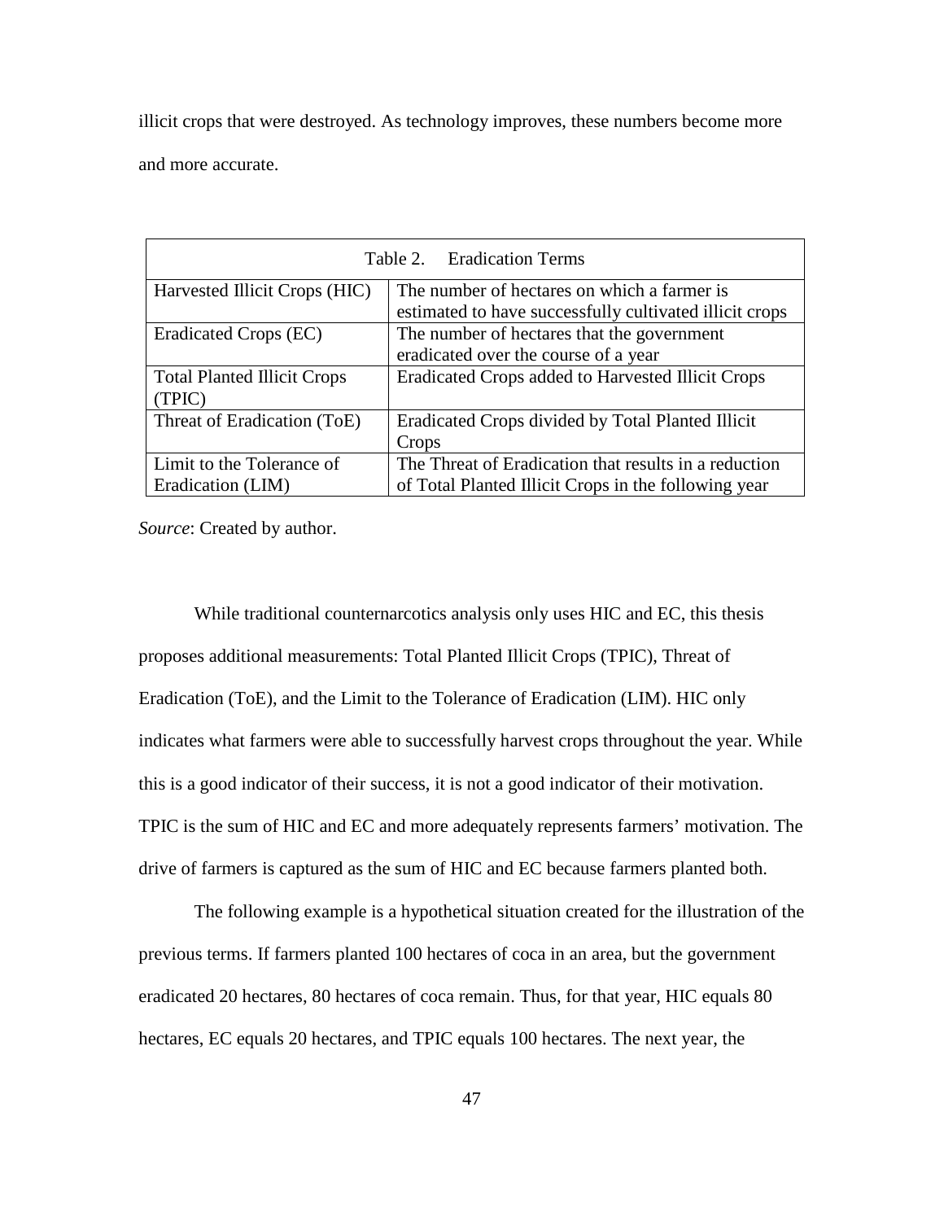illicit crops that were destroyed. As technology improves, these numbers become more and more accurate.

Table 2. Eradication Terms

| Term | Definition |
|---|---|
| Harvested Illicit Crops (HIC) | The number of hectares on which a farmer is estimated to have successfully cultivated illicit crops |
| Eradicated Crops (EC) | The number of hectares that the government eradicated over the course of a year |
| Total Planted Illicit Crops (TPIC) | Eradicated Crops added to Harvested Illicit Crops |
| Threat of Eradication (ToE) | Eradicated Crops divided by Total Planted Illicit Crops |
| Limit to the Tolerance of Eradication (LIM) | The Threat of Eradication that results in a reduction of Total Planted Illicit Crops in the following year |

*Source*: Created by author.

While traditional counternarcotics analysis only uses HIC and EC, this thesis proposes additional measurements: Total Planted Illicit Crops (TPIC), Threat of Eradication (ToE), and the Limit to the Tolerance of Eradication (LIM). HIC only indicates what farmers were able to successfully harvest crops throughout the year. While this is a good indicator of their success, it is not a good indicator of their motivation. TPIC is the sum of HIC and EC and more adequately represents farmers' motivation. The drive of farmers is captured as the sum of HIC and EC because farmers planted both.

The following example is a hypothetical situation created for the illustration of the previous terms. If farmers planted 100 hectares of coca in an area, but the government eradicated 20 hectares, 80 hectares of coca remain. Thus, for that year, HIC equals 80 hectares, EC equals 20 hectares, and TPIC equals 100 hectares. The next year, the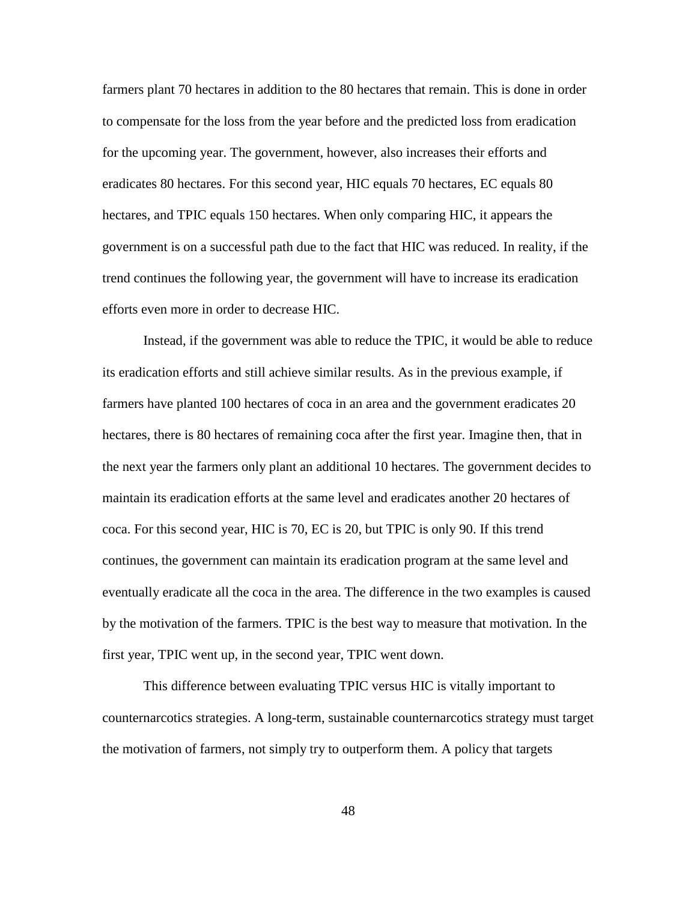farmers plant 70 hectares in addition to the 80 hectares that remain. This is done in order to compensate for the loss from the year before and the predicted loss from eradication for the upcoming year. The government, however, also increases their efforts and eradicates 80 hectares. For this second year, HIC equals 70 hectares, EC equals 80 hectares, and TPIC equals 150 hectares. When only comparing HIC, it appears the government is on a successful path due to the fact that HIC was reduced. In reality, if the trend continues the following year, the government will have to increase its eradication efforts even more in order to decrease HIC.

Instead, if the government was able to reduce the TPIC, it would be able to reduce its eradication efforts and still achieve similar results. As in the previous example, if farmers have planted 100 hectares of coca in an area and the government eradicates 20 hectares, there is 80 hectares of remaining coca after the first year. Imagine then, that in the next year the farmers only plant an additional 10 hectares. The government decides to maintain its eradication efforts at the same level and eradicates another 20 hectares of coca. For this second year, HIC is 70, EC is 20, but TPIC is only 90. If this trend continues, the government can maintain its eradication program at the same level and eventually eradicate all the coca in the area. The difference in the two examples is caused by the motivation of the farmers. TPIC is the best way to measure that motivation. In the first year, TPIC went up, in the second year, TPIC went down.

This difference between evaluating TPIC versus HIC is vitally important to counternarcotics strategies. A long-term, sustainable counternarcotics strategy must target the motivation of farmers, not simply try to outperform them. A policy that targets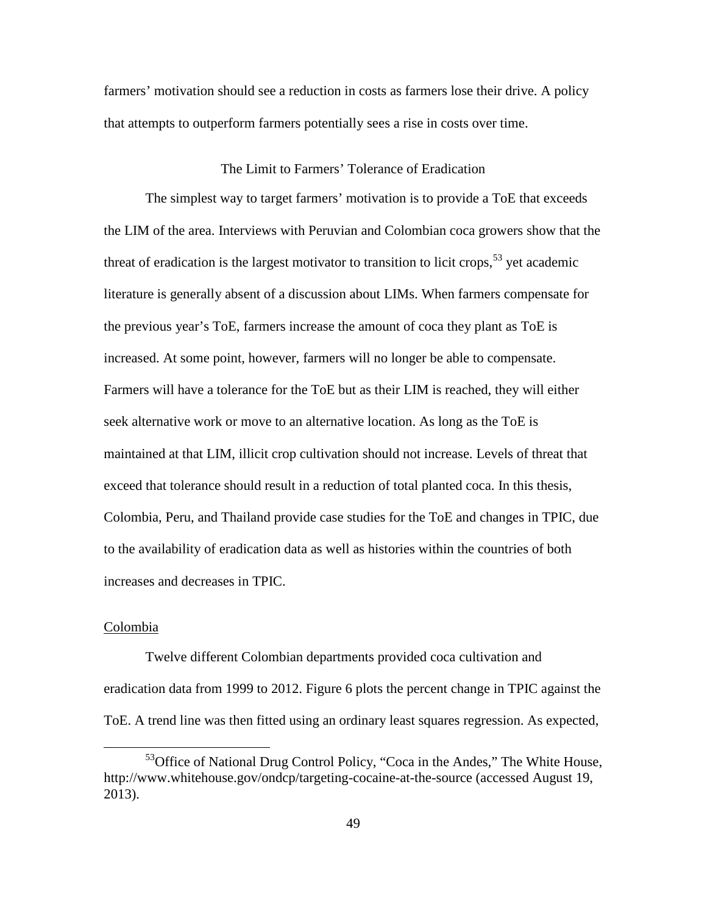farmers' motivation should see a reduction in costs as farmers lose their drive. A policy that attempts to outperform farmers potentially sees a rise in costs over time.

## The Limit to Farmers' Tolerance of Eradication

The simplest way to target farmers' motivation is to provide a ToE that exceeds the LIM of the area. Interviews with Peruvian and Colombian coca growers show that the threat of eradication is the largest motivator to transition to licit crops,[53] yet academic literature is generally absent of a discussion about LIMs. When farmers compensate for the previous year's ToE, farmers increase the amount of coca they plant as ToE is increased. At some point, however, farmers will no longer be able to compensate. Farmers will have a tolerance for the ToE but as their LIM is reached, they will either seek alternative work or move to an alternative location. As long as the ToE is maintained at that LIM, illicit crop cultivation should not increase. Levels of threat that exceed that tolerance should result in a reduction of total planted coca. In this thesis, Colombia, Peru, and Thailand provide case studies for the ToE and changes in TPIC, due to the availability of eradication data as well as histories within the countries of both increases and decreases in TPIC.

### Colombia

Twelve different Colombian departments provided coca cultivation and eradication data from 1999 to 2012. Figure 6 plots the percent change in TPIC against the ToE. A trend line was then fitted using an ordinary least squares regression. As expected,

[53] Office of National Drug Control Policy, "Coca in the Andes," The White House, http://www.whitehouse.gov/ondcp/targeting-cocaine-at-the-source (accessed August 19, 2013).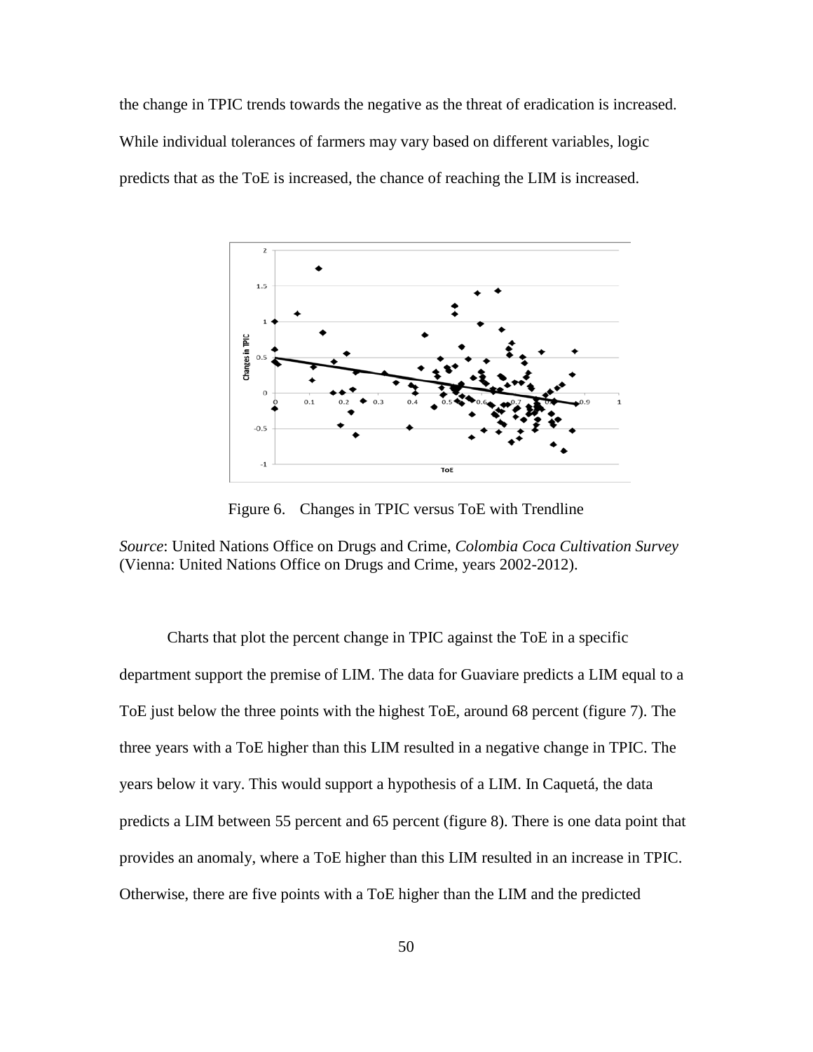the change in TPIC trends towards the negative as the threat of eradication is increased. While individual tolerances of farmers may vary based on different variables, logic predicts that as the ToE is increased, the chance of reaching the LIM is increased.

Figure 6. Changes in TPIC versus ToE with Trendline

*Source*: United Nations Office on Drugs and Crime, *Colombia Coca Cultivation Survey* (Vienna: United Nations Office on Drugs and Crime, years 2002-2012).

Charts that plot the percent change in TPIC against the ToE in a specific department support the premise of LIM. The data for Guaviare predicts a LIM equal to a ToE just below the three points with the highest ToE, around 68 percent (figure 7). The three years with a ToE higher than this LIM resulted in a negative change in TPIC. The years below it vary. This would support a hypothesis of a LIM. In Caquetá, the data predicts a LIM between 55 percent and 65 percent (figure 8). There is one data point that provides an anomaly, where a ToE higher than this LIM resulted in an increase in TPIC. Otherwise, there are five points with a ToE higher than the LIM and the predicted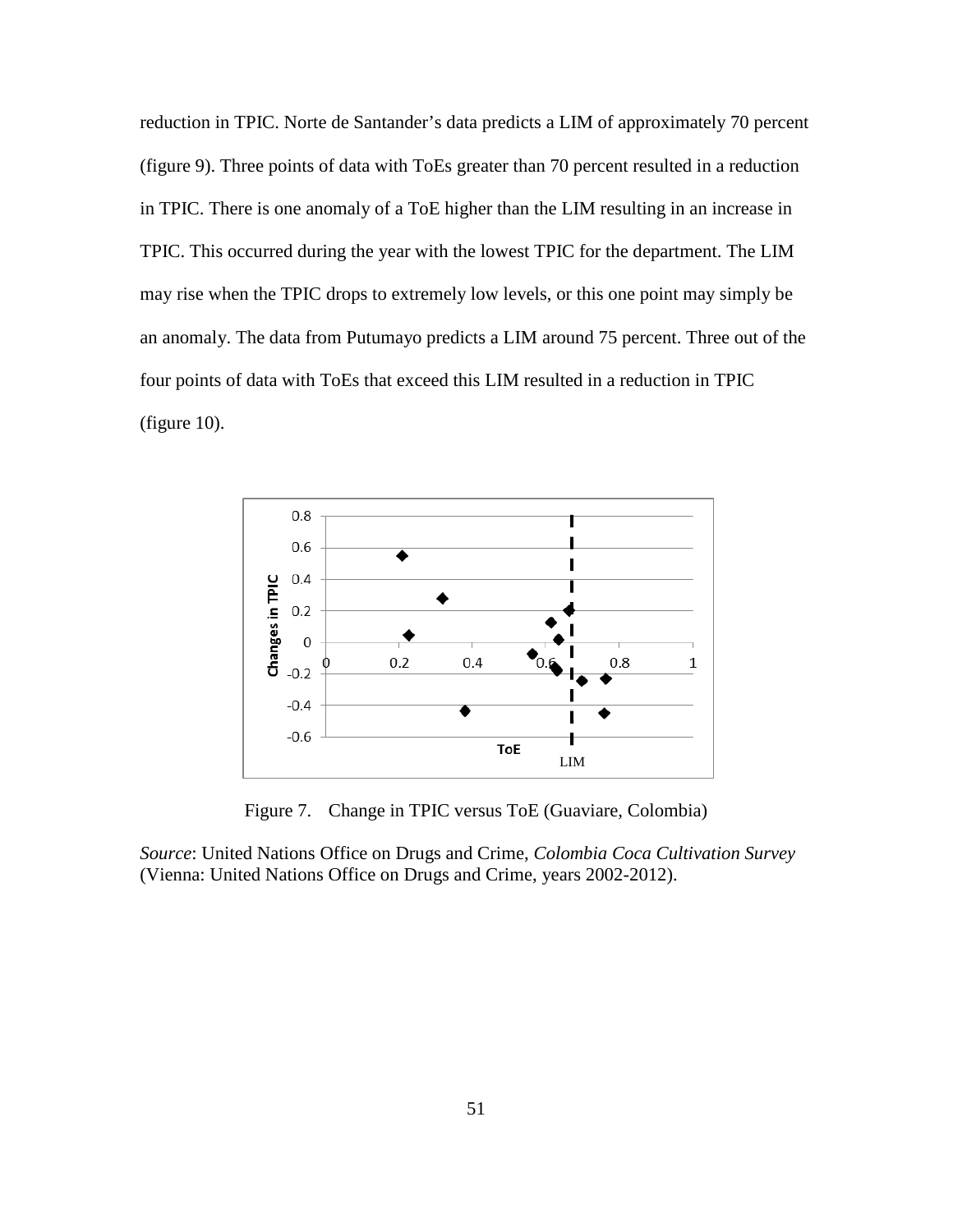reduction in TPIC. Norte de Santander's data predicts a LIM of approximately 70 percent (figure 9). Three points of data with ToEs greater than 70 percent resulted in a reduction in TPIC. There is one anomaly of a ToE higher than the LIM resulting in an increase in TPIC. This occurred during the year with the lowest TPIC for the department. The LIM may rise when the TPIC drops to extremely low levels, or this one point may simply be an anomaly. The data from Putumayo predicts a LIM around 75 percent. Three out of the four points of data with ToEs that exceed this LIM resulted in a reduction in TPIC (figure 10).

Figure 7. Change in TPIC versus ToE (Guaviare, Colombia)

*Source*: United Nations Office on Drugs and Crime, *Colombia Coca Cultivation Survey* (Vienna: United Nations Office on Drugs and Crime, years 2002-2012).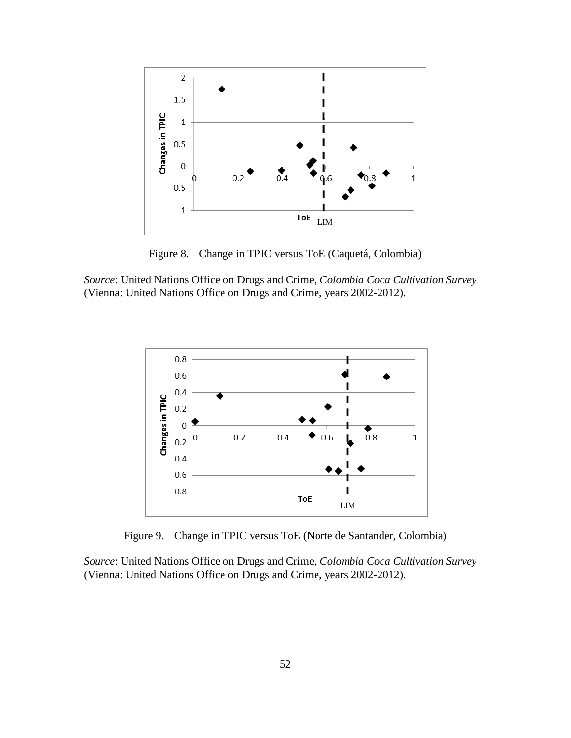Figure 8. Change in TPIC versus ToE (Caquetá, Colombia)

*Source*: United Nations Office on Drugs and Crime, *Colombia Coca Cultivation Survey* (Vienna: United Nations Office on Drugs and Crime, years 2002-2012).

Figure 9. Change in TPIC versus ToE (Norte de Santander, Colombia)

*Source*: United Nations Office on Drugs and Crime, *Colombia Coca Cultivation Survey* (Vienna: United Nations Office on Drugs and Crime, years 2002-2012).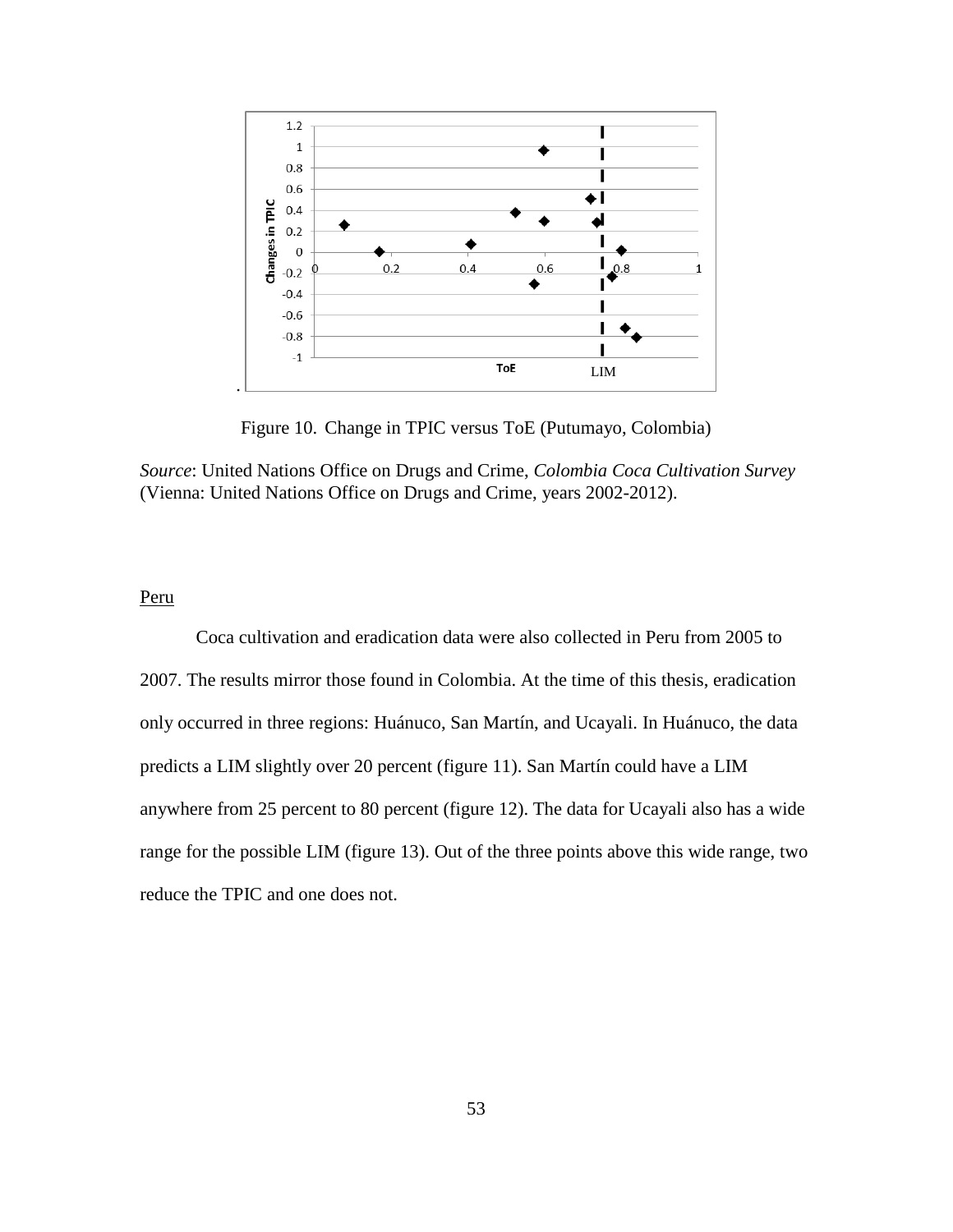Figure 10. Change in TPIC versus ToE (Putumayo, Colombia)

*Source*: United Nations Office on Drugs and Crime, *Colombia Coca Cultivation Survey* (Vienna: United Nations Office on Drugs and Crime, years 2002-2012).

Peru

Coca cultivation and eradication data were also collected in Peru from 2005 to 2007. The results mirror those found in Colombia. At the time of this thesis, eradication only occurred in three regions: Huánuco, San Martín, and Ucayali. In Huánuco, the data predicts a LIM slightly over 20 percent (figure 11). San Martín could have a LIM anywhere from 25 percent to 80 percent (figure 12). The data for Ucayali also has a wide range for the possible LIM (figure 13). Out of the three points above this wide range, two reduce the TPIC and one does not.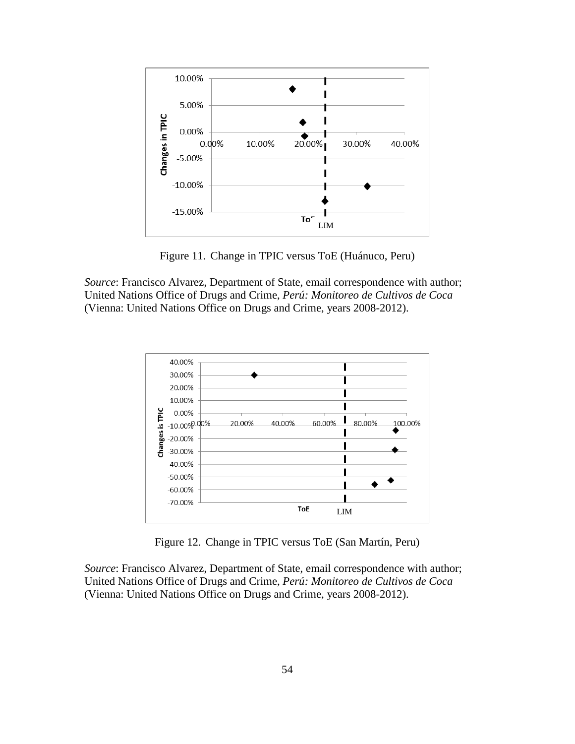Figure 11. Change in TPIC versus ToE (Huánuco, Peru)

*Source*: Francisco Alvarez, Department of State, email correspondence with author; United Nations Office of Drugs and Crime, *Perú: Monitoreo de Cultivos de Coca* (Vienna: United Nations Office on Drugs and Crime, years 2008-2012).

Figure 12. Change in TPIC versus ToE (San Martín, Peru)

*Source*: Francisco Alvarez, Department of State, email correspondence with author; United Nations Office of Drugs and Crime, *Perú: Monitoreo de Cultivos de Coca* (Vienna: United Nations Office on Drugs and Crime, years 2008-2012).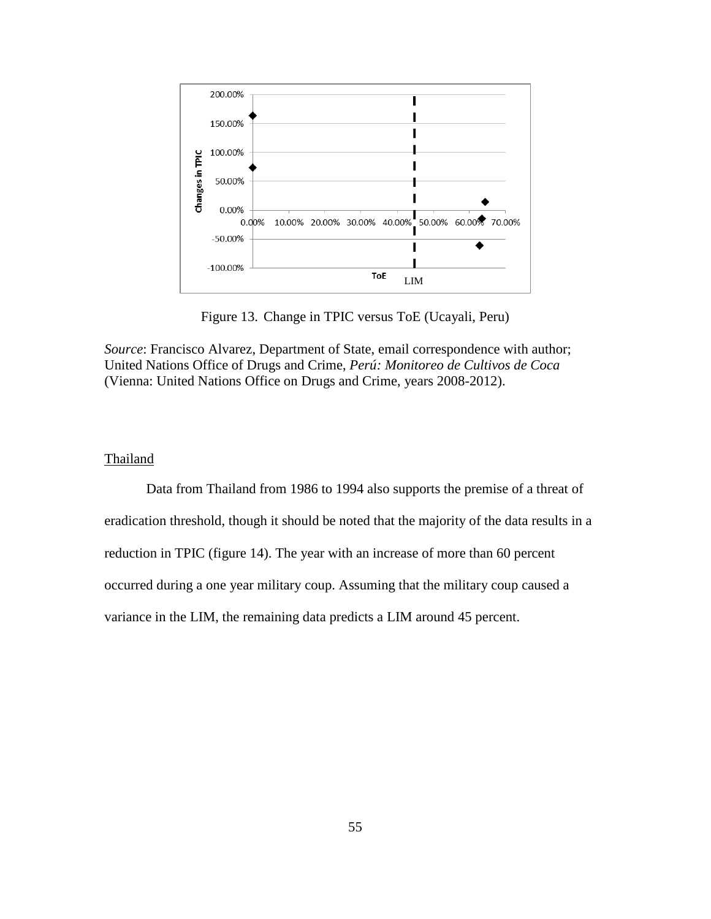Figure 13. Change in TPIC versus ToE (Ucayali, Peru)

*Source*: Francisco Alvarez, Department of State, email correspondence with author; United Nations Office of Drugs and Crime, *Perú: Monitoreo de Cultivos de Coca* (Vienna: United Nations Office on Drugs and Crime, years 2008-2012).

Thailand

Data from Thailand from 1986 to 1994 also supports the premise of a threat of eradication threshold, though it should be noted that the majority of the data results in a reduction in TPIC (figure 14). The year with an increase of more than 60 percent occurred during a one year military coup. Assuming that the military coup caused a variance in the LIM, the remaining data predicts a LIM around 45 percent.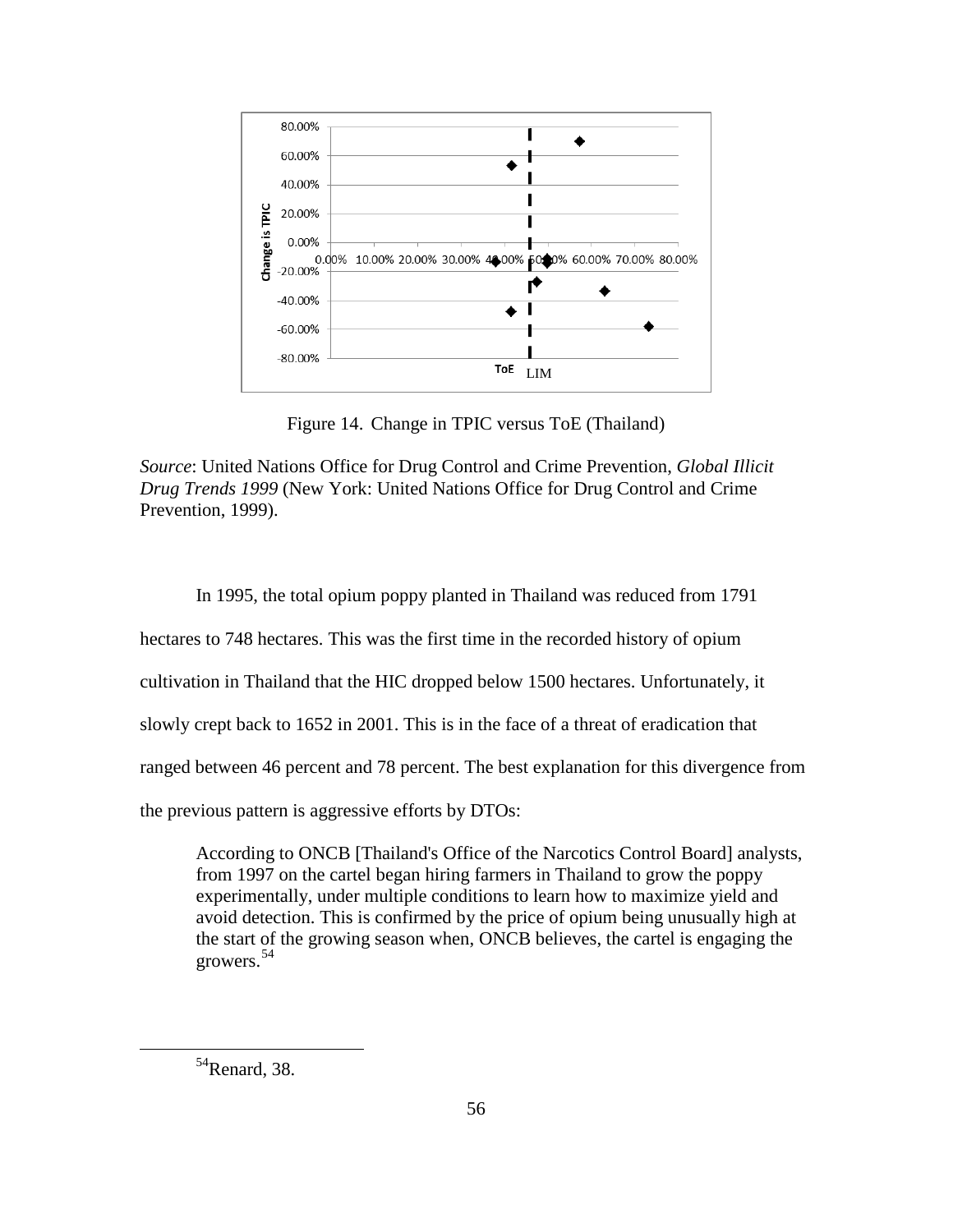Figure 14. Change in TPIC versus ToE (Thailand)

*Source*: United Nations Office for Drug Control and Crime Prevention, *Global Illicit Drug Trends 1999* (New York: United Nations Office for Drug Control and Crime Prevention, 1999).

In 1995, the total opium poppy planted in Thailand was reduced from 1791 hectares to 748 hectares. This was the first time in the recorded history of opium cultivation in Thailand that the HIC dropped below 1500 hectares. Unfortunately, it slowly crept back to 1652 in 2001. This is in the face of a threat of eradication that ranged between 46 percent and 78 percent. The best explanation for this divergence from the previous pattern is aggressive efforts by DTOs:

> According to ONCB [Thailand's Office of the Narcotics Control Board] analysts, from 1997 on the cartel began hiring farmers in Thailand to grow the poppy experimentally, under multiple conditions to learn how to maximize yield and avoid detection. This is confirmed by the price of opium being unusually high at the start of the growing season when, ONCB believes, the cartel is engaging the growers.[54]

[54]Renard, 38.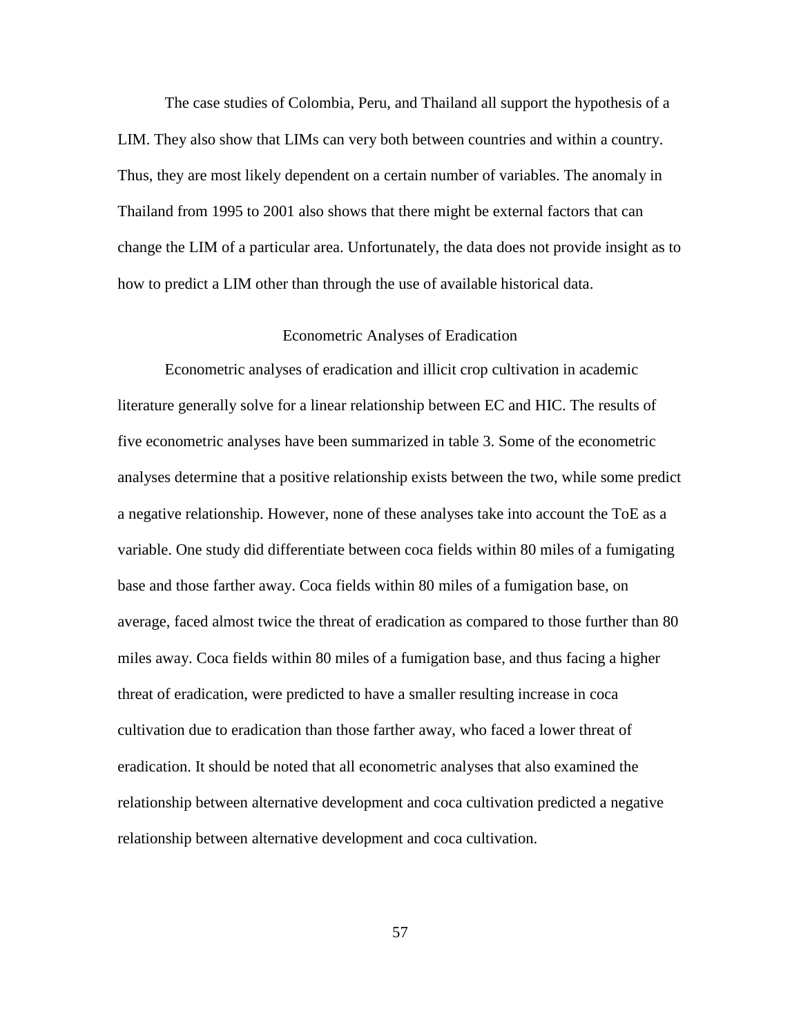The case studies of Colombia, Peru, and Thailand all support the hypothesis of a LIM. They also show that LIMs can very both between countries and within a country. Thus, they are most likely dependent on a certain number of variables. The anomaly in Thailand from 1995 to 2001 also shows that there might be external factors that can change the LIM of a particular area. Unfortunately, the data does not provide insight as to how to predict a LIM other than through the use of available historical data.

## Econometric Analyses of Eradication

Econometric analyses of eradication and illicit crop cultivation in academic literature generally solve for a linear relationship between EC and HIC. The results of five econometric analyses have been summarized in table 3. Some of the econometric analyses determine that a positive relationship exists between the two, while some predict a negative relationship. However, none of these analyses take into account the ToE as a variable. One study did differentiate between coca fields within 80 miles of a fumigating base and those farther away. Coca fields within 80 miles of a fumigation base, on average, faced almost twice the threat of eradication as compared to those further than 80 miles away. Coca fields within 80 miles of a fumigation base, and thus facing a higher threat of eradication, were predicted to have a smaller resulting increase in coca cultivation due to eradication than those farther away, who faced a lower threat of eradication. It should be noted that all econometric analyses that also examined the relationship between alternative development and coca cultivation predicted a negative relationship between alternative development and coca cultivation.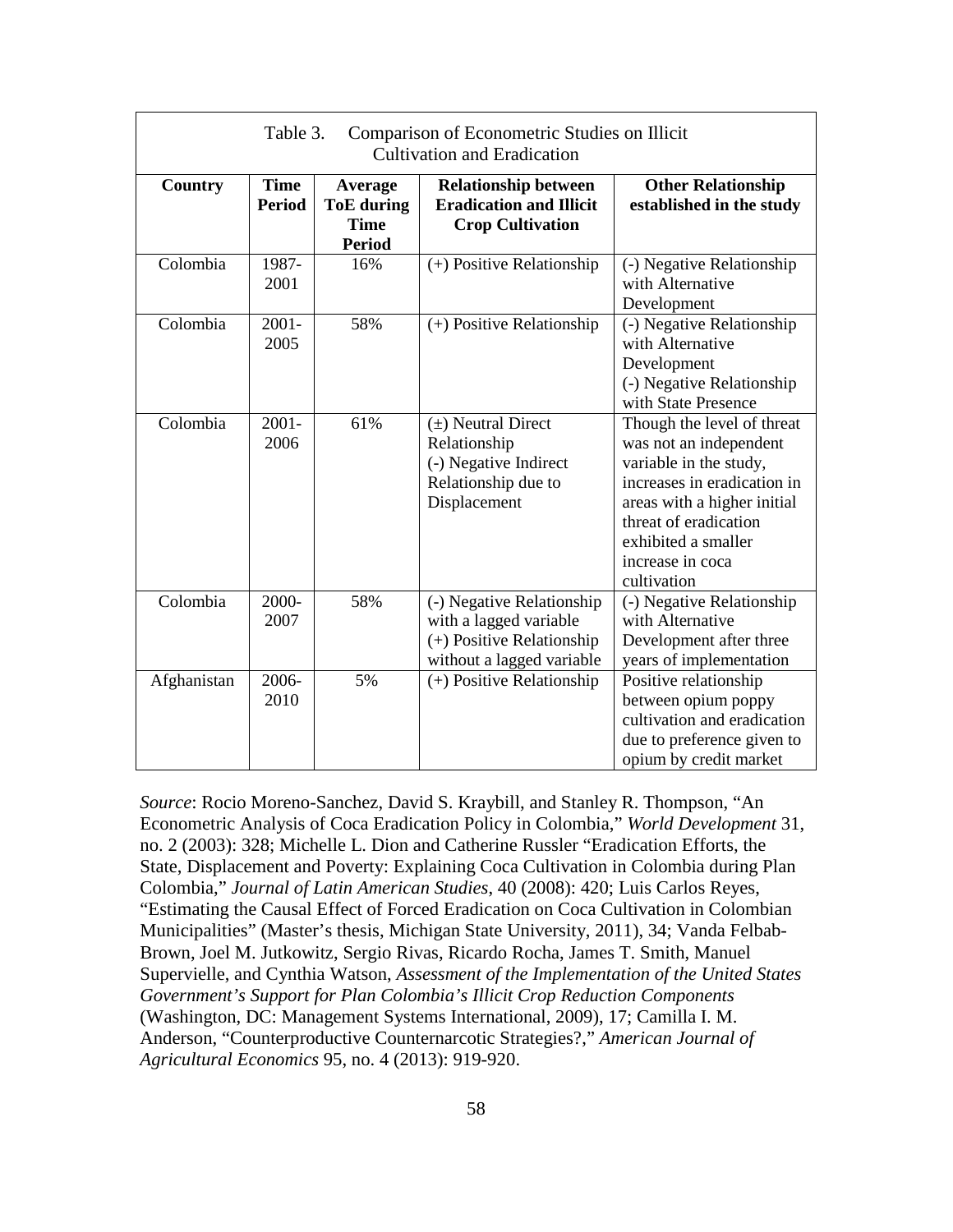Table 3. Comparison of Econometric Studies on Illicit Cultivation and Eradication

| Country | Time Period | Average ToE during Time Period | Relationship between Eradication and Illicit Crop Cultivation | Other Relationship established in the study |
|---|---|---|---|---|
| Colombia | 1987-2001 | 16% | (+) Positive Relationship | (-) Negative Relationship with Alternative Development |
| Colombia | 2001-2005 | 58% | (+) Positive Relationship | (-) Negative Relationship with Alternative Development<br>(-) Negative Relationship with State Presence |
| Colombia | 2001-2006 | 61% | (±) Neutral Direct Relationship<br>(-) Negative Indirect Relationship due to Displacement | Though the level of threat was not an independent variable in the study, increases in eradication in areas with a higher initial threat of eradication exhibited a smaller increase in coca cultivation |
| Colombia | 2000-2007 | 58% | (-) Negative Relationship with a lagged variable<br>(+) Positive Relationship without a lagged variable | (-) Negative Relationship with Alternative Development after three years of implementation |
| Afghanistan | 2006-2010 | 5% | (+) Positive Relationship | Positive relationship between opium poppy cultivation and eradication due to preference given to opium by credit market |

*Source*: Rocio Moreno-Sanchez, David S. Kraybill, and Stanley R. Thompson, "An Econometric Analysis of Coca Eradication Policy in Colombia," *World Development* 31, no. 2 (2003): 328; Michelle L. Dion and Catherine Russler "Eradication Efforts, the State, Displacement and Poverty: Explaining Coca Cultivation in Colombia during Plan Colombia," *Journal of Latin American Studies*, 40 (2008): 420; Luis Carlos Reyes, "Estimating the Causal Effect of Forced Eradication on Coca Cultivation in Colombian Municipalities" (Master's thesis, Michigan State University, 2011), 34; Vanda Felbab-Brown, Joel M. Jutkowitz, Sergio Rivas, Ricardo Rocha, James T. Smith, Manuel Supervielle, and Cynthia Watson, *Assessment of the Implementation of the United States Government's Support for Plan Colombia's Illicit Crop Reduction Components* (Washington, DC: Management Systems International, 2009), 17; Camilla I. M. Anderson, "Counterproductive Counternarcotic Strategies?," *American Journal of Agricultural Economics* 95, no. 4 (2013): 919-920.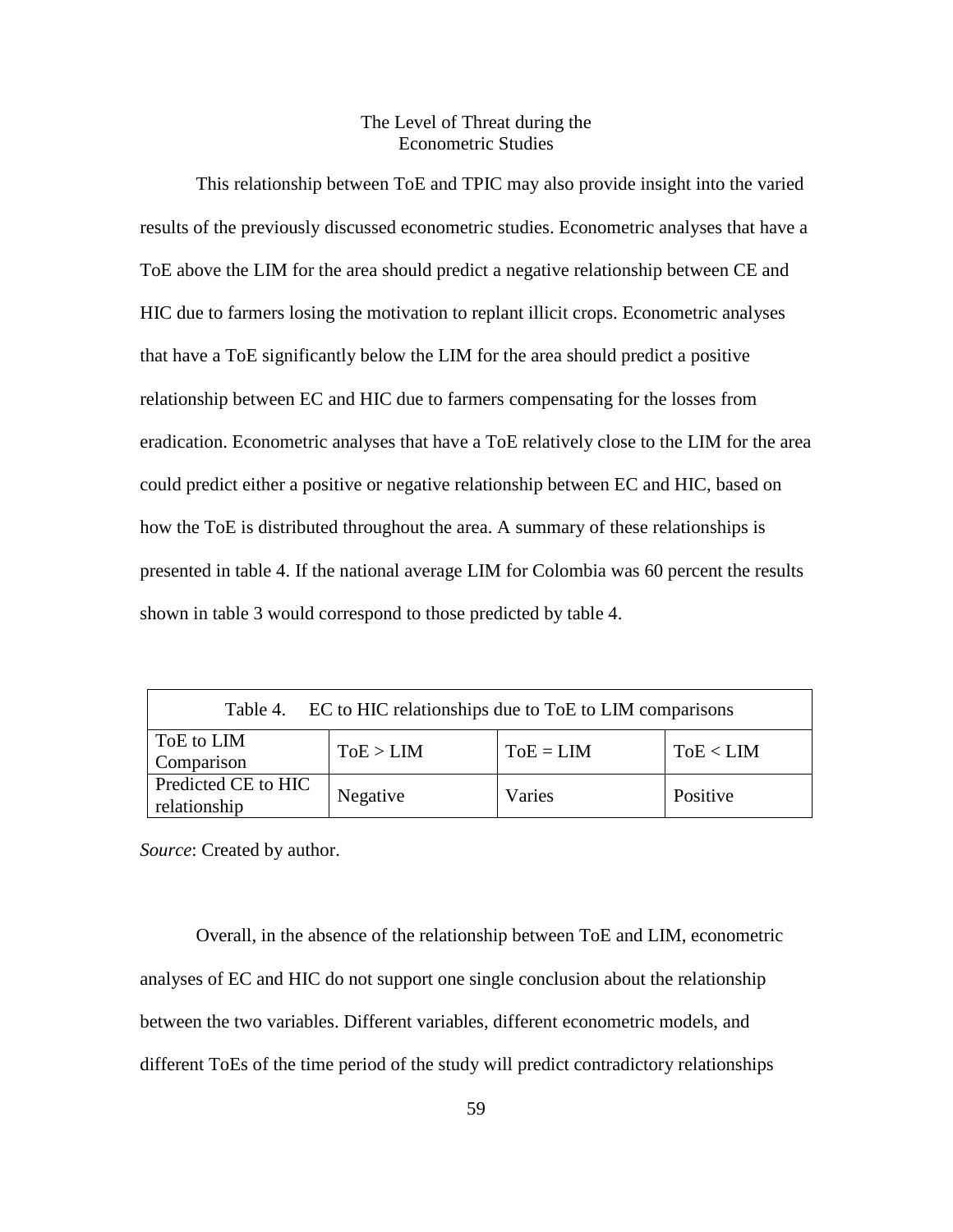## The Level of Threat during the Econometric Studies

This relationship between ToE and TPIC may also provide insight into the varied results of the previously discussed econometric studies. Econometric analyses that have a ToE above the LIM for the area should predict a negative relationship between CE and HIC due to farmers losing the motivation to replant illicit crops. Econometric analyses that have a ToE significantly below the LIM for the area should predict a positive relationship between EC and HIC due to farmers compensating for the losses from eradication. Econometric analyses that have a ToE relatively close to the LIM for the area could predict either a positive or negative relationship between EC and HIC, based on how the ToE is distributed throughout the area. A summary of these relationships is presented in table 4. If the national average LIM for Colombia was 60 percent the results shown in table 3 would correspond to those predicted by table 4.

Table 4. EC to HIC relationships due to ToE to LIM comparisons

| ToE to LIM Comparison | ToE > LIM | ToE = LIM | ToE < LIM |
|---|---|---|---|
| Predicted CE to HIC relationship | Negative | Varies | Positive |

*Source*: Created by author.

Overall, in the absence of the relationship between ToE and LIM, econometric analyses of EC and HIC do not support one single conclusion about the relationship between the two variables. Different variables, different econometric models, and different ToEs of the time period of the study will predict contradictory relationships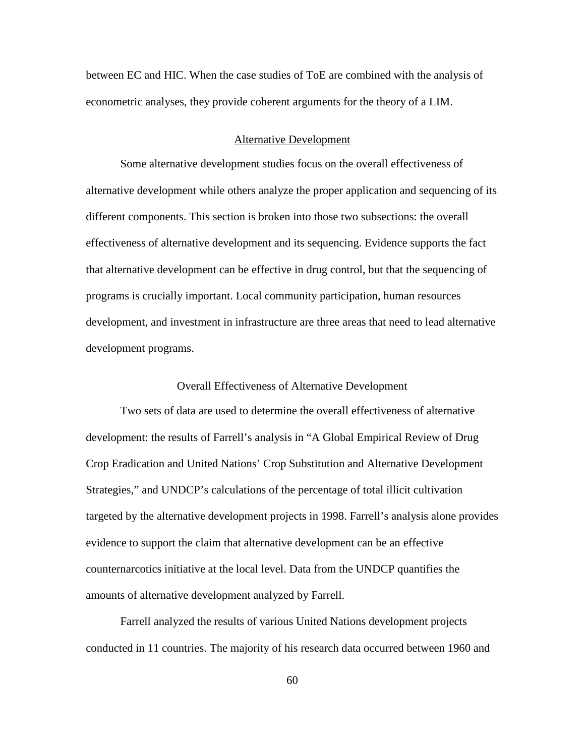between EC and HIC. When the case studies of ToE are combined with the analysis of econometric analyses, they provide coherent arguments for the theory of a LIM.

## Alternative Development

Some alternative development studies focus on the overall effectiveness of alternative development while others analyze the proper application and sequencing of its different components. This section is broken into those two subsections: the overall effectiveness of alternative development and its sequencing. Evidence supports the fact that alternative development can be effective in drug control, but that the sequencing of programs is crucially important. Local community participation, human resources development, and investment in infrastructure are three areas that need to lead alternative development programs.

### Overall Effectiveness of Alternative Development

Two sets of data are used to determine the overall effectiveness of alternative development: the results of Farrell's analysis in "A Global Empirical Review of Drug Crop Eradication and United Nations' Crop Substitution and Alternative Development Strategies," and UNDCP's calculations of the percentage of total illicit cultivation targeted by the alternative development projects in 1998. Farrell's analysis alone provides evidence to support the claim that alternative development can be an effective counternarcotics initiative at the local level. Data from the UNDCP quantifies the amounts of alternative development analyzed by Farrell.

Farrell analyzed the results of various United Nations development projects conducted in 11 countries. The majority of his research data occurred between 1960 and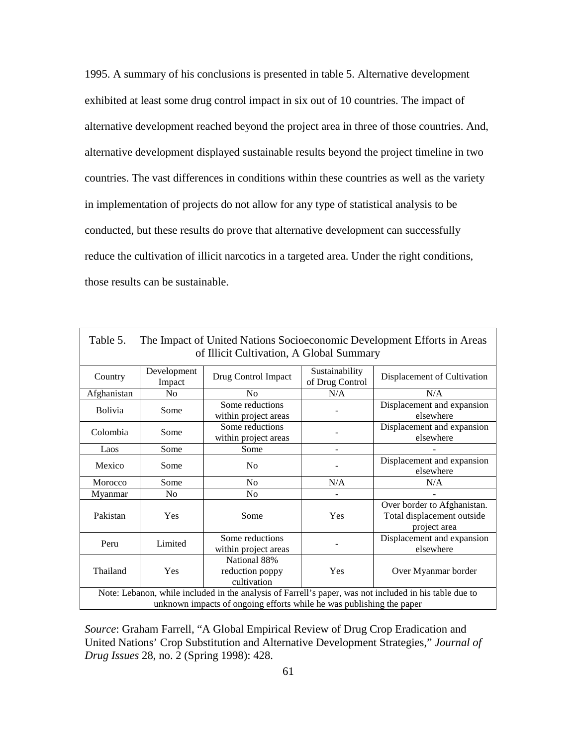1995. A summary of his conclusions is presented in table 5. Alternative development exhibited at least some drug control impact in six out of 10 countries. The impact of alternative development reached beyond the project area in three of those countries. And, alternative development displayed sustainable results beyond the project timeline in two countries. The vast differences in conditions within these countries as well as the variety in implementation of projects do not allow for any type of statistical analysis to be conducted, but these results do prove that alternative development can successfully reduce the cultivation of illicit narcotics in a targeted area. Under the right conditions, those results can be sustainable.

Table 5. The Impact of United Nations Socioeconomic Development Efforts in Areas of Illicit Cultivation, A Global Summary

| Country | Development Impact | Drug Control Impact | Sustainability of Drug Control | Displacement of Cultivation |
|---|---|---|---|---|
| Afghanistan | No | No | N/A | N/A |
| Bolivia | Some | Some reductions within project areas | - | Displacement and expansion elsewhere |
| Colombia | Some | Some reductions within project areas | - | Displacement and expansion elsewhere |
| Laos | Some | Some | - | - |
| Mexico | Some | No | - | Displacement and expansion elsewhere |
| Morocco | Some | No | N/A | N/A |
| Myanmar | No | No | - | - |
| Pakistan | Yes | Some | Yes | Over border to Afghanistan. Total displacement outside project area |
| Peru | Limited | Some reductions within project areas | - | Displacement and expansion elsewhere |
| Thailand | Yes | National 88% reduction poppy cultivation | Yes | Over Myanmar border |
| Note: Lebanon, while included in the analysis of Farrell's paper, was not included in his table due to unknown impacts of ongoing efforts while he was publishing the paper | | | | |

*Source*: Graham Farrell, "A Global Empirical Review of Drug Crop Eradication and United Nations' Crop Substitution and Alternative Development Strategies," *Journal of Drug Issues* 28, no. 2 (Spring 1998): 428.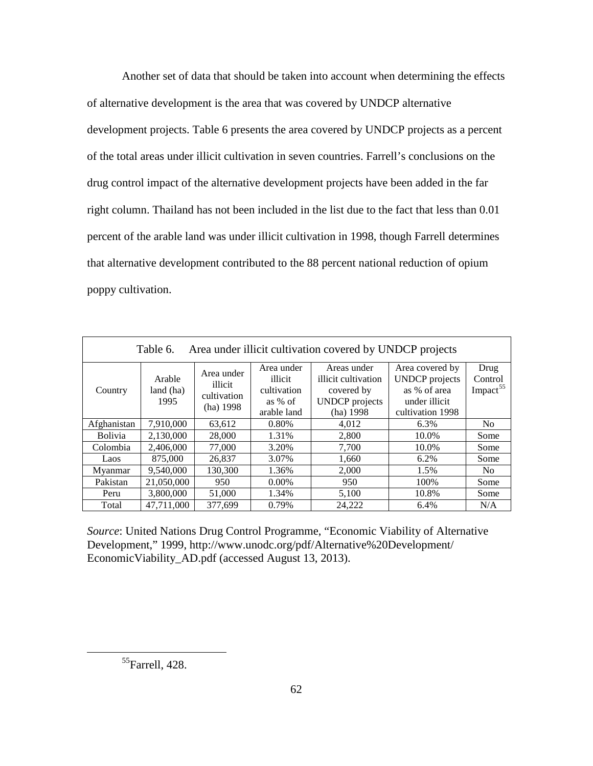Another set of data that should be taken into account when determining the effects of alternative development is the area that was covered by UNDCP alternative development projects. Table 6 presents the area covered by UNDCP projects as a percent of the total areas under illicit cultivation in seven countries. Farrell's conclusions on the drug control impact of the alternative development projects have been added in the far right column. Thailand has not been included in the list due to the fact that less than 0.01 percent of the arable land was under illicit cultivation in 1998, though Farrell determines that alternative development contributed to the 88 percent national reduction of opium poppy cultivation.

Table 6. Area under illicit cultivation covered by UNDCP projects

| Country | Arable land (ha) 1995 | Area under illicit cultivation (ha) 1998 | Area under illicit cultivation as % of arable land | Areas under illicit cultivation covered by UNDCP projects (ha) 1998 | Area covered by UNDCP projects as % of area under illicit cultivation 1998 | Drug Control Impact[55] |
|---|---|---|---|---|---|---|
| Afghanistan | 7,910,000 | 63,612 | 0.80% | 4,012 | 6.3% | No |
| Bolivia | 2,130,000 | 28,000 | 1.31% | 2,800 | 10.0% | Some |
| Colombia | 2,406,000 | 77,000 | 3.20% | 7,700 | 10.0% | Some |
| Laos | 875,000 | 26,837 | 3.07% | 1,660 | 6.2% | Some |
| Myanmar | 9,540,000 | 130,300 | 1.36% | 2,000 | 1.5% | No |
| Pakistan | 21,050,000 | 950 | 0.00% | 950 | 100% | Some |
| Peru | 3,800,000 | 51,000 | 1.34% | 5,100 | 10.8% | Some |
| Total | 47,711,000 | 377,699 | 0.79% | 24,222 | 6.4% | N/A |

*Source*: United Nations Drug Control Programme, "Economic Viability of Alternative Development," 1999, http://www.unodc.org/pdf/Alternative%20Development/EconomicViability_AD.pdf (accessed August 13, 2013).

[55]Farrell, 428.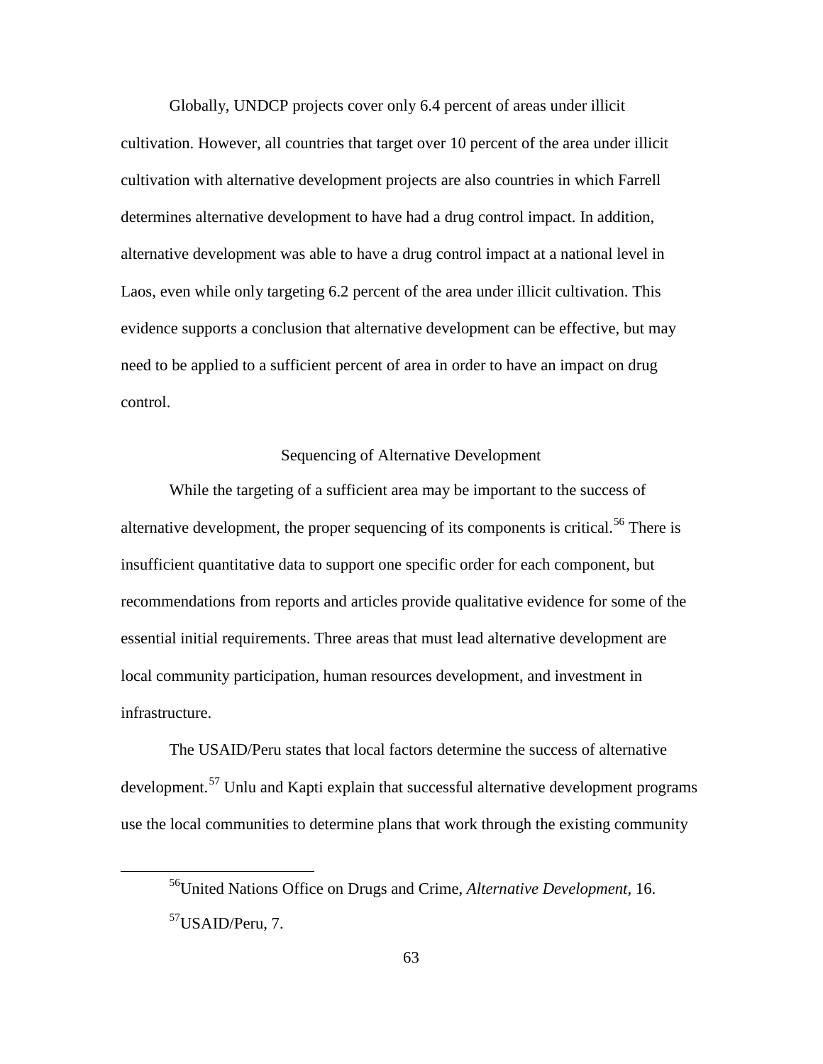Globally, UNDCP projects cover only 6.4 percent of areas under illicit cultivation. However, all countries that target over 10 percent of the area under illicit cultivation with alternative development projects are also countries in which Farrell determines alternative development to have had a drug control impact. In addition, alternative development was able to have a drug control impact at a national level in Laos, even while only targeting 6.2 percent of the area under illicit cultivation. This evidence supports a conclusion that alternative development can be effective, but may need to be applied to a sufficient percent of area in order to have an impact on drug control.

## Sequencing of Alternative Development

While the targeting of a sufficient area may be important to the success of alternative development, the proper sequencing of its components is critical.[56] There is insufficient quantitative data to support one specific order for each component, but recommendations from reports and articles provide qualitative evidence for some of the essential initial requirements. Three areas that must lead alternative development are local community participation, human resources development, and investment in infrastructure.

The USAID/Peru states that local factors determine the success of alternative development.[57] Unlu and Kapti explain that successful alternative development programs use the local communities to determine plans that work through the existing community

---

[56]United Nations Office on Drugs and Crime, *Alternative Development*, 16.

[57]USAID/Peru, 7.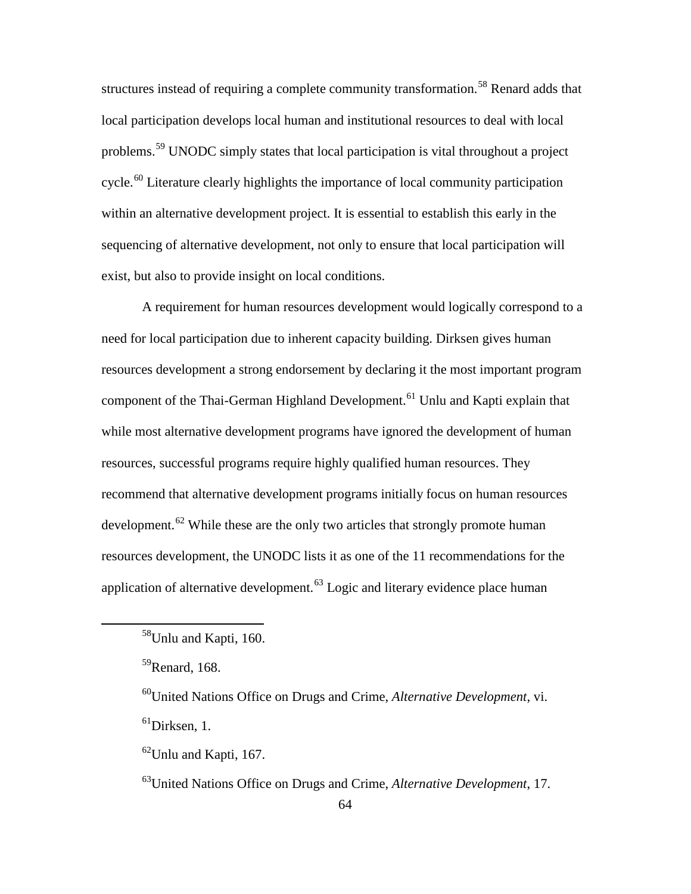structures instead of requiring a complete community transformation.[58] Renard adds that local participation develops local human and institutional resources to deal with local problems.[59] UNODC simply states that local participation is vital throughout a project cycle.[60] Literature clearly highlights the importance of local community participation within an alternative development project. It is essential to establish this early in the sequencing of alternative development, not only to ensure that local participation will exist, but also to provide insight on local conditions.

A requirement for human resources development would logically correspond to a need for local participation due to inherent capacity building. Dirksen gives human resources development a strong endorsement by declaring it the most important program component of the Thai-German Highland Development.[61] Unlu and Kapti explain that while most alternative development programs have ignored the development of human resources, successful programs require highly qualified human resources. They recommend that alternative development programs initially focus on human resources development.[62] While these are the only two articles that strongly promote human resources development, the UNODC lists it as one of the 11 recommendations for the application of alternative development.[63] Logic and literary evidence place human

---

[58]Unlu and Kapti, 160.

[59]Renard, 168.

[60]United Nations Office on Drugs and Crime, *Alternative Development*, vi.

[61]Dirksen, 1.

[62]Unlu and Kapti, 167.

[63]United Nations Office on Drugs and Crime, *Alternative Development*, 17.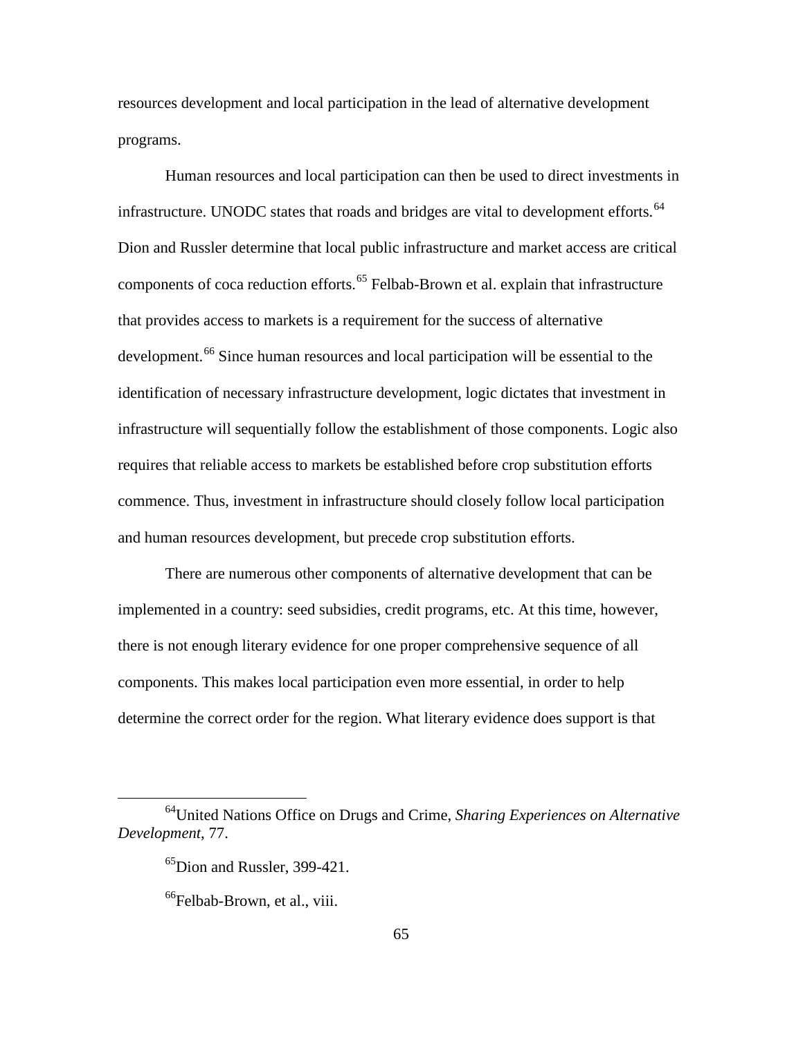resources development and local participation in the lead of alternative development programs.

Human resources and local participation can then be used to direct investments in infrastructure. UNODC states that roads and bridges are vital to development efforts.[64] Dion and Russler determine that local public infrastructure and market access are critical components of coca reduction efforts.[65] Felbab-Brown et al. explain that infrastructure that provides access to markets is a requirement for the success of alternative development.[66] Since human resources and local participation will be essential to the identification of necessary infrastructure development, logic dictates that investment in infrastructure will sequentially follow the establishment of those components. Logic also requires that reliable access to markets be established before crop substitution efforts commence. Thus, investment in infrastructure should closely follow local participation and human resources development, but precede crop substitution efforts.

There are numerous other components of alternative development that can be implemented in a country: seed subsidies, credit programs, etc. At this time, however, there is not enough literary evidence for one proper comprehensive sequence of all components. This makes local participation even more essential, in order to help determine the correct order for the region. What literary evidence does support is that

---

[64]United Nations Office on Drugs and Crime, *Sharing Experiences on Alternative Development*, 77.

[65]Dion and Russler, 399-421.

[66]Felbab-Brown, et al., viii.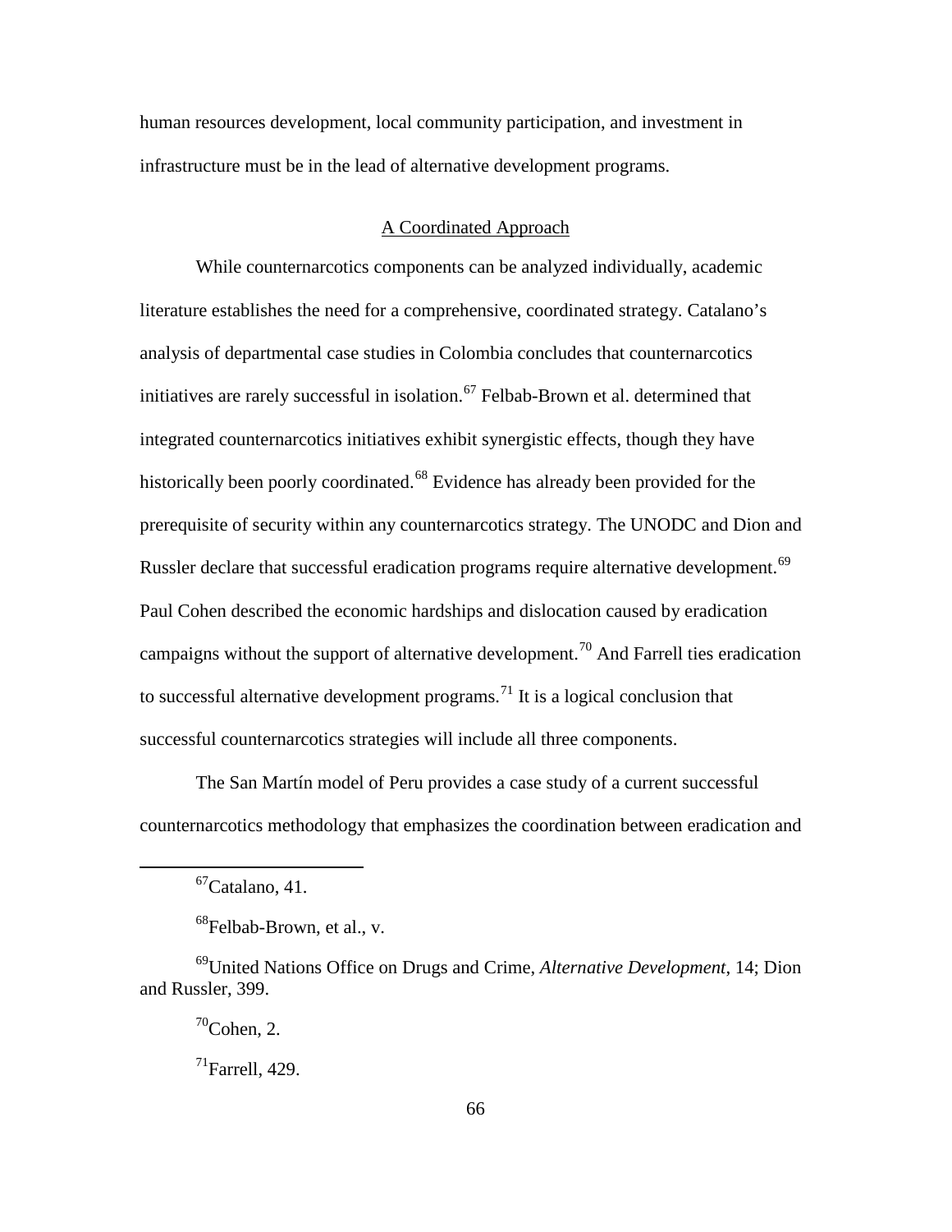human resources development, local community participation, and investment in infrastructure must be in the lead of alternative development programs.

## A Coordinated Approach

While counternarcotics components can be analyzed individually, academic literature establishes the need for a comprehensive, coordinated strategy. Catalano's analysis of departmental case studies in Colombia concludes that counternarcotics initiatives are rarely successful in isolation.[67] Felbab-Brown et al. determined that integrated counternarcotics initiatives exhibit synergistic effects, though they have historically been poorly coordinated.[68] Evidence has already been provided for the prerequisite of security within any counternarcotics strategy. The UNODC and Dion and Russler declare that successful eradication programs require alternative development.[69] Paul Cohen described the economic hardships and dislocation caused by eradication campaigns without the support of alternative development.[70] And Farrell ties eradication to successful alternative development programs.[71] It is a logical conclusion that successful counternarcotics strategies will include all three components.

The San Martín model of Peru provides a case study of a current successful counternarcotics methodology that emphasizes the coordination between eradication and

---

[67]Catalano, 41.

[68]Felbab-Brown, et al., v.

[69]United Nations Office on Drugs and Crime, *Alternative Development*, 14; Dion and Russler, 399.

[70]Cohen, 2.

[71]Farrell, 429.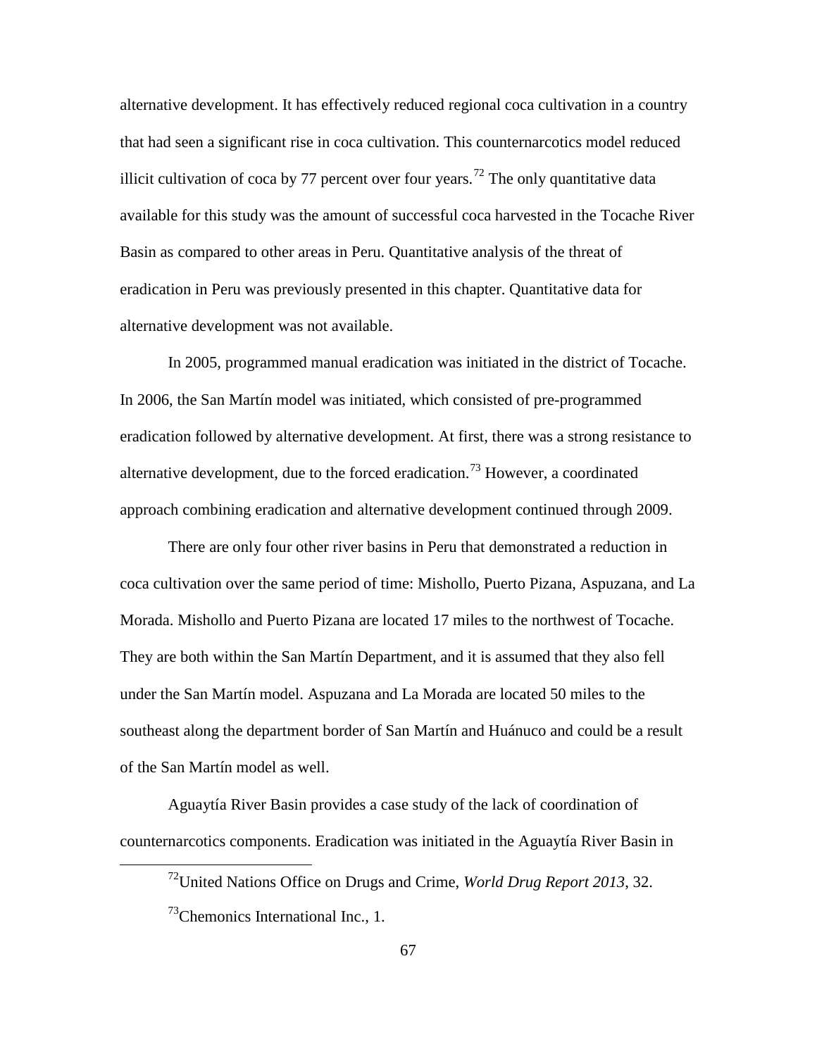alternative development. It has effectively reduced regional coca cultivation in a country that had seen a significant rise in coca cultivation. This counternarcotics model reduced illicit cultivation of coca by 77 percent over four years.[72] The only quantitative data available for this study was the amount of successful coca harvested in the Tocache River Basin as compared to other areas in Peru. Quantitative analysis of the threat of eradication in Peru was previously presented in this chapter. Quantitative data for alternative development was not available.

In 2005, programmed manual eradication was initiated in the district of Tocache. In 2006, the San Martín model was initiated, which consisted of pre-programmed eradication followed by alternative development. At first, there was a strong resistance to alternative development, due to the forced eradication.[73] However, a coordinated approach combining eradication and alternative development continued through 2009.

There are only four other river basins in Peru that demonstrated a reduction in coca cultivation over the same period of time: Mishollo, Puerto Pizana, Aspuzana, and La Morada. Mishollo and Puerto Pizana are located 17 miles to the northwest of Tocache. They are both within the San Martín Department, and it is assumed that they also fell under the San Martín model. Aspuzana and La Morada are located 50 miles to the southeast along the department border of San Martín and Huánuco and could be a result of the San Martín model as well.

Aguaytía River Basin provides a case study of the lack of coordination of counternarcotics components. Eradication was initiated in the Aguaytía River Basin in

---

[72] United Nations Office on Drugs and Crime, *World Drug Report 2013*, 32.

[73] Chemonics International Inc., 1.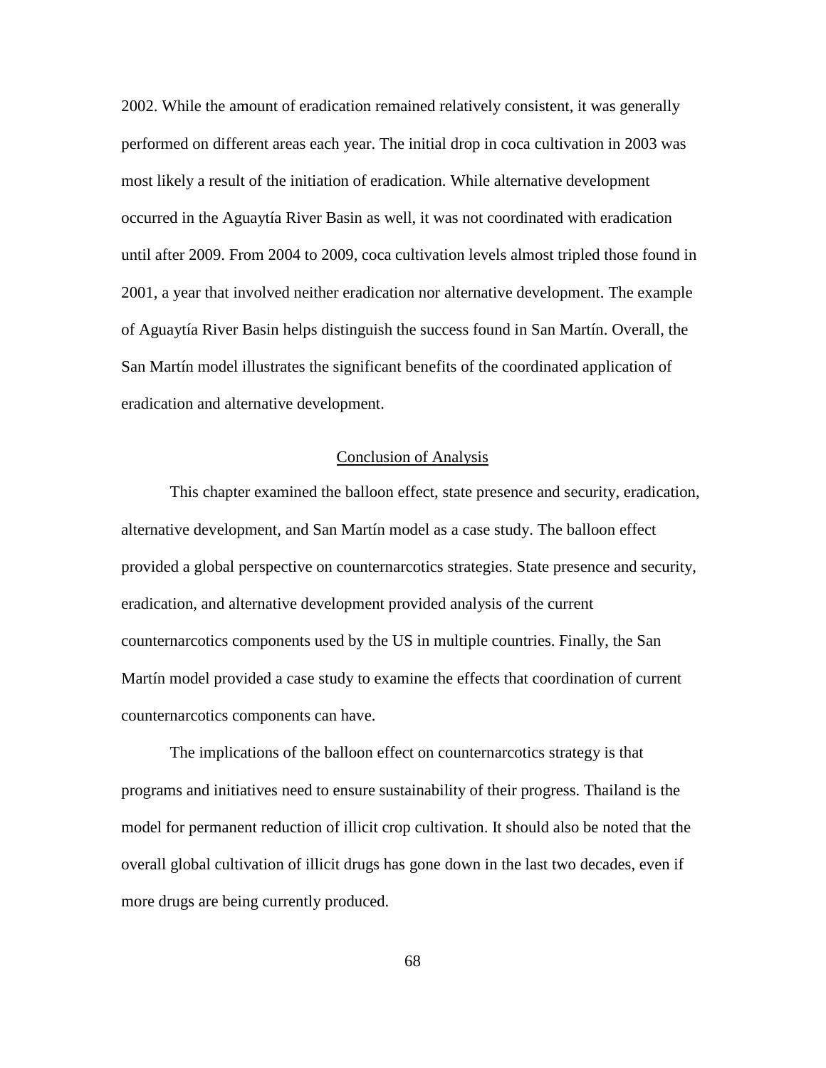2002. While the amount of eradication remained relatively consistent, it was generally performed on different areas each year. The initial drop in coca cultivation in 2003 was most likely a result of the initiation of eradication. While alternative development occurred in the Aguaytía River Basin as well, it was not coordinated with eradication until after 2009. From 2004 to 2009, coca cultivation levels almost tripled those found in 2001, a year that involved neither eradication nor alternative development. The example of Aguaytía River Basin helps distinguish the success found in San Martín. Overall, the San Martín model illustrates the significant benefits of the coordinated application of eradication and alternative development.

## Conclusion of Analysis

This chapter examined the balloon effect, state presence and security, eradication, alternative development, and San Martín model as a case study. The balloon effect provided a global perspective on counternarcotics strategies. State presence and security, eradication, and alternative development provided analysis of the current counternarcotics components used by the US in multiple countries. Finally, the San Martín model provided a case study to examine the effects that coordination of current counternarcotics components can have.

The implications of the balloon effect on counternarcotics strategy is that programs and initiatives need to ensure sustainability of their progress. Thailand is the model for permanent reduction of illicit crop cultivation. It should also be noted that the overall global cultivation of illicit drugs has gone down in the last two decades, even if more drugs are being currently produced.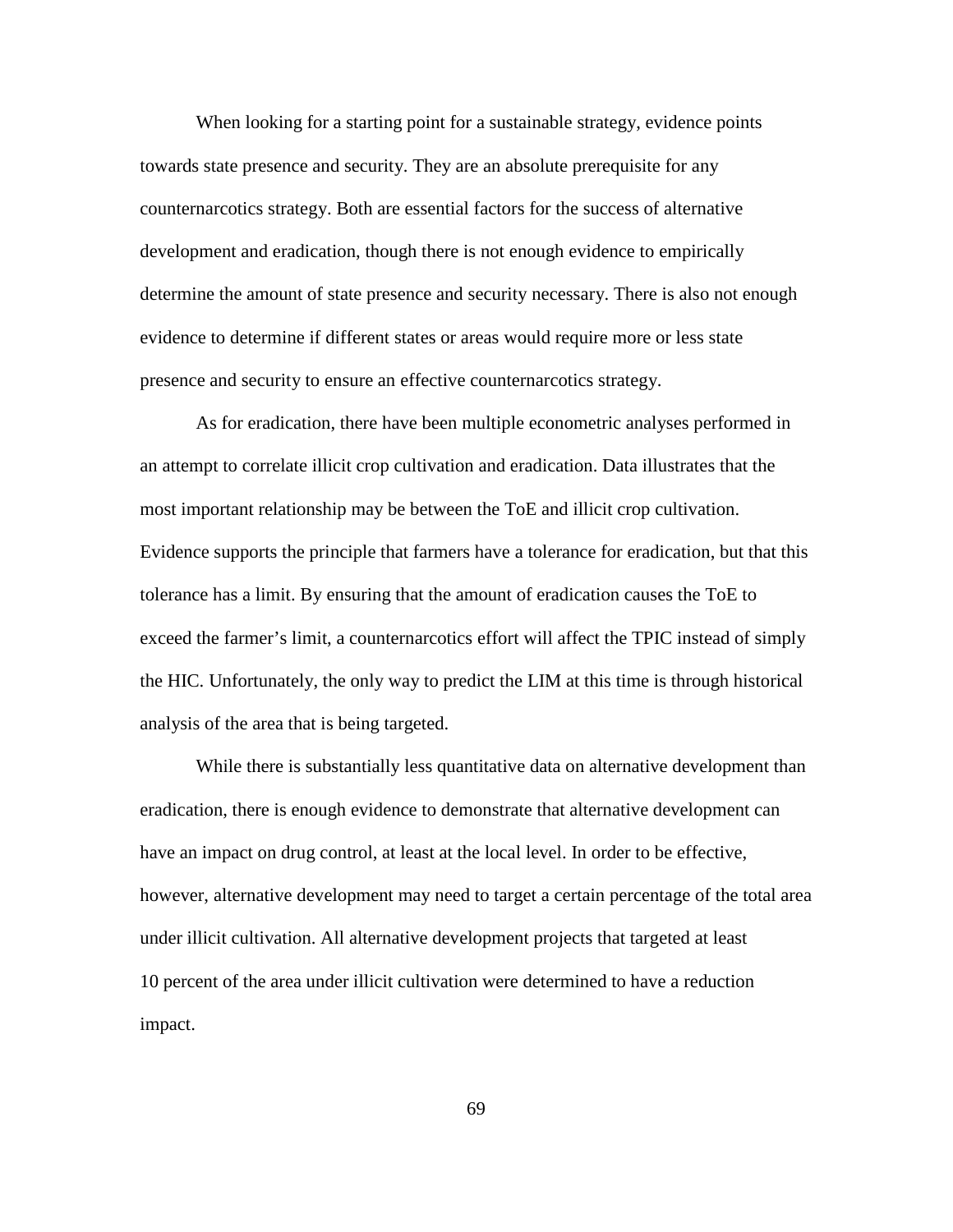When looking for a starting point for a sustainable strategy, evidence points towards state presence and security. They are an absolute prerequisite for any counternarcotics strategy. Both are essential factors for the success of alternative development and eradication, though there is not enough evidence to empirically determine the amount of state presence and security necessary. There is also not enough evidence to determine if different states or areas would require more or less state presence and security to ensure an effective counternarcotics strategy.

As for eradication, there have been multiple econometric analyses performed in an attempt to correlate illicit crop cultivation and eradication. Data illustrates that the most important relationship may be between the ToE and illicit crop cultivation. Evidence supports the principle that farmers have a tolerance for eradication, but that this tolerance has a limit. By ensuring that the amount of eradication causes the ToE to exceed the farmer's limit, a counternarcotics effort will affect the TPIC instead of simply the HIC. Unfortunately, the only way to predict the LIM at this time is through historical analysis of the area that is being targeted.

While there is substantially less quantitative data on alternative development than eradication, there is enough evidence to demonstrate that alternative development can have an impact on drug control, at least at the local level. In order to be effective, however, alternative development may need to target a certain percentage of the total area under illicit cultivation. All alternative development projects that targeted at least 10 percent of the area under illicit cultivation were determined to have a reduction impact.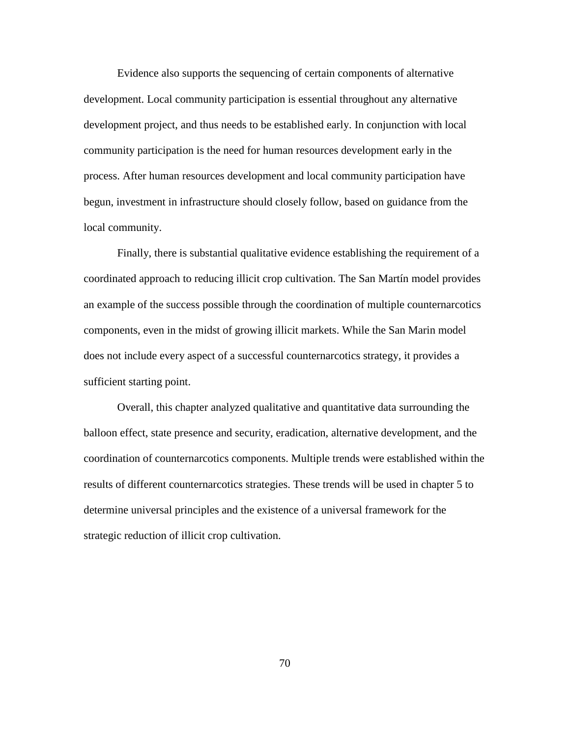Evidence also supports the sequencing of certain components of alternative development. Local community participation is essential throughout any alternative development project, and thus needs to be established early. In conjunction with local community participation is the need for human resources development early in the process. After human resources development and local community participation have begun, investment in infrastructure should closely follow, based on guidance from the local community.

Finally, there is substantial qualitative evidence establishing the requirement of a coordinated approach to reducing illicit crop cultivation. The San Martín model provides an example of the success possible through the coordination of multiple counternarcotics components, even in the midst of growing illicit markets. While the San Marin model does not include every aspect of a successful counternarcotics strategy, it provides a sufficient starting point.

Overall, this chapter analyzed qualitative and quantitative data surrounding the balloon effect, state presence and security, eradication, alternative development, and the coordination of counternarcotics components. Multiple trends were established within the results of different counternarcotics strategies. These trends will be used in chapter 5 to determine universal principles and the existence of a universal framework for the strategic reduction of illicit crop cultivation.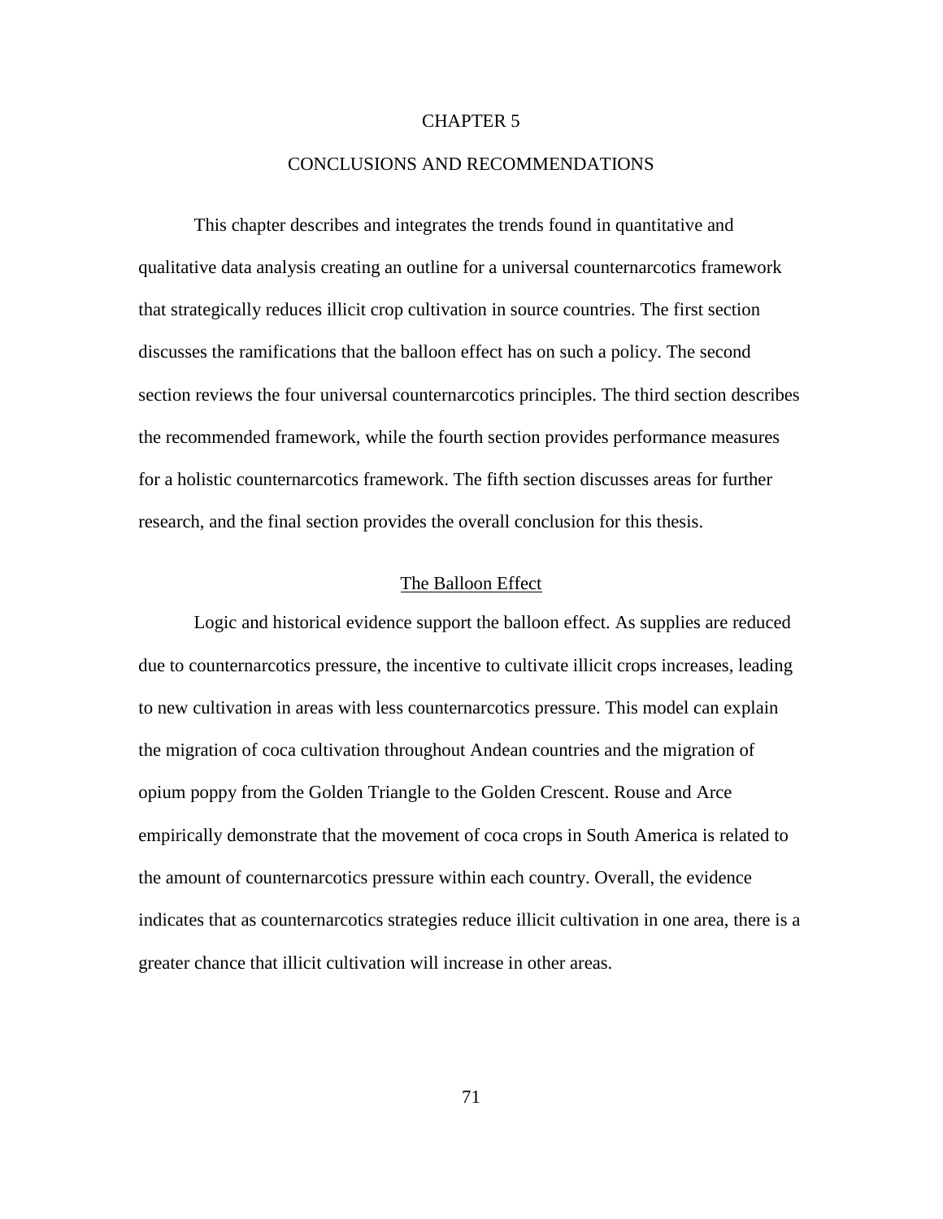# CHAPTER 5

# CONCLUSIONS AND RECOMMENDATIONS

This chapter describes and integrates the trends found in quantitative and qualitative data analysis creating an outline for a universal counternarcotics framework that strategically reduces illicit crop cultivation in source countries. The first section discusses the ramifications that the balloon effect has on such a policy. The second section reviews the four universal counternarcotics principles. The third section describes the recommended framework, while the fourth section provides performance measures for a holistic counternarcotics framework. The fifth section discusses areas for further research, and the final section provides the overall conclusion for this thesis.

## The Balloon Effect

Logic and historical evidence support the balloon effect. As supplies are reduced due to counternarcotics pressure, the incentive to cultivate illicit crops increases, leading to new cultivation in areas with less counternarcotics pressure. This model can explain the migration of coca cultivation throughout Andean countries and the migration of opium poppy from the Golden Triangle to the Golden Crescent. Rouse and Arce empirically demonstrate that the movement of coca crops in South America is related to the amount of counternarcotics pressure within each country. Overall, the evidence indicates that as counternarcotics strategies reduce illicit cultivation in one area, there is a greater chance that illicit cultivation will increase in other areas.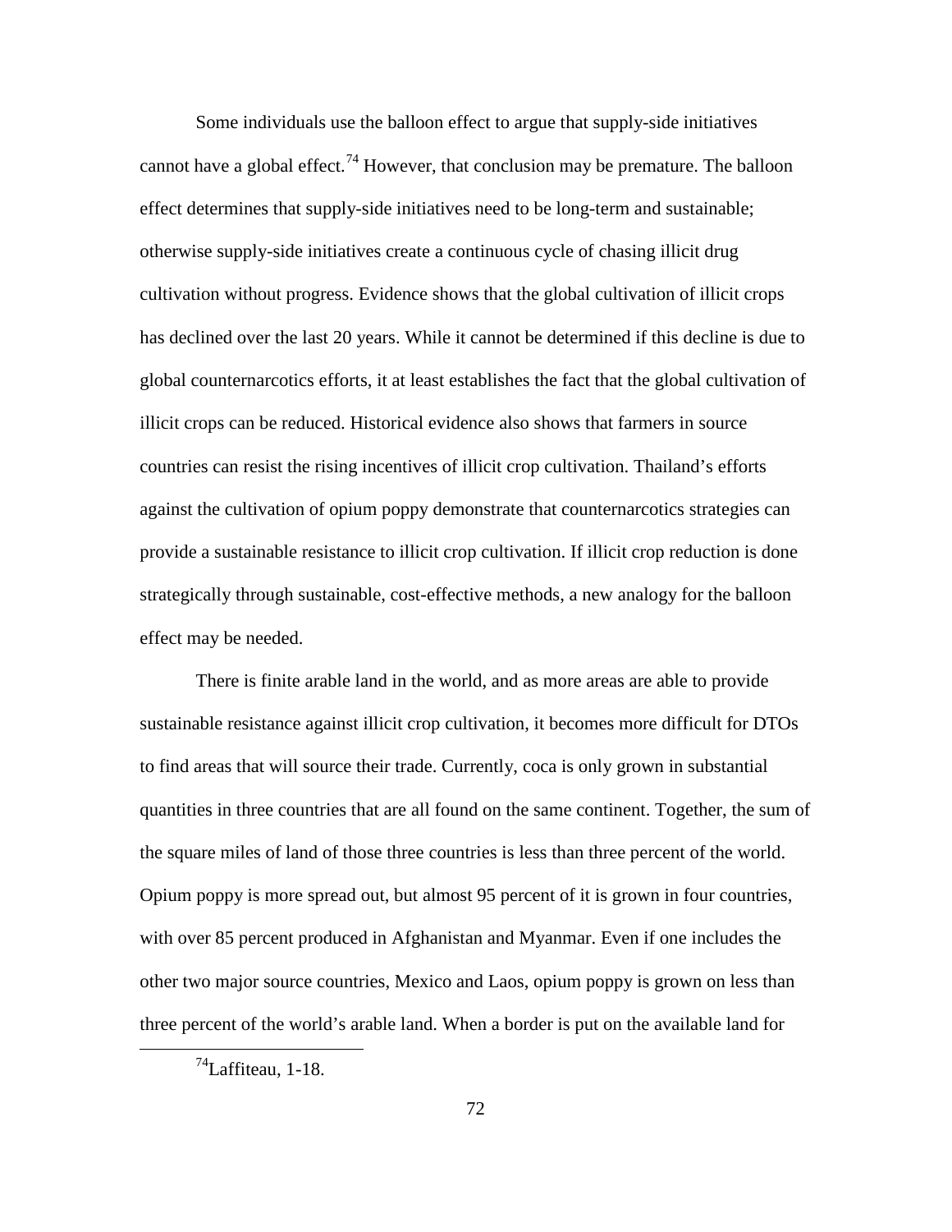Some individuals use the balloon effect to argue that supply-side initiatives cannot have a global effect.[74] However, that conclusion may be premature. The balloon effect determines that supply-side initiatives need to be long-term and sustainable; otherwise supply-side initiatives create a continuous cycle of chasing illicit drug cultivation without progress. Evidence shows that the global cultivation of illicit crops has declined over the last 20 years. While it cannot be determined if this decline is due to global counternarcotics efforts, it at least establishes the fact that the global cultivation of illicit crops can be reduced. Historical evidence also shows that farmers in source countries can resist the rising incentives of illicit crop cultivation. Thailand's efforts against the cultivation of opium poppy demonstrate that counternarcotics strategies can provide a sustainable resistance to illicit crop cultivation. If illicit crop reduction is done strategically through sustainable, cost-effective methods, a new analogy for the balloon effect may be needed.

There is finite arable land in the world, and as more areas are able to provide sustainable resistance against illicit crop cultivation, it becomes more difficult for DTOs to find areas that will source their trade. Currently, coca is only grown in substantial quantities in three countries that are all found on the same continent. Together, the sum of the square miles of land of those three countries is less than three percent of the world. Opium poppy is more spread out, but almost 95 percent of it is grown in four countries, with over 85 percent produced in Afghanistan and Myanmar. Even if one includes the other two major source countries, Mexico and Laos, opium poppy is grown on less than three percent of the world's arable land. When a border is put on the available land for

[74] Laffiteau, 1-18.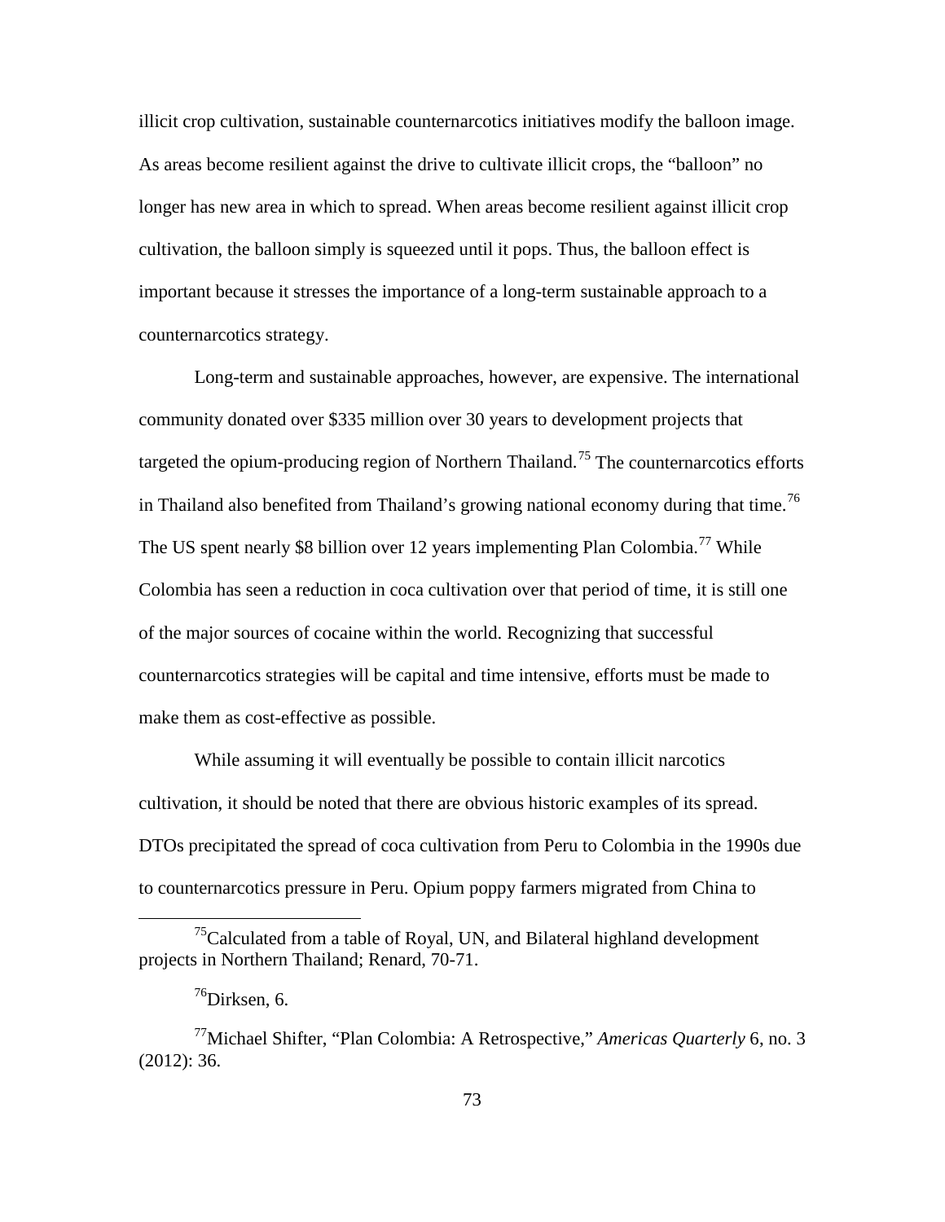illicit crop cultivation, sustainable counternarcotics initiatives modify the balloon image. As areas become resilient against the drive to cultivate illicit crops, the "balloon" no longer has new area in which to spread. When areas become resilient against illicit crop cultivation, the balloon simply is squeezed until it pops. Thus, the balloon effect is important because it stresses the importance of a long-term sustainable approach to a counternarcotics strategy.

Long-term and sustainable approaches, however, are expensive. The international community donated over $335 million over 30 years to development projects that targeted the opium-producing region of Northern Thailand.[75] The counternarcotics efforts in Thailand also benefited from Thailand's growing national economy during that time.[76] The US spent nearly $8 billion over 12 years implementing Plan Colombia.[77] While Colombia has seen a reduction in coca cultivation over that period of time, it is still one of the major sources of cocaine within the world. Recognizing that successful counternarcotics strategies will be capital and time intensive, efforts must be made to make them as cost-effective as possible.

While assuming it will eventually be possible to contain illicit narcotics cultivation, it should be noted that there are obvious historic examples of its spread. DTOs precipitated the spread of coca cultivation from Peru to Colombia in the 1990s due to counternarcotics pressure in Peru. Opium poppy farmers migrated from China to

---

[75]Calculated from a table of Royal, UN, and Bilateral highland development projects in Northern Thailand; Renard, 70-71.

[76]Dirksen, 6.

[77]Michael Shifter, "Plan Colombia: A Retrospective," *Americas Quarterly* 6, no. 3 (2012): 36.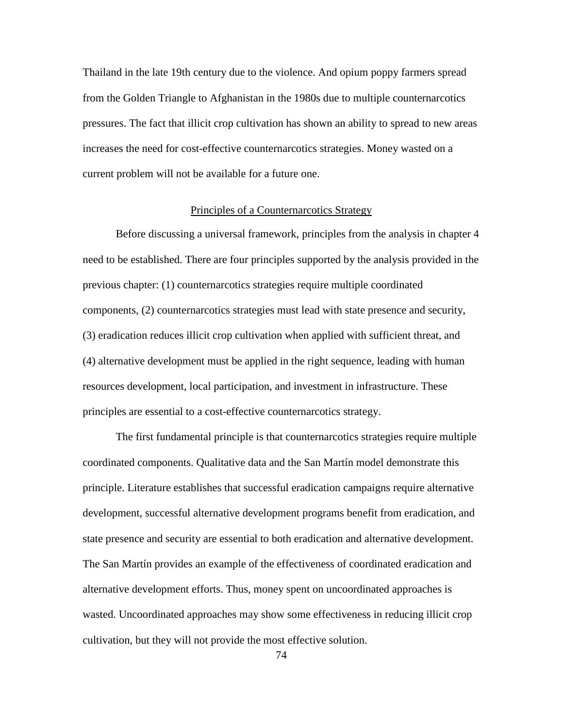Thailand in the late 19th century due to the violence. And opium poppy farmers spread from the Golden Triangle to Afghanistan in the 1980s due to multiple counternarcotics pressures. The fact that illicit crop cultivation has shown an ability to spread to new areas increases the need for cost-effective counternarcotics strategies. Money wasted on a current problem will not be available for a future one.

## Principles of a Counternarcotics Strategy

Before discussing a universal framework, principles from the analysis in chapter 4 need to be established. There are four principles supported by the analysis provided in the previous chapter: (1) counternarcotics strategies require multiple coordinated components, (2) counternarcotics strategies must lead with state presence and security, (3) eradication reduces illicit crop cultivation when applied with sufficient threat, and (4) alternative development must be applied in the right sequence, leading with human resources development, local participation, and investment in infrastructure. These principles are essential to a cost-effective counternarcotics strategy.

The first fundamental principle is that counternarcotics strategies require multiple coordinated components. Qualitative data and the San Martín model demonstrate this principle. Literature establishes that successful eradication campaigns require alternative development, successful alternative development programs benefit from eradication, and state presence and security are essential to both eradication and alternative development. The San Martín provides an example of the effectiveness of coordinated eradication and alternative development efforts. Thus, money spent on uncoordinated approaches is wasted. Uncoordinated approaches may show some effectiveness in reducing illicit crop cultivation, but they will not provide the most effective solution.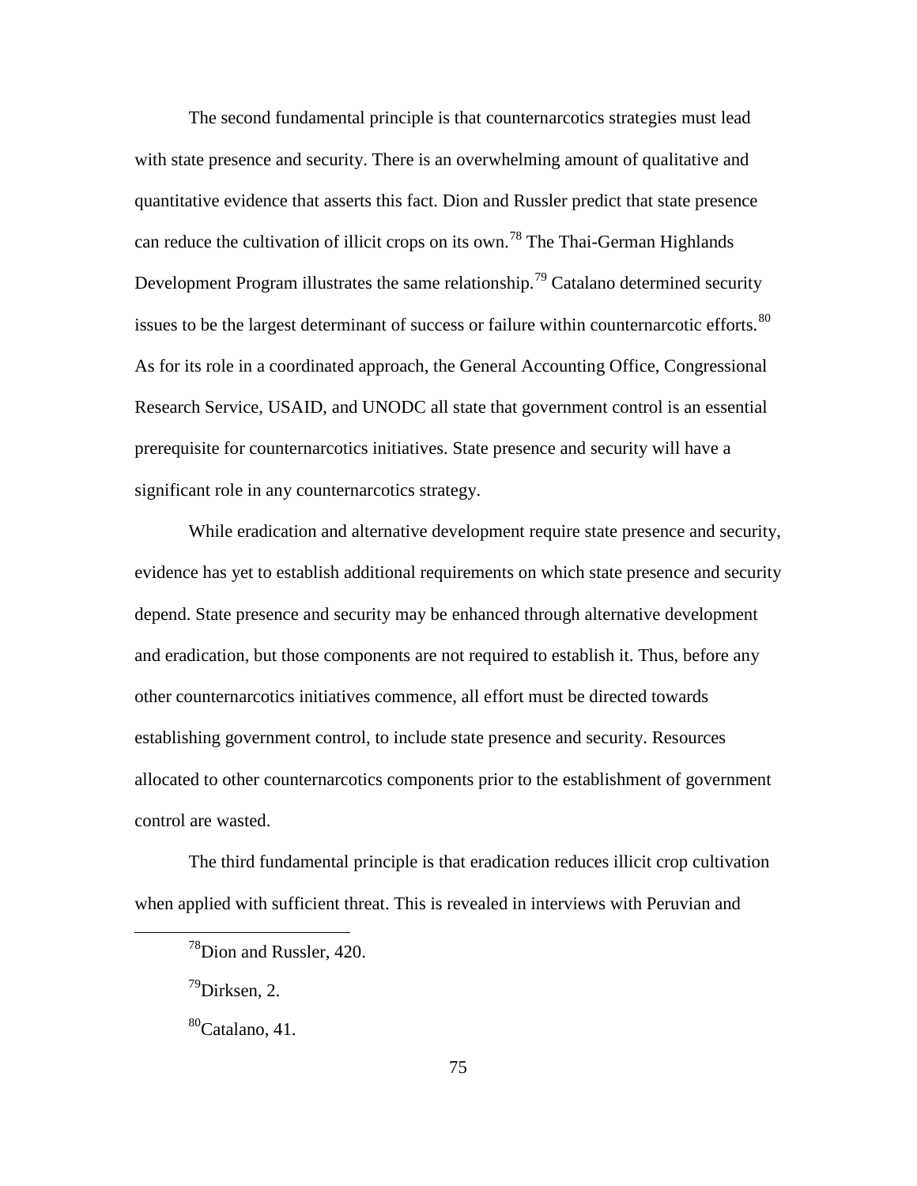The second fundamental principle is that counternarcotics strategies must lead with state presence and security. There is an overwhelming amount of qualitative and quantitative evidence that asserts this fact. Dion and Russler predict that state presence can reduce the cultivation of illicit crops on its own.[78] The Thai-German Highlands Development Program illustrates the same relationship.[79] Catalano determined security issues to be the largest determinant of success or failure within counternarcotic efforts.[80] As for its role in a coordinated approach, the General Accounting Office, Congressional Research Service, USAID, and UNODC all state that government control is an essential prerequisite for counternarcotics initiatives. State presence and security will have a significant role in any counternarcotics strategy.

While eradication and alternative development require state presence and security, evidence has yet to establish additional requirements on which state presence and security depend. State presence and security may be enhanced through alternative development and eradication, but those components are not required to establish it. Thus, before any other counternarcotics initiatives commence, all effort must be directed towards establishing government control, to include state presence and security. Resources allocated to other counternarcotics components prior to the establishment of government control are wasted.

The third fundamental principle is that eradication reduces illicit crop cultivation when applied with sufficient threat. This is revealed in interviews with Peruvian and

[78] Dion and Russler, 420.

[79] Dirksen, 2.

[80] Catalano, 41.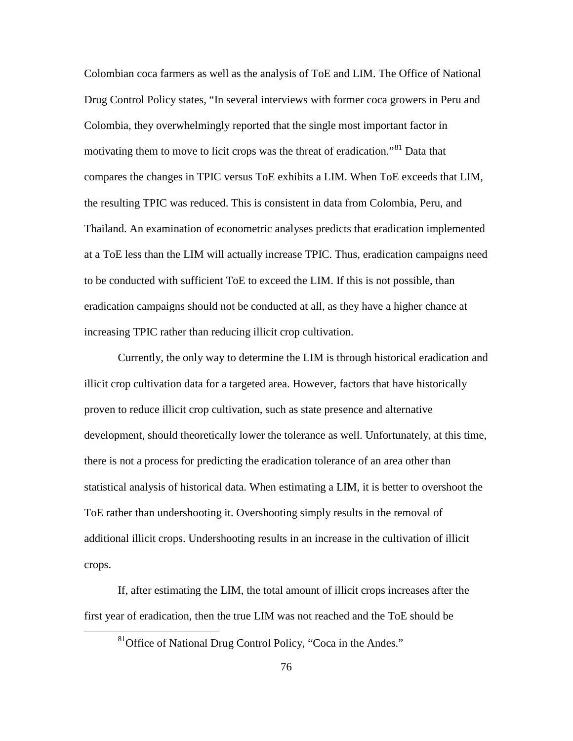Colombian coca farmers as well as the analysis of ToE and LIM. The Office of National Drug Control Policy states, "In several interviews with former coca growers in Peru and Colombia, they overwhelmingly reported that the single most important factor in motivating them to move to licit crops was the threat of eradication."[81] Data that compares the changes in TPIC versus ToE exhibits a LIM. When ToE exceeds that LIM, the resulting TPIC was reduced. This is consistent in data from Colombia, Peru, and Thailand. An examination of econometric analyses predicts that eradication implemented at a ToE less than the LIM will actually increase TPIC. Thus, eradication campaigns need to be conducted with sufficient ToE to exceed the LIM. If this is not possible, than eradication campaigns should not be conducted at all, as they have a higher chance at increasing TPIC rather than reducing illicit crop cultivation.

Currently, the only way to determine the LIM is through historical eradication and illicit crop cultivation data for a targeted area. However, factors that have historically proven to reduce illicit crop cultivation, such as state presence and alternative development, should theoretically lower the tolerance as well. Unfortunately, at this time, there is not a process for predicting the eradication tolerance of an area other than statistical analysis of historical data. When estimating a LIM, it is better to overshoot the ToE rather than undershooting it. Overshooting simply results in the removal of additional illicit crops. Undershooting results in an increase in the cultivation of illicit crops.

If, after estimating the LIM, the total amount of illicit crops increases after the first year of eradication, then the true LIM was not reached and the ToE should be

[81] Office of National Drug Control Policy, "Coca in the Andes."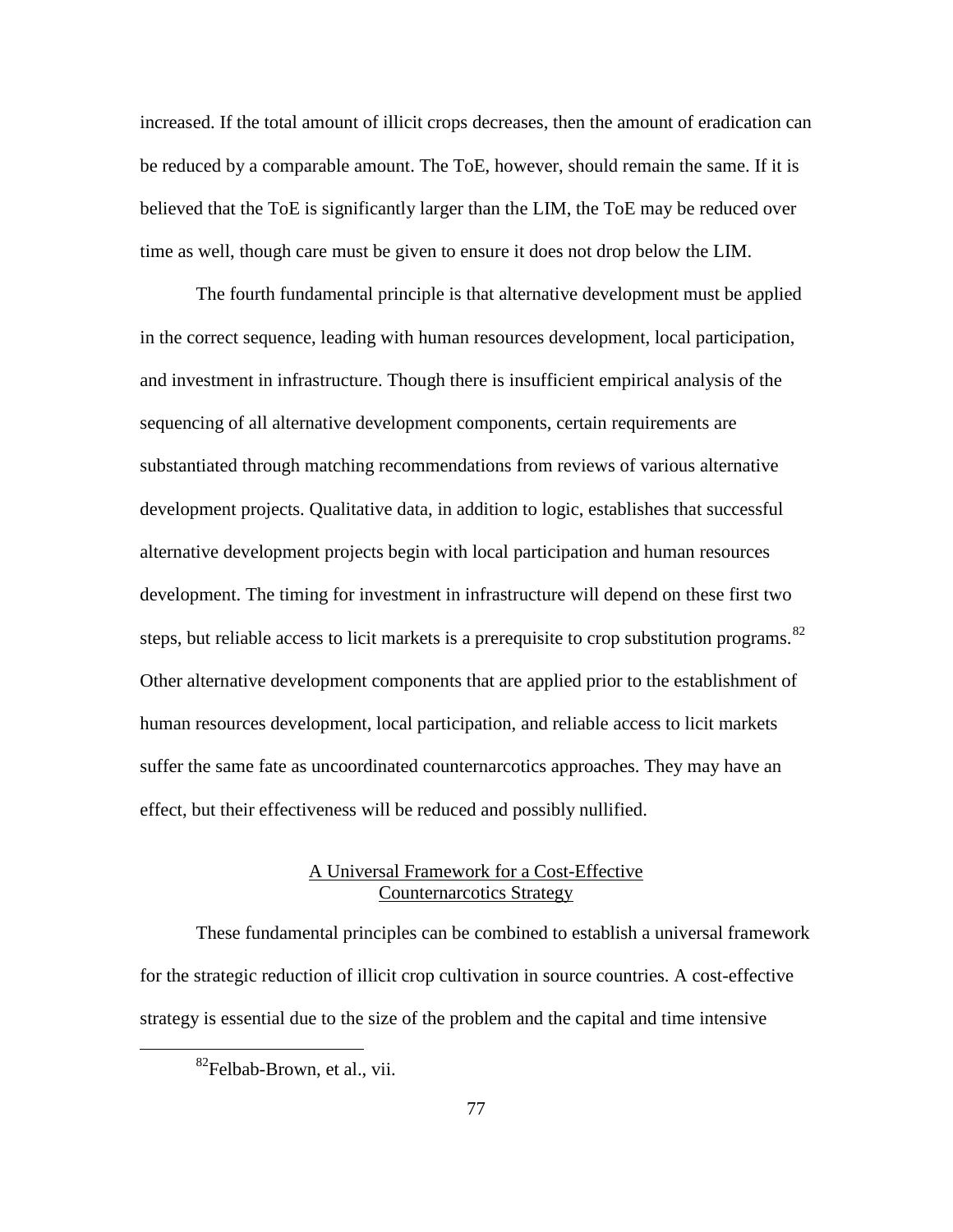increased. If the total amount of illicit crops decreases, then the amount of eradication can be reduced by a comparable amount. The ToE, however, should remain the same. If it is believed that the ToE is significantly larger than the LIM, the ToE may be reduced over time as well, though care must be given to ensure it does not drop below the LIM.

The fourth fundamental principle is that alternative development must be applied in the correct sequence, leading with human resources development, local participation, and investment in infrastructure. Though there is insufficient empirical analysis of the sequencing of all alternative development components, certain requirements are substantiated through matching recommendations from reviews of various alternative development projects. Qualitative data, in addition to logic, establishes that successful alternative development projects begin with local participation and human resources development. The timing for investment in infrastructure will depend on these first two steps, but reliable access to licit markets is a prerequisite to crop substitution programs.[82] Other alternative development components that are applied prior to the establishment of human resources development, local participation, and reliable access to licit markets suffer the same fate as uncoordinated counternarcotics approaches. They may have an effect, but their effectiveness will be reduced and possibly nullified.

## A Universal Framework for a Cost-Effective Counternarcotics Strategy

These fundamental principles can be combined to establish a universal framework for the strategic reduction of illicit crop cultivation in source countries. A cost-effective strategy is essential due to the size of the problem and the capital and time intensive

[82] Felbab-Brown, et al., vii.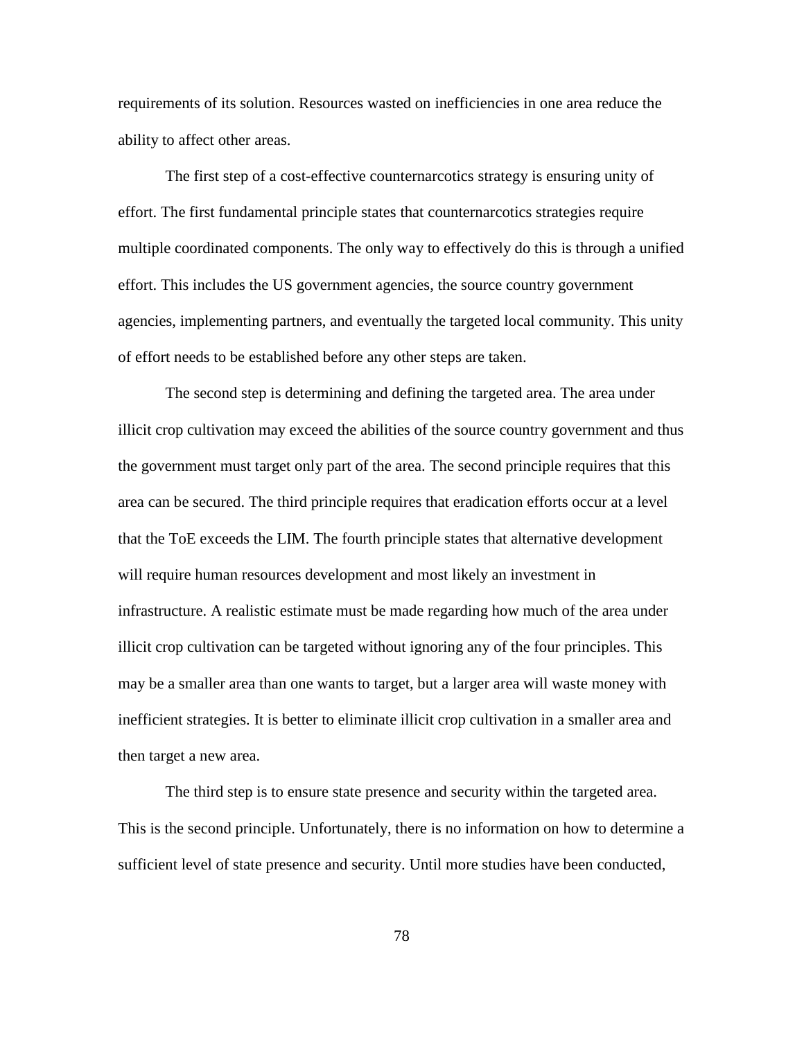requirements of its solution. Resources wasted on inefficiencies in one area reduce the ability to affect other areas.

The first step of a cost-effective counternarcotics strategy is ensuring unity of effort. The first fundamental principle states that counternarcotics strategies require multiple coordinated components. The only way to effectively do this is through a unified effort. This includes the US government agencies, the source country government agencies, implementing partners, and eventually the targeted local community. This unity of effort needs to be established before any other steps are taken.

The second step is determining and defining the targeted area. The area under illicit crop cultivation may exceed the abilities of the source country government and thus the government must target only part of the area. The second principle requires that this area can be secured. The third principle requires that eradication efforts occur at a level that the ToE exceeds the LIM. The fourth principle states that alternative development will require human resources development and most likely an investment in infrastructure. A realistic estimate must be made regarding how much of the area under illicit crop cultivation can be targeted without ignoring any of the four principles. This may be a smaller area than one wants to target, but a larger area will waste money with inefficient strategies. It is better to eliminate illicit crop cultivation in a smaller area and then target a new area.

The third step is to ensure state presence and security within the targeted area. This is the second principle. Unfortunately, there is no information on how to determine a sufficient level of state presence and security. Until more studies have been conducted,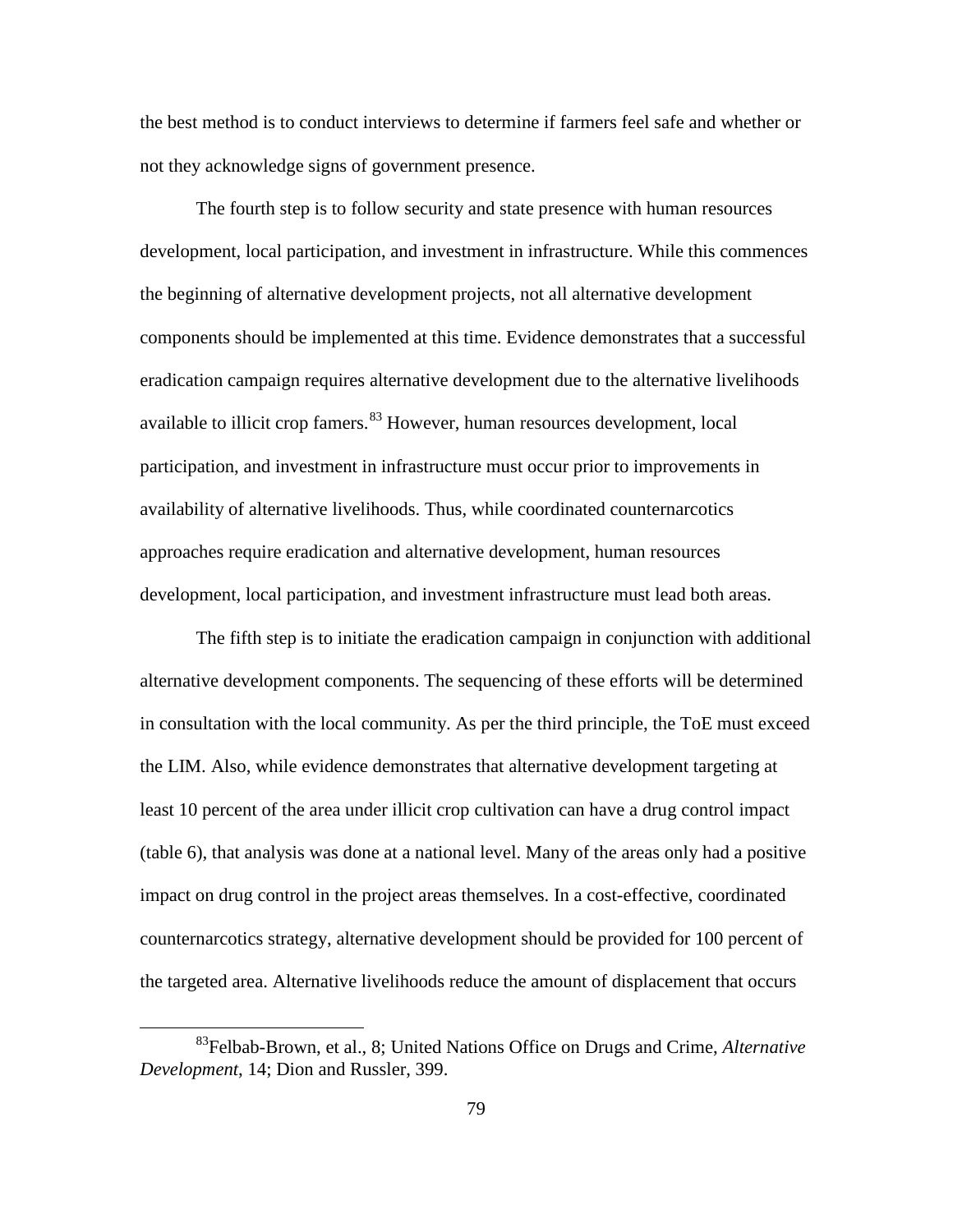the best method is to conduct interviews to determine if farmers feel safe and whether or not they acknowledge signs of government presence.

The fourth step is to follow security and state presence with human resources development, local participation, and investment in infrastructure. While this commences the beginning of alternative development projects, not all alternative development components should be implemented at this time. Evidence demonstrates that a successful eradication campaign requires alternative development due to the alternative livelihoods available to illicit crop famers.[83] However, human resources development, local participation, and investment in infrastructure must occur prior to improvements in availability of alternative livelihoods. Thus, while coordinated counternarcotics approaches require eradication and alternative development, human resources development, local participation, and investment infrastructure must lead both areas.

The fifth step is to initiate the eradication campaign in conjunction with additional alternative development components. The sequencing of these efforts will be determined in consultation with the local community. As per the third principle, the ToE must exceed the LIM. Also, while evidence demonstrates that alternative development targeting at least 10 percent of the area under illicit crop cultivation can have a drug control impact (table 6), that analysis was done at a national level. Many of the areas only had a positive impact on drug control in the project areas themselves. In a cost-effective, coordinated counternarcotics strategy, alternative development should be provided for 100 percent of the targeted area. Alternative livelihoods reduce the amount of displacement that occurs

[83] Felbab-Brown, et al., 8; United Nations Office on Drugs and Crime, *Alternative Development*, 14; Dion and Russler, 399.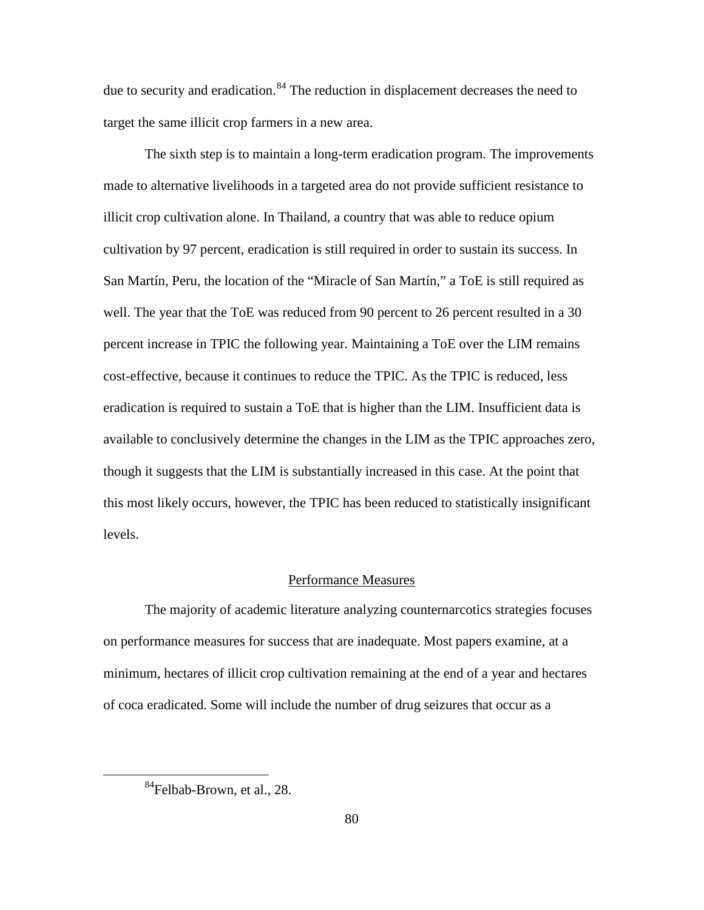due to security and eradication.[84] The reduction in displacement decreases the need to target the same illicit crop farmers in a new area.

The sixth step is to maintain a long-term eradication program. The improvements made to alternative livelihoods in a targeted area do not provide sufficient resistance to illicit crop cultivation alone. In Thailand, a country that was able to reduce opium cultivation by 97 percent, eradication is still required in order to sustain its success. In San Martín, Peru, the location of the "Miracle of San Martín," a ToE is still required as well. The year that the ToE was reduced from 90 percent to 26 percent resulted in a 30 percent increase in TPIC the following year. Maintaining a ToE over the LIM remains cost-effective, because it continues to reduce the TPIC. As the TPIC is reduced, less eradication is required to sustain a ToE that is higher than the LIM. Insufficient data is available to conclusively determine the changes in the LIM as the TPIC approaches zero, though it suggests that the LIM is substantially increased in this case. At the point that this most likely occurs, however, the TPIC has been reduced to statistically insignificant levels.

## Performance Measures

The majority of academic literature analyzing counternarcotics strategies focuses on performance measures for success that are inadequate. Most papers examine, at a minimum, hectares of illicit crop cultivation remaining at the end of a year and hectares of coca eradicated. Some will include the number of drug seizures that occur as a

[84]Felbab-Brown, et al., 28.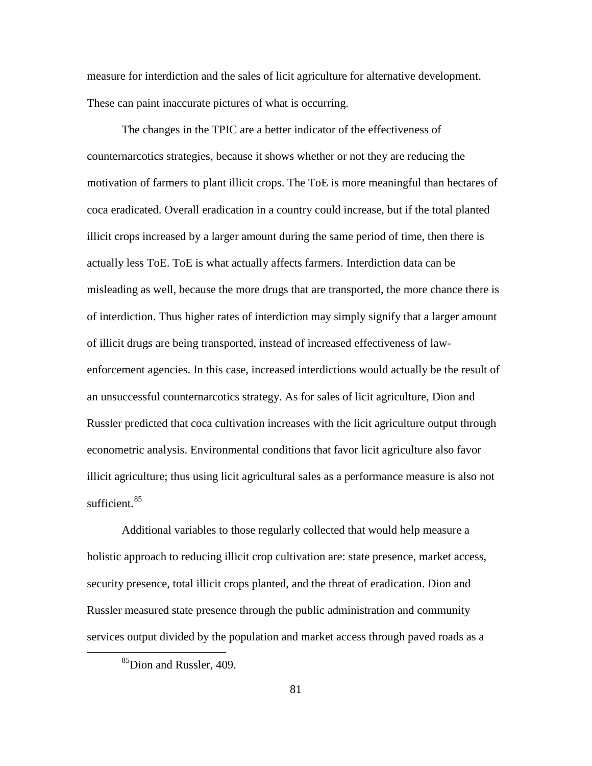measure for interdiction and the sales of licit agriculture for alternative development. These can paint inaccurate pictures of what is occurring.

The changes in the TPIC are a better indicator of the effectiveness of counternarcotics strategies, because it shows whether or not they are reducing the motivation of farmers to plant illicit crops. The ToE is more meaningful than hectares of coca eradicated. Overall eradication in a country could increase, but if the total planted illicit crops increased by a larger amount during the same period of time, then there is actually less ToE. ToE is what actually affects farmers. Interdiction data can be misleading as well, because the more drugs that are transported, the more chance there is of interdiction. Thus higher rates of interdiction may simply signify that a larger amount of illicit drugs are being transported, instead of increased effectiveness of law-enforcement agencies. In this case, increased interdictions would actually be the result of an unsuccessful counternarcotics strategy. As for sales of licit agriculture, Dion and Russler predicted that coca cultivation increases with the licit agriculture output through econometric analysis. Environmental conditions that favor licit agriculture also favor illicit agriculture; thus using licit agricultural sales as a performance measure is also not sufficient.[85]

Additional variables to those regularly collected that would help measure a holistic approach to reducing illicit crop cultivation are: state presence, market access, security presence, total illicit crops planted, and the threat of eradication. Dion and Russler measured state presence through the public administration and community services output divided by the population and market access through paved roads as a

[85] Dion and Russler, 409.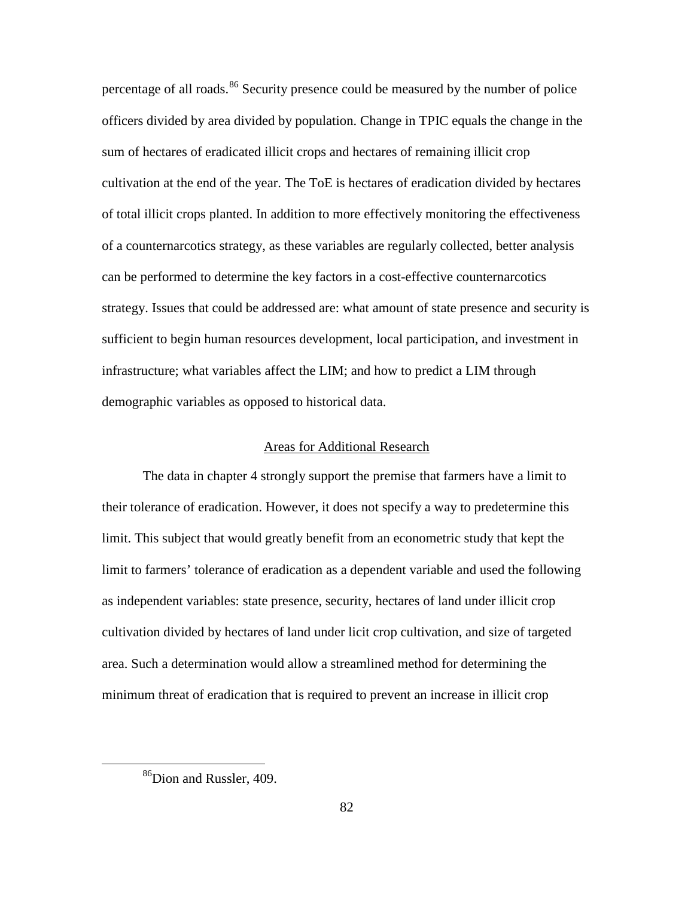percentage of all roads.[86] Security presence could be measured by the number of police officers divided by area divided by population. Change in TPIC equals the change in the sum of hectares of eradicated illicit crops and hectares of remaining illicit crop cultivation at the end of the year. The ToE is hectares of eradication divided by hectares of total illicit crops planted. In addition to more effectively monitoring the effectiveness of a counternarcotics strategy, as these variables are regularly collected, better analysis can be performed to determine the key factors in a cost-effective counternarcotics strategy. Issues that could be addressed are: what amount of state presence and security is sufficient to begin human resources development, local participation, and investment in infrastructure; what variables affect the LIM; and how to predict a LIM through demographic variables as opposed to historical data.

## Areas for Additional Research

The data in chapter 4 strongly support the premise that farmers have a limit to their tolerance of eradication. However, it does not specify a way to predetermine this limit. This subject that would greatly benefit from an econometric study that kept the limit to farmers' tolerance of eradication as a dependent variable and used the following as independent variables: state presence, security, hectares of land under illicit crop cultivation divided by hectares of land under licit crop cultivation, and size of targeted area. Such a determination would allow a streamlined method for determining the minimum threat of eradication that is required to prevent an increase in illicit crop

---

[86] Dion and Russler, 409.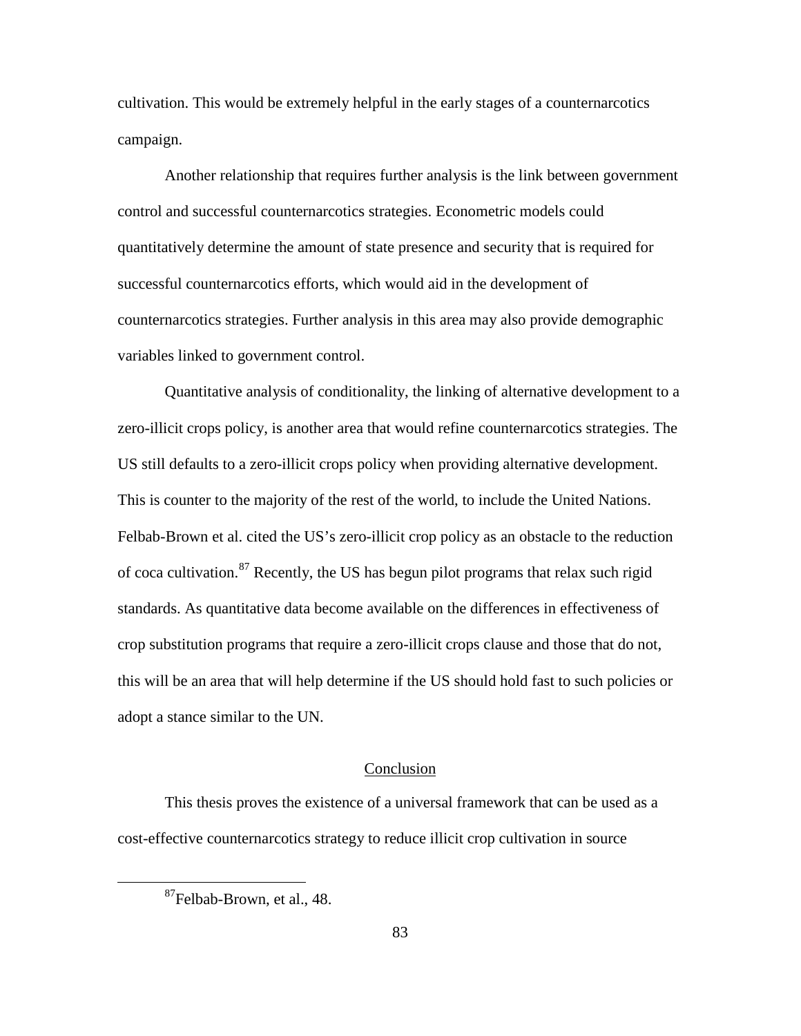cultivation. This would be extremely helpful in the early stages of a counternarcotics campaign.

Another relationship that requires further analysis is the link between government control and successful counternarcotics strategies. Econometric models could quantitatively determine the amount of state presence and security that is required for successful counternarcotics efforts, which would aid in the development of counternarcotics strategies. Further analysis in this area may also provide demographic variables linked to government control.

Quantitative analysis of conditionality, the linking of alternative development to a zero-illicit crops policy, is another area that would refine counternarcotics strategies. The US still defaults to a zero-illicit crops policy when providing alternative development. This is counter to the majority of the rest of the world, to include the United Nations. Felbab-Brown et al. cited the US's zero-illicit crop policy as an obstacle to the reduction of coca cultivation.[87] Recently, the US has begun pilot programs that relax such rigid standards. As quantitative data become available on the differences in effectiveness of crop substitution programs that require a zero-illicit crops clause and those that do not, this will be an area that will help determine if the US should hold fast to such policies or adopt a stance similar to the UN.

## Conclusion

This thesis proves the existence of a universal framework that can be used as a cost-effective counternarcotics strategy to reduce illicit crop cultivation in source

[87]Felbab-Brown, et al., 48.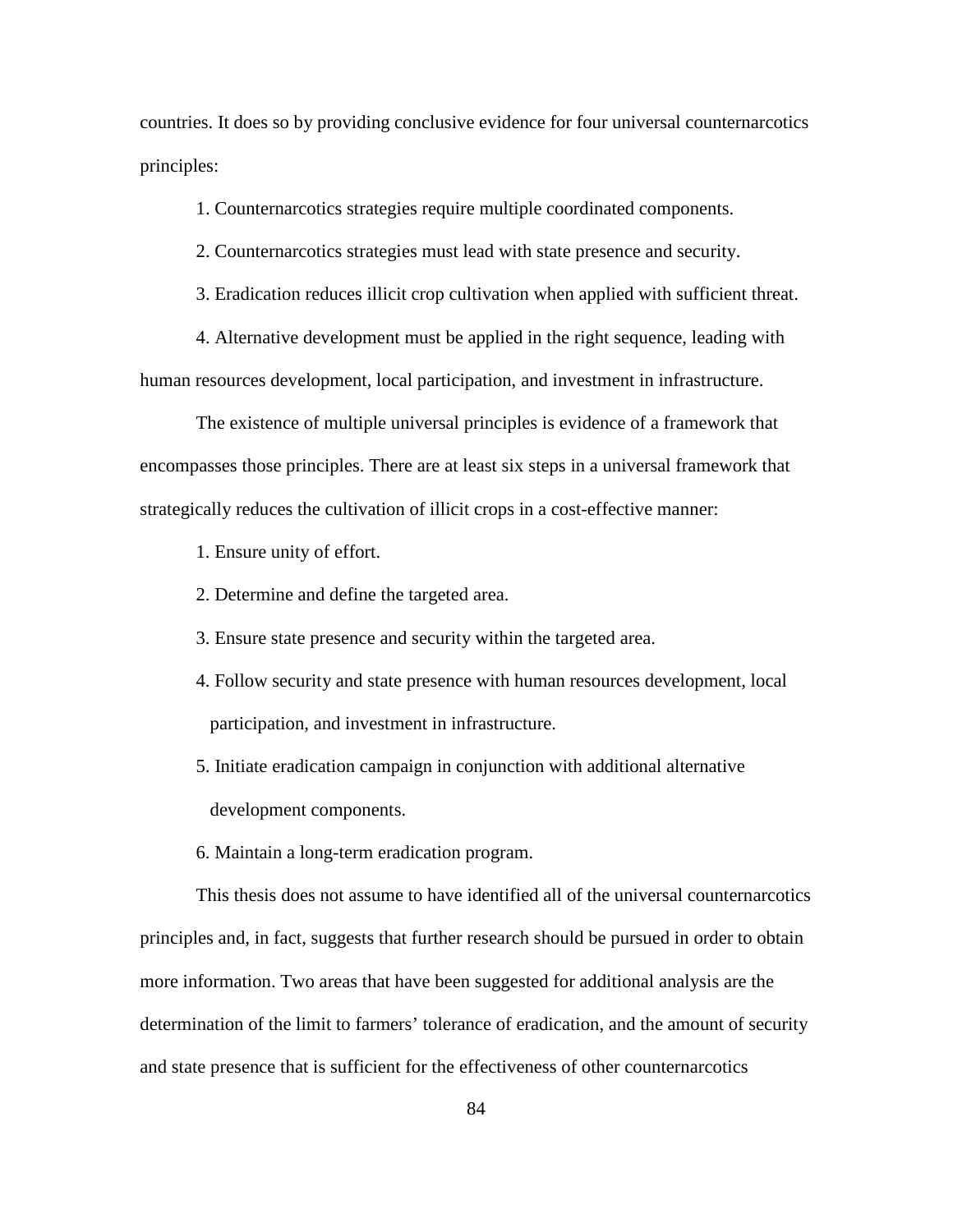countries. It does so by providing conclusive evidence for four universal counternarcotics principles:

1. Counternarcotics strategies require multiple coordinated components.
2. Counternarcotics strategies must lead with state presence and security.
3. Eradication reduces illicit crop cultivation when applied with sufficient threat.
4. Alternative development must be applied in the right sequence, leading with human resources development, local participation, and investment in infrastructure.

The existence of multiple universal principles is evidence of a framework that encompasses those principles. There are at least six steps in a universal framework that strategically reduces the cultivation of illicit crops in a cost-effective manner:

1. Ensure unity of effort.
2. Determine and define the targeted area.
3. Ensure state presence and security within the targeted area.
4. Follow security and state presence with human resources development, local participation, and investment in infrastructure.
5. Initiate eradication campaign in conjunction with additional alternative development components.
6. Maintain a long-term eradication program.

This thesis does not assume to have identified all of the universal counternarcotics principles and, in fact, suggests that further research should be pursued in order to obtain more information. Two areas that have been suggested for additional analysis are the determination of the limit to farmers' tolerance of eradication, and the amount of security and state presence that is sufficient for the effectiveness of other counternarcotics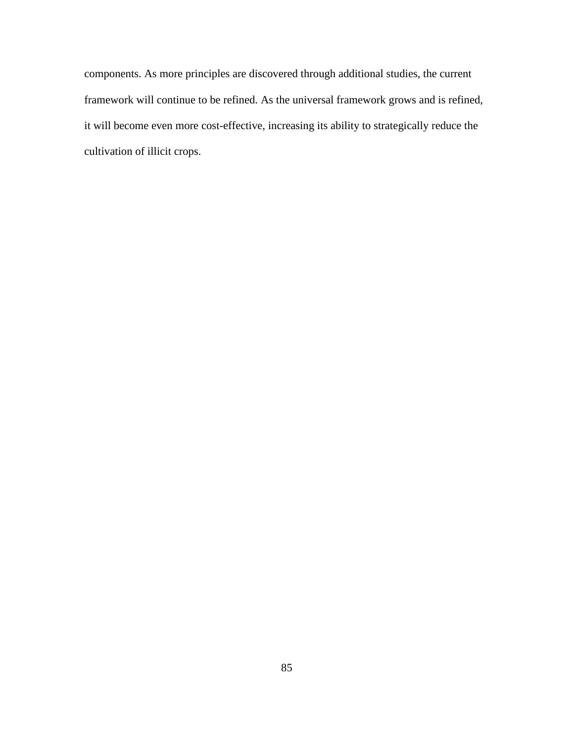components. As more principles are discovered through additional studies, the current framework will continue to be refined. As the universal framework grows and is refined, it will become even more cost-effective, increasing its ability to strategically reduce the cultivation of illicit crops.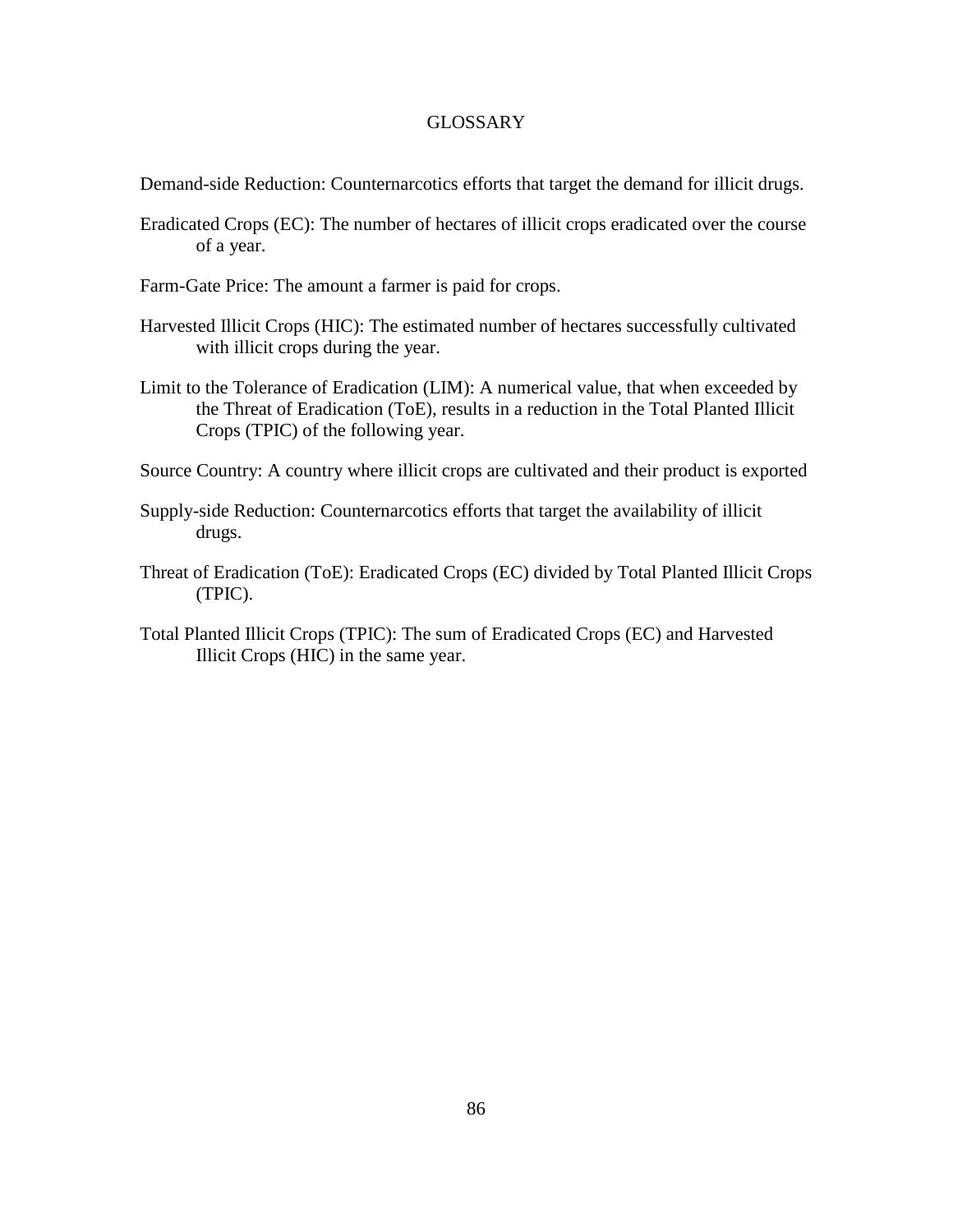# GLOSSARY

Demand-side Reduction: Counternarcotics efforts that target the demand for illicit drugs.

Eradicated Crops (EC): The number of hectares of illicit crops eradicated over the course of a year.

Farm-Gate Price: The amount a farmer is paid for crops.

Harvested Illicit Crops (HIC): The estimated number of hectares successfully cultivated with illicit crops during the year.

Limit to the Tolerance of Eradication (LIM): A numerical value, that when exceeded by the Threat of Eradication (ToE), results in a reduction in the Total Planted Illicit Crops (TPIC) of the following year.

Source Country: A country where illicit crops are cultivated and their product is exported

Supply-side Reduction: Counternarcotics efforts that target the availability of illicit drugs.

Threat of Eradication (ToE): Eradicated Crops (EC) divided by Total Planted Illicit Crops (TPIC).

Total Planted Illicit Crops (TPIC): The sum of Eradicated Crops (EC) and Harvested Illicit Crops (HIC) in the same year.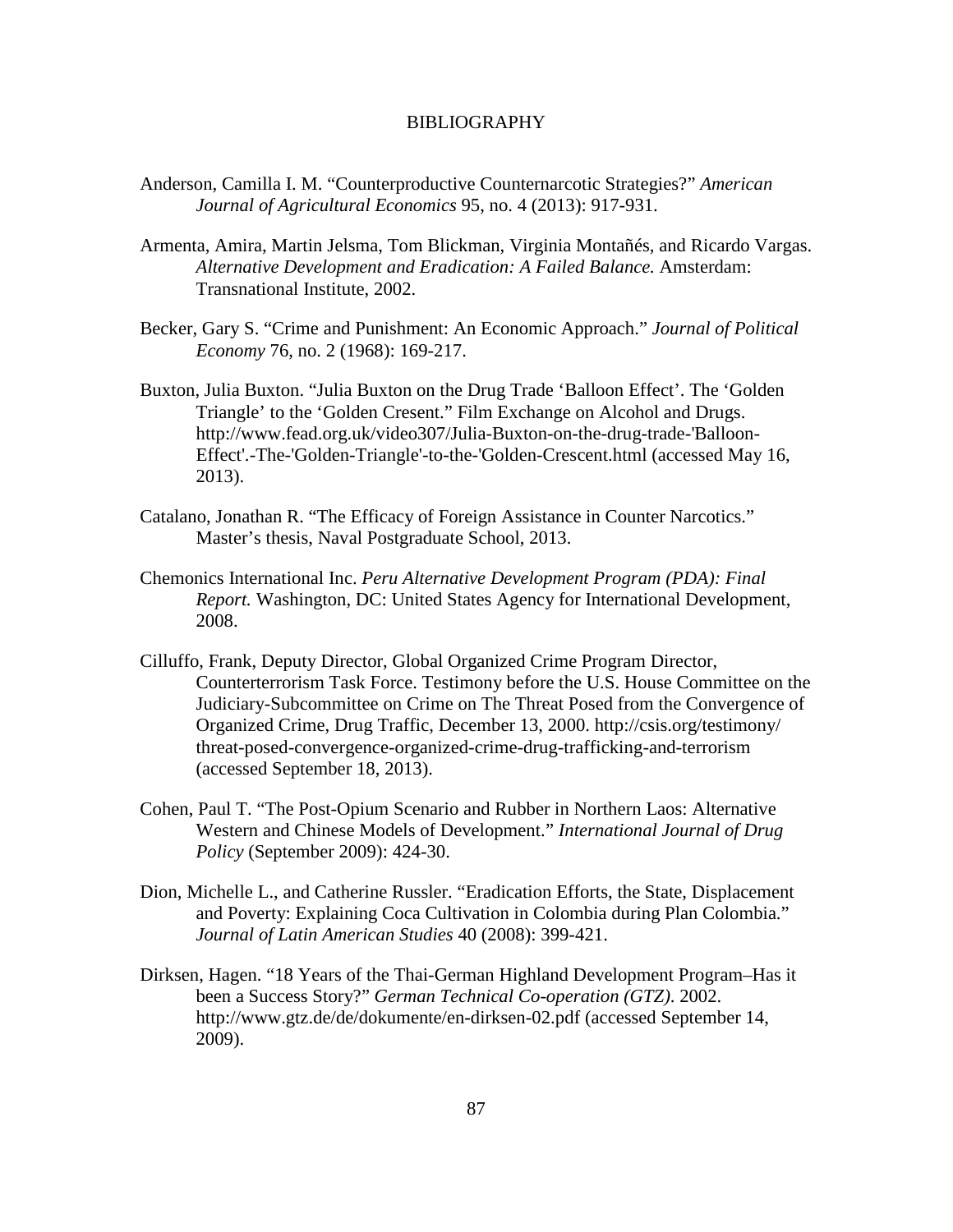# BIBLIOGRAPHY

Anderson, Camilla I. M. "Counterproductive Counternarcotic Strategies?" *American Journal of Agricultural Economics* 95, no. 4 (2013): 917-931.

Armenta, Amira, Martin Jelsma, Tom Blickman, Virginia Montañés, and Ricardo Vargas. *Alternative Development and Eradication: A Failed Balance.* Amsterdam: Transnational Institute, 2002.

Becker, Gary S. "Crime and Punishment: An Economic Approach." *Journal of Political Economy* 76, no. 2 (1968): 169-217.

Buxton, Julia Buxton. "Julia Buxton on the Drug Trade 'Balloon Effect'. The 'Golden Triangle' to the 'Golden Cresent." Film Exchange on Alcohol and Drugs. http://www.fead.org.uk/video307/Julia-Buxton-on-the-drug-trade-'Balloon-Effect'.-The-'Golden-Triangle'-to-the-'Golden-Crescent.html (accessed May 16, 2013).

Catalano, Jonathan R. "The Efficacy of Foreign Assistance in Counter Narcotics." Master's thesis, Naval Postgraduate School, 2013.

Chemonics International Inc. *Peru Alternative Development Program (PDA): Final Report.* Washington, DC: United States Agency for International Development, 2008.

Cilluffo, Frank, Deputy Director, Global Organized Crime Program Director, Counterterrorism Task Force. Testimony before the U.S. House Committee on the Judiciary-Subcommittee on Crime on The Threat Posed from the Convergence of Organized Crime, Drug Traffic, December 13, 2000. http://csis.org/testimony/threat-posed-convergence-organized-crime-drug-trafficking-and-terrorism (accessed September 18, 2013).

Cohen, Paul T. "The Post-Opium Scenario and Rubber in Northern Laos: Alternative Western and Chinese Models of Development." *International Journal of Drug Policy* (September 2009): 424-30.

Dion, Michelle L., and Catherine Russler. "Eradication Efforts, the State, Displacement and Poverty: Explaining Coca Cultivation in Colombia during Plan Colombia." *Journal of Latin American Studies* 40 (2008): 399-421.

Dirksen, Hagen. "18 Years of the Thai-German Highland Development Program–Has it been a Success Story?" *German Technical Co-operation (GTZ).* 2002. http://www.gtz.de/de/dokumente/en-dirksen-02.pdf (accessed September 14, 2009).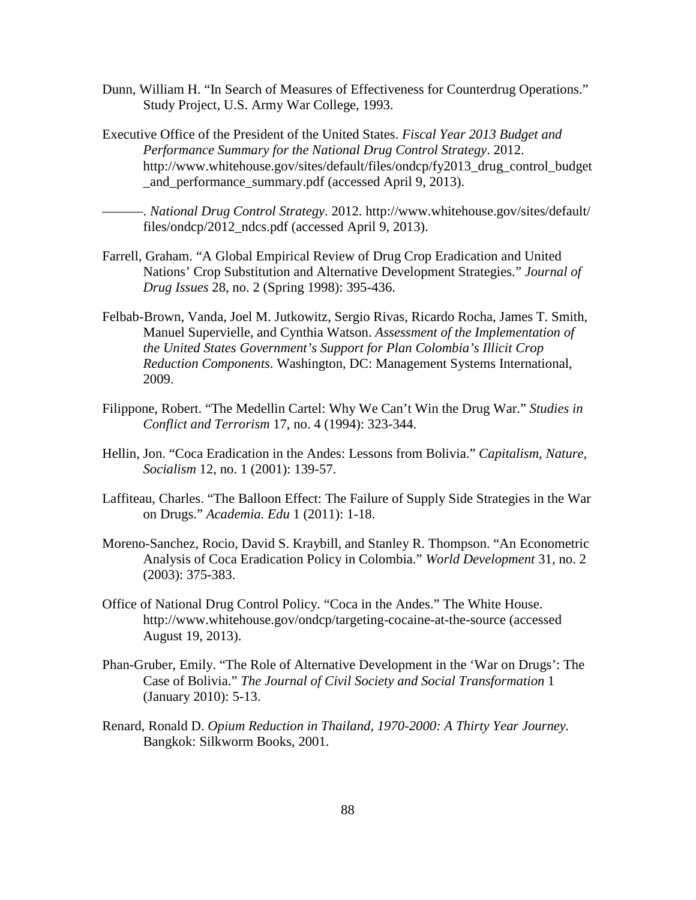Dunn, William H. "In Search of Measures of Effectiveness for Counterdrug Operations." Study Project, U.S. Army War College, 1993.

Executive Office of the President of the United States. *Fiscal Year 2013 Budget and Performance Summary for the National Drug Control Strategy*. 2012. http://www.whitehouse.gov/sites/default/files/ondcp/fy2013_drug_control_budget_and_performance_summary.pdf (accessed April 9, 2013).

———. *National Drug Control Strategy*. 2012. http://www.whitehouse.gov/sites/default/files/ondcp/2012_ndcs.pdf (accessed April 9, 2013).

Farrell, Graham. "A Global Empirical Review of Drug Crop Eradication and United Nations' Crop Substitution and Alternative Development Strategies." *Journal of Drug Issues* 28, no. 2 (Spring 1998): 395-436.

Felbab-Brown, Vanda, Joel M. Jutkowitz, Sergio Rivas, Ricardo Rocha, James T. Smith, Manuel Supervielle, and Cynthia Watson. *Assessment of the Implementation of the United States Government's Support for Plan Colombia's Illicit Crop Reduction Components*. Washington, DC: Management Systems International, 2009.

Filippone, Robert. "The Medellin Cartel: Why We Can't Win the Drug War." *Studies in Conflict and Terrorism* 17, no. 4 (1994): 323-344.

Hellin, Jon. "Coca Eradication in the Andes: Lessons from Bolivia." *Capitalism, Nature, Socialism* 12, no. 1 (2001): 139-57.

Laffiteau, Charles. "The Balloon Effect: The Failure of Supply Side Strategies in the War on Drugs." *Academia. Edu* 1 (2011): 1-18.

Moreno-Sanchez, Rocio, David S. Kraybill, and Stanley R. Thompson. "An Econometric Analysis of Coca Eradication Policy in Colombia." *World Development* 31, no. 2 (2003): 375-383.

Office of National Drug Control Policy. "Coca in the Andes." The White House. http://www.whitehouse.gov/ondcp/targeting-cocaine-at-the-source (accessed August 19, 2013).

Phan-Gruber, Emily. "The Role of Alternative Development in the 'War on Drugs': The Case of Bolivia." *The Journal of Civil Society and Social Transformation* 1 (January 2010): 5-13.

Renard, Ronald D. *Opium Reduction in Thailand, 1970-2000: A Thirty Year Journey.* Bangkok: Silkworm Books, 2001.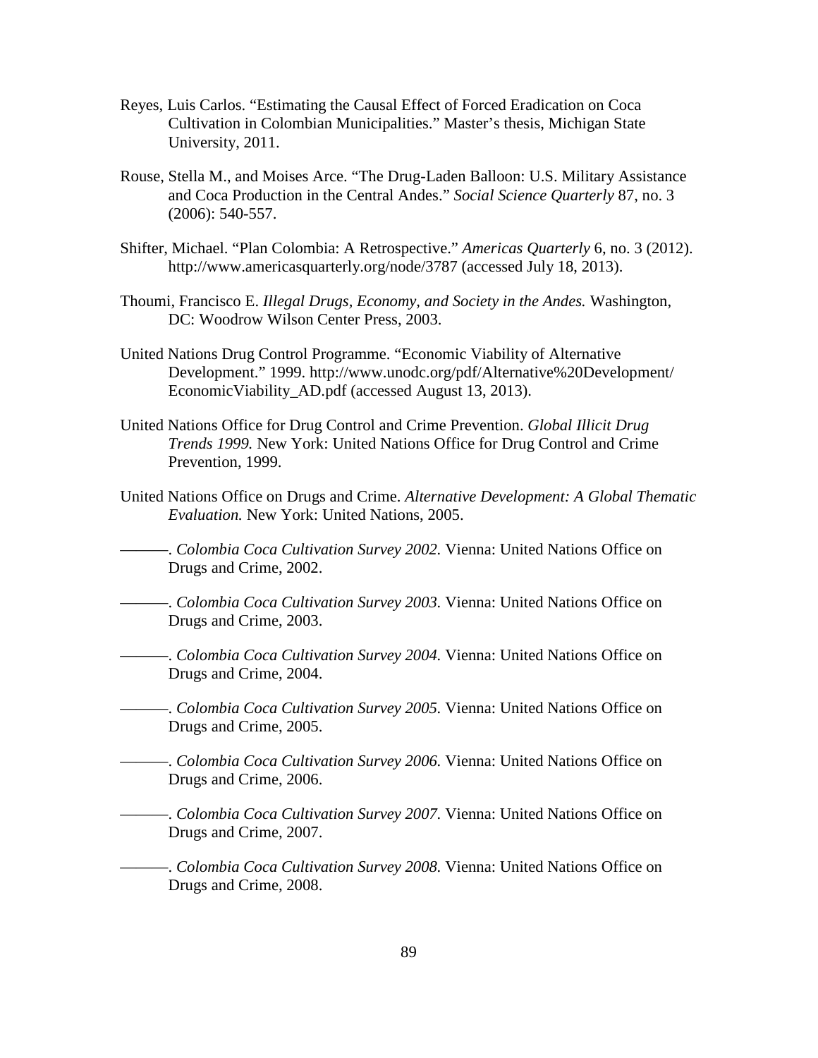Reyes, Luis Carlos. "Estimating the Causal Effect of Forced Eradication on Coca Cultivation in Colombian Municipalities." Master's thesis, Michigan State University, 2011.

Rouse, Stella M., and Moises Arce. "The Drug-Laden Balloon: U.S. Military Assistance and Coca Production in the Central Andes." *Social Science Quarterly* 87, no. 3 (2006): 540-557.

Shifter, Michael. "Plan Colombia: A Retrospective." *Americas Quarterly* 6, no. 3 (2012). http://www.americasquarterly.org/node/3787 (accessed July 18, 2013).

Thoumi, Francisco E. *Illegal Drugs, Economy, and Society in the Andes.* Washington, DC: Woodrow Wilson Center Press, 2003.

United Nations Drug Control Programme. "Economic Viability of Alternative Development." 1999. http://www.unodc.org/pdf/Alternative%20Development/EconomicViability_AD.pdf (accessed August 13, 2013).

United Nations Office for Drug Control and Crime Prevention. *Global Illicit Drug Trends 1999.* New York: United Nations Office for Drug Control and Crime Prevention, 1999.

United Nations Office on Drugs and Crime. *Alternative Development: A Global Thematic Evaluation.* New York: United Nations, 2005.

———. *Colombia Coca Cultivation Survey 2002.* Vienna: United Nations Office on Drugs and Crime, 2002.

———. *Colombia Coca Cultivation Survey 2003.* Vienna: United Nations Office on Drugs and Crime, 2003.

———. *Colombia Coca Cultivation Survey 2004.* Vienna: United Nations Office on Drugs and Crime, 2004.

———. *Colombia Coca Cultivation Survey 2005.* Vienna: United Nations Office on Drugs and Crime, 2005.

———. *Colombia Coca Cultivation Survey 2006.* Vienna: United Nations Office on Drugs and Crime, 2006.

———. *Colombia Coca Cultivation Survey 2007.* Vienna: United Nations Office on Drugs and Crime, 2007.

———. *Colombia Coca Cultivation Survey 2008.* Vienna: United Nations Office on Drugs and Crime, 2008.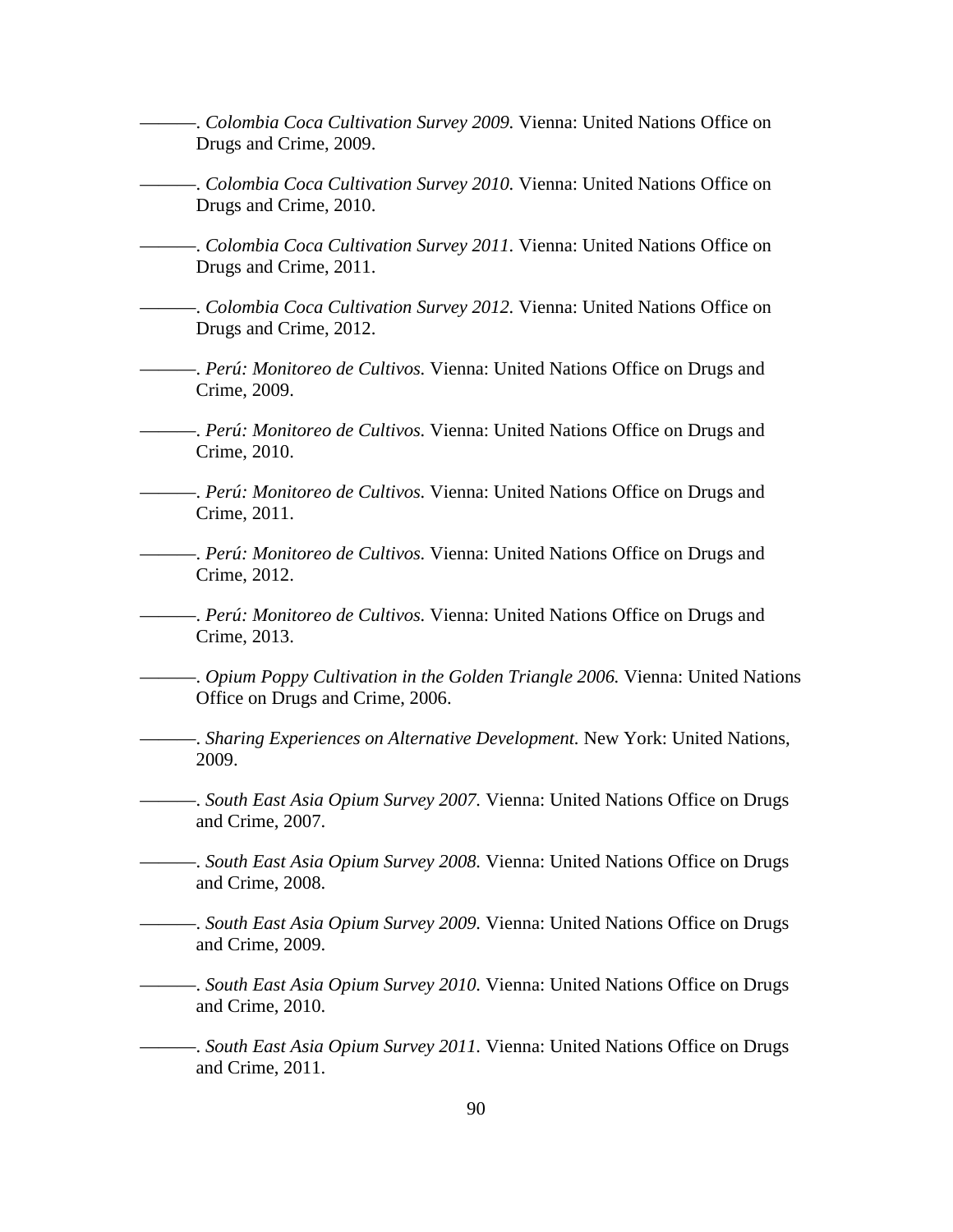———. *Colombia Coca Cultivation Survey 2009.* Vienna: United Nations Office on Drugs and Crime, 2009.

———. *Colombia Coca Cultivation Survey 2010.* Vienna: United Nations Office on Drugs and Crime, 2010.

———. *Colombia Coca Cultivation Survey 2011.* Vienna: United Nations Office on Drugs and Crime, 2011.

———. *Colombia Coca Cultivation Survey 2012.* Vienna: United Nations Office on Drugs and Crime, 2012.

———. *Perú: Monitoreo de Cultivos.* Vienna: United Nations Office on Drugs and Crime, 2009.

———. *Perú: Monitoreo de Cultivos.* Vienna: United Nations Office on Drugs and Crime, 2010.

———. *Perú: Monitoreo de Cultivos.* Vienna: United Nations Office on Drugs and Crime, 2011.

———. *Perú: Monitoreo de Cultivos.* Vienna: United Nations Office on Drugs and Crime, 2012.

———. *Perú: Monitoreo de Cultivos.* Vienna: United Nations Office on Drugs and Crime, 2013.

———. *Opium Poppy Cultivation in the Golden Triangle 2006.* Vienna: United Nations Office on Drugs and Crime, 2006.

———. *Sharing Experiences on Alternative Development.* New York: United Nations, 2009.

———. *South East Asia Opium Survey 2007.* Vienna: United Nations Office on Drugs and Crime, 2007.

———. *South East Asia Opium Survey 2008.* Vienna: United Nations Office on Drugs and Crime, 2008.

———. *South East Asia Opium Survey 2009.* Vienna: United Nations Office on Drugs and Crime, 2009.

———. *South East Asia Opium Survey 2010.* Vienna: United Nations Office on Drugs and Crime, 2010.

———. *South East Asia Opium Survey 2011.* Vienna: United Nations Office on Drugs and Crime, 2011.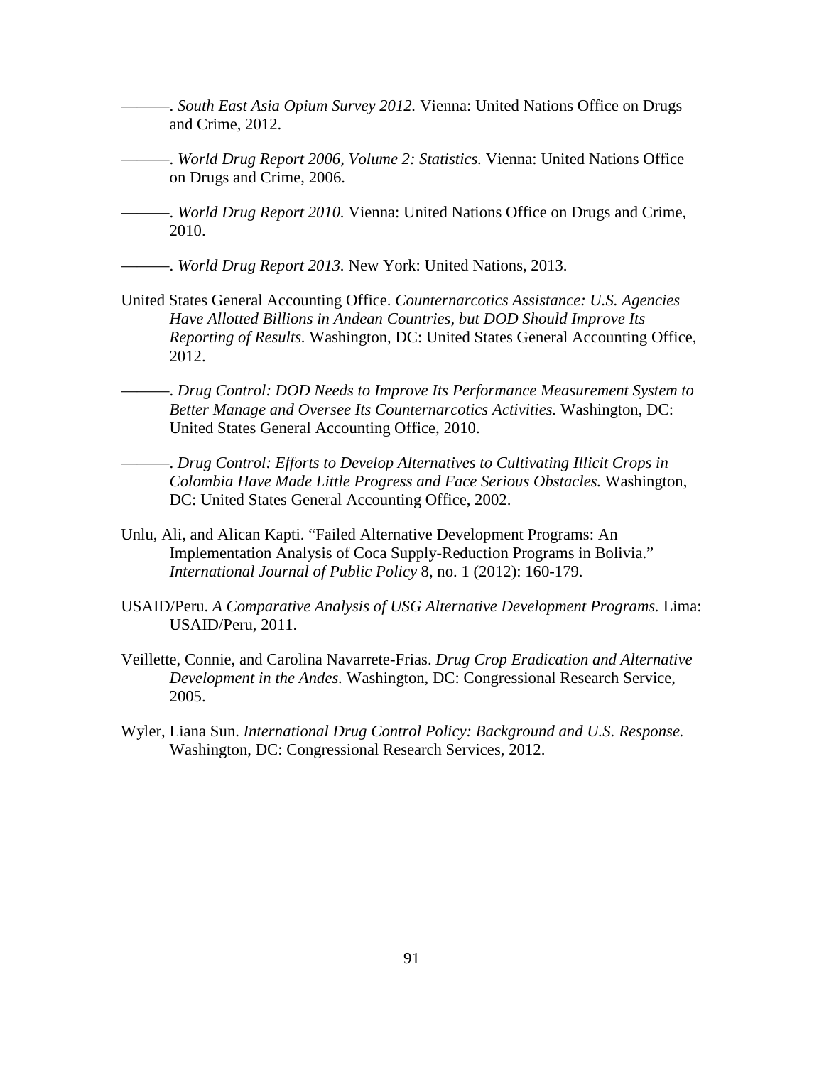———. *South East Asia Opium Survey 2012.* Vienna: United Nations Office on Drugs and Crime, 2012.

———. *World Drug Report 2006, Volume 2: Statistics.* Vienna: United Nations Office on Drugs and Crime, 2006.

———. *World Drug Report 2010.* Vienna: United Nations Office on Drugs and Crime, 2010.

———. *World Drug Report 2013.* New York: United Nations, 2013.

United States General Accounting Office. *Counternarcotics Assistance: U.S. Agencies Have Allotted Billions in Andean Countries, but DOD Should Improve Its Reporting of Results.* Washington, DC: United States General Accounting Office, 2012.

———. *Drug Control: DOD Needs to Improve Its Performance Measurement System to Better Manage and Oversee Its Counternarcotics Activities.* Washington, DC: United States General Accounting Office, 2010.

———. *Drug Control: Efforts to Develop Alternatives to Cultivating Illicit Crops in Colombia Have Made Little Progress and Face Serious Obstacles.* Washington, DC: United States General Accounting Office, 2002.

Unlu, Ali, and Alican Kapti. "Failed Alternative Development Programs: An Implementation Analysis of Coca Supply-Reduction Programs in Bolivia." *International Journal of Public Policy* 8, no. 1 (2012): 160-179.

USAID/Peru. *A Comparative Analysis of USG Alternative Development Programs.* Lima: USAID/Peru, 2011.

Veillette, Connie, and Carolina Navarrete-Frias. *Drug Crop Eradication and Alternative Development in the Andes.* Washington, DC: Congressional Research Service, 2005.

Wyler, Liana Sun. *International Drug Control Policy: Background and U.S. Response.* Washington, DC: Congressional Research Services, 2012.